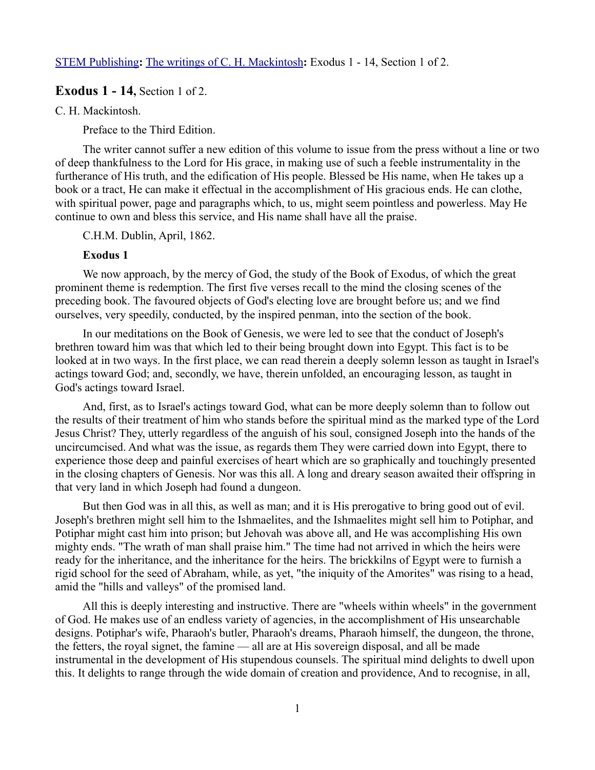STEM Publishing**:** The writings of C. H. Mackintosh**:** Exodus 1 - 14, Section 1 of 2.

## **Exodus 1 - 14,** Section 1 of 2.

C. H. Mackintosh.

Preface to the Third Edition.

The writer cannot suffer a new edition of this volume to issue from the press without a line or two of deep thankfulness to the Lord for His grace, in making use of such a feeble instrumentality in the furtherance of His truth, and the edification of His people. Blessed be His name, when He takes up a book or a tract, He can make it effectual in the accomplishment of His gracious ends. He can clothe, with spiritual power, page and paragraphs which, to us, might seem pointless and powerless. May He continue to own and bless this service, and His name shall have all the praise.

C.H.M. Dublin, April, 1862.

### **Exodus 1**

We now approach, by the mercy of God, the study of the Book of Exodus, of which the great prominent theme is redemption. The first five verses recall to the mind the closing scenes of the preceding book. The favoured objects of God's electing love are brought before us; and we find ourselves, very speedily, conducted, by the inspired penman, into the section of the book.

In our meditations on the Book of Genesis, we were led to see that the conduct of Joseph's brethren toward him was that which led to their being brought down into Egypt. This fact is to be looked at in two ways. In the first place, we can read therein a deeply solemn lesson as taught in Israel's actings toward God; and, secondly, we have, therein unfolded, an encouraging lesson, as taught in God's actings toward Israel.

And, first, as to Israel's actings toward God, what can be more deeply solemn than to follow out the results of their treatment of him who stands before the spiritual mind as the marked type of the Lord Jesus Christ? They, utterly regardless of the anguish of his soul, consigned Joseph into the hands of the uncircumcised. And what was the issue, as regards them They were carried down into Egypt, there to experience those deep and painful exercises of heart which are so graphically and touchingly presented in the closing chapters of Genesis. Nor was this all. A long and dreary season awaited their offspring in that very land in which Joseph had found a dungeon.

But then God was in all this, as well as man; and it is His prerogative to bring good out of evil. Joseph's brethren might sell him to the Ishmaelites, and the Ishmaelites might sell him to Potiphar, and Potiphar might cast him into prison; but Jehovah was above all, and He was accomplishing His own mighty ends. "The wrath of man shall praise him." The time had not arrived in which the heirs were ready for the inheritance, and the inheritance for the heirs. The brickkilns of Egypt were to furnish a rigid school for the seed of Abraham, while, as yet, "the iniquity of the Amorites" was rising to a head, amid the "hills and valleys" of the promised land.

All this is deeply interesting and instructive. There are "wheels within wheels" in the government of God. He makes use of an endless variety of agencies, in the accomplishment of His unsearchable designs. Potiphar's wife, Pharaoh's butler, Pharaoh's dreams, Pharaoh himself, the dungeon, the throne, the fetters, the royal signet, the famine — all are at His sovereign disposal, and all be made instrumental in the development of His stupendous counsels. The spiritual mind delights to dwell upon this. It delights to range through the wide domain of creation and providence, And to recognise, in all,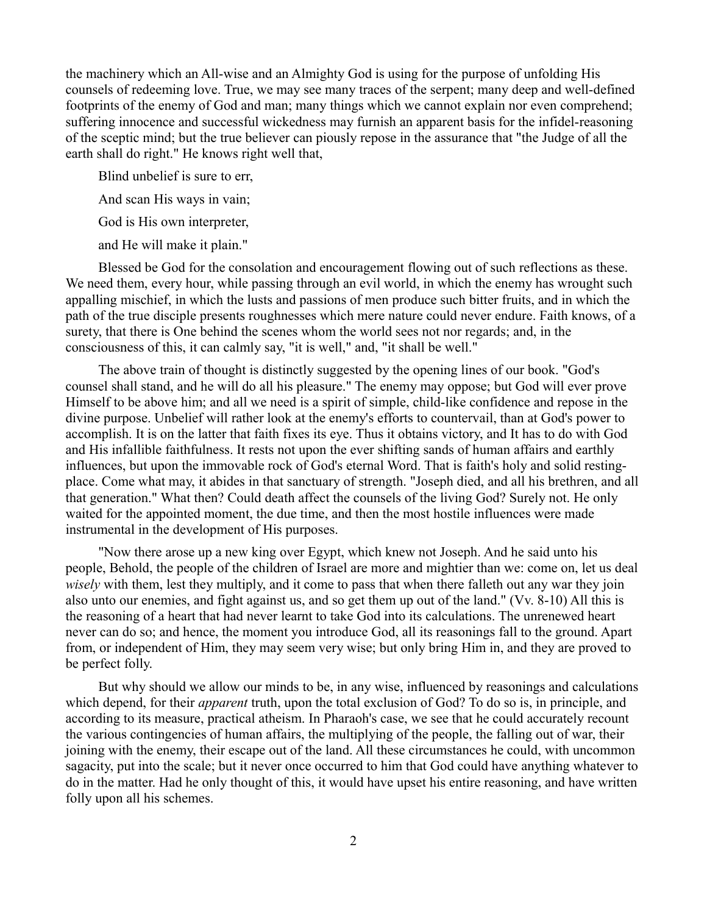the machinery which an All-wise and an Almighty God is using for the purpose of unfolding His counsels of redeeming love. True, we may see many traces of the serpent; many deep and well-defined footprints of the enemy of God and man; many things which we cannot explain nor even comprehend; suffering innocence and successful wickedness may furnish an apparent basis for the infidel-reasoning of the sceptic mind; but the true believer can piously repose in the assurance that "the Judge of all the earth shall do right." He knows right well that,

Blind unbelief is sure to err,

And scan His ways in vain;

God is His own interpreter,

and He will make it plain."

Blessed be God for the consolation and encouragement flowing out of such reflections as these. We need them, every hour, while passing through an evil world, in which the enemy has wrought such appalling mischief, in which the lusts and passions of men produce such bitter fruits, and in which the path of the true disciple presents roughnesses which mere nature could never endure. Faith knows, of a surety, that there is One behind the scenes whom the world sees not nor regards; and, in the consciousness of this, it can calmly say, "it is well," and, "it shall be well."

The above train of thought is distinctly suggested by the opening lines of our book. "God's counsel shall stand, and he will do all his pleasure." The enemy may oppose; but God will ever prove Himself to be above him; and all we need is a spirit of simple, child-like confidence and repose in the divine purpose. Unbelief will rather look at the enemy's efforts to countervail, than at God's power to accomplish. It is on the latter that faith fixes its eye. Thus it obtains victory, and It has to do with God and His infallible faithfulness. It rests not upon the ever shifting sands of human affairs and earthly influences, but upon the immovable rock of God's eternal Word. That is faith's holy and solid resting-place. Come what may, it abides in that sanctuary of strength. "Joseph died, and all his brethren, and all that generation." What then? Could death affect the counsels of the living God? Surely not. He only waited for the appointed moment, the due time, and then the most hostile influences were made instrumental in the development of His purposes.

"Now there arose up a new king over Egypt, which knew not Joseph. And he said unto his people, Behold, the people of the children of Israel are more and mightier than we: come on, let us deal *wisely* with them, lest they multiply, and it come to pass that when there falleth out any war they join also unto our enemies, and fight against us, and so get them up out of the land." (Vv. 8-10) All this is the reasoning of a heart that had never learnt to take God into its calculations. The unrenewed heart never can do so; and hence, the moment you introduce God, all its reasonings fall to the ground. Apart from, or independent of Him, they may seem very wise; but only bring Him in, and they are proved to be perfect folly.

But why should we allow our minds to be, in any wise, influenced by reasonings and calculations which depend, for their *apparent* truth, upon the total exclusion of God? To do so is, in principle, and according to its measure, practical atheism. In Pharaoh's case, we see that he could accurately recount the various contingencies of human affairs, the multiplying of the people, the falling out of war, their joining with the enemy, their escape out of the land. All these circumstances he could, with uncommon sagacity, put into the scale; but it never once occurred to him that God could have anything whatever to do in the matter. Had he only thought of this, it would have upset his entire reasoning, and have written folly upon all his schemes.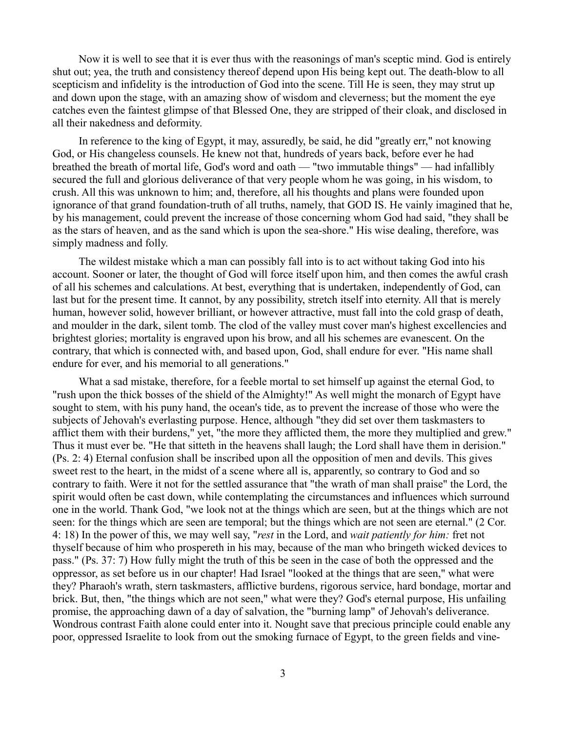Now it is well to see that it is ever thus with the reasonings of man's sceptic mind. God is entirely shut out; yea, the truth and consistency thereof depend upon His being kept out. The death-blow to all scepticism and infidelity is the introduction of God into the scene. Till He is seen, they may strut up and down upon the stage, with an amazing show of wisdom and cleverness; but the moment the eye catches even the faintest glimpse of that Blessed One, they are stripped of their cloak, and disclosed in all their nakedness and deformity.

In reference to the king of Egypt, it may, assuredly, be said, he did "greatly err," not knowing God, or His changeless counsels. He knew not that, hundreds of years back, before ever he had breathed the breath of mortal life, God's word and oath — "two immutable things" — had infallibly secured the full and glorious deliverance of that very people whom he was going, in his wisdom, to crush. All this was unknown to him; and, therefore, all his thoughts and plans were founded upon ignorance of that grand foundation-truth of all truths, namely, that GOD IS. He vainly imagined that he, by his management, could prevent the increase of those concerning whom God had said, "they shall be as the stars of heaven, and as the sand which is upon the sea-shore." His wise dealing, therefore, was simply madness and folly.

The wildest mistake which a man can possibly fall into is to act without taking God into his account. Sooner or later, the thought of God will force itself upon him, and then comes the awful crash of all his schemes and calculations. At best, everything that is undertaken, independently of God, can last but for the present time. It cannot, by any possibility, stretch itself into eternity. All that is merely human, however solid, however brilliant, or however attractive, must fall into the cold grasp of death, and moulder in the dark, silent tomb. The clod of the valley must cover man's highest excellencies and brightest glories; mortality is engraved upon his brow, and all his schemes are evanescent. On the contrary, that which is connected with, and based upon, God, shall endure for ever. "His name shall endure for ever, and his memorial to all generations."

What a sad mistake, therefore, for a feeble mortal to set himself up against the eternal God, to "rush upon the thick bosses of the shield of the Almighty!" As well might the monarch of Egypt have sought to stem, with his puny hand, the ocean's tide, as to prevent the increase of those who were the subjects of Jehovah's everlasting purpose. Hence, although "they did set over them taskmasters to afflict them with their burdens," yet, "the more they afflicted them, the more they multiplied and grew." Thus it must ever be. "He that sitteth in the heavens shall laugh; the Lord shall have them in derision." (Ps. 2: 4) Eternal confusion shall be inscribed upon all the opposition of men and devils. This gives sweet rest to the heart, in the midst of a scene where all is, apparently, so contrary to God and so contrary to faith. Were it not for the settled assurance that "the wrath of man shall praise" the Lord, the spirit would often be cast down, while contemplating the circumstances and influences which surround one in the world. Thank God, "we look not at the things which are seen, but at the things which are not seen: for the things which are seen are temporal; but the things which are not seen are eternal." (2 Cor. 4: 18) In the power of this, we may well say, "*rest* in the Lord, and *wait patiently for him:* fret not thyself because of him who prospereth in his may, because of the man who bringeth wicked devices to pass." (Ps. 37: 7) How fully might the truth of this be seen in the case of both the oppressed and the oppressor, as set before us in our chapter! Had Israel "looked at the things that are seen," what were they? Pharaoh's wrath, stern taskmasters, afflictive burdens, rigorous service, hard bondage, mortar and brick. But, then, "the things which are not seen," what were they? God's eternal purpose, His unfailing promise, the approaching dawn of a day of salvation, the "burning lamp" of Jehovah's deliverance. Wondrous contrast Faith alone could enter into it. Nought save that precious principle could enable any poor, oppressed Israelite to look from out the smoking furnace of Egypt, to the green fields and vine-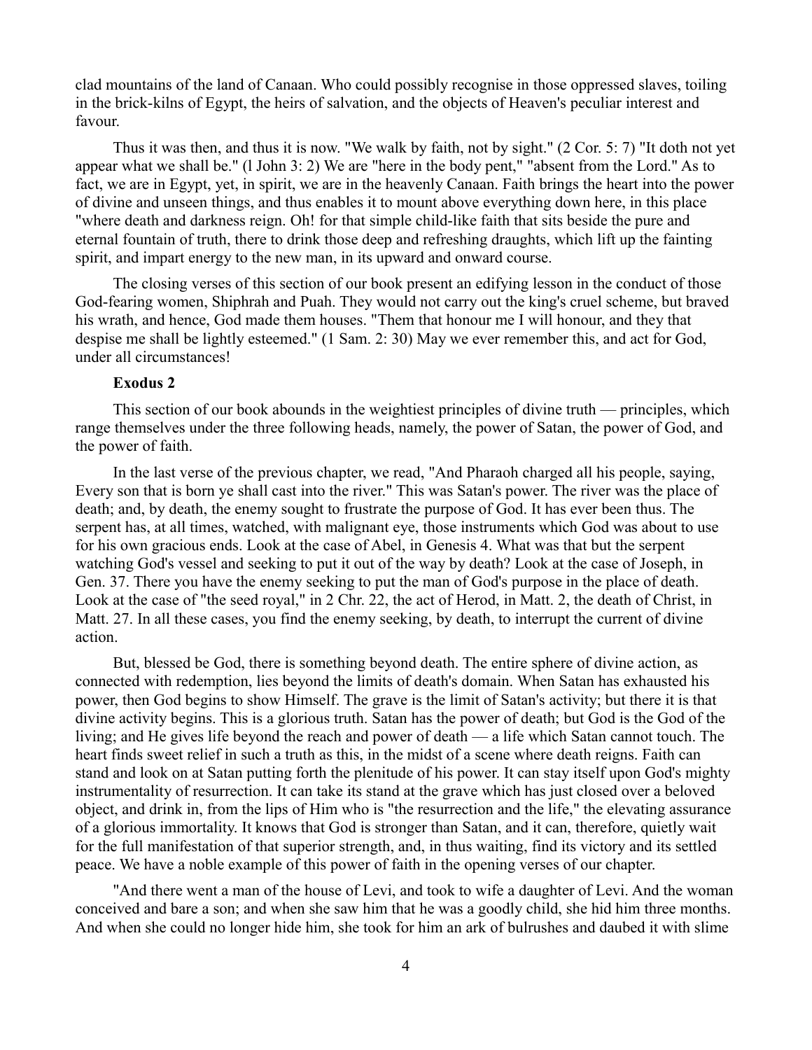clad mountains of the land of Canaan. Who could possibly recognise in those oppressed slaves, toiling in the brick-kilns of Egypt, the heirs of salvation, and the objects of Heaven's peculiar interest and favour.

Thus it was then, and thus it is now. "We walk by faith, not by sight." (2 Cor. 5: 7) "It doth not yet appear what we shall be." (l John 3: 2) We are "here in the body pent," "absent from the Lord." As to fact, we are in Egypt, yet, in spirit, we are in the heavenly Canaan. Faith brings the heart into the power of divine and unseen things, and thus enables it to mount above everything down here, in this place "where death and darkness reign. Oh! for that simple child-like faith that sits beside the pure and eternal fountain of truth, there to drink those deep and refreshing draughts, which lift up the fainting spirit, and impart energy to the new man, in its upward and onward course.

The closing verses of this section of our book present an edifying lesson in the conduct of those God-fearing women, Shiphrah and Puah. They would not carry out the king's cruel scheme, but braved his wrath, and hence, God made them houses. "Them that honour me I will honour, and they that despise me shall be lightly esteemed." (1 Sam. 2: 30) May we ever remember this, and act for God, under all circumstances!

**Exodus 2**

This section of our book abounds in the weightiest principles of divine truth — principles, which range themselves under the three following heads, namely, the power of Satan, the power of God, and the power of faith.

In the last verse of the previous chapter, we read, "And Pharaoh charged all his people, saying, Every son that is born ye shall cast into the river." This was Satan's power. The river was the place of death; and, by death, the enemy sought to frustrate the purpose of God. It has ever been thus. The serpent has, at all times, watched, with malignant eye, those instruments which God was about to use for his own gracious ends. Look at the case of Abel, in Genesis 4. What was that but the serpent watching God's vessel and seeking to put it out of the way by death? Look at the case of Joseph, in Gen. 37. There you have the enemy seeking to put the man of God's purpose in the place of death. Look at the case of "the seed royal," in 2 Chr. 22, the act of Herod, in Matt. 2, the death of Christ, in Matt. 27. In all these cases, you find the enemy seeking, by death, to interrupt the current of divine action.

But, blessed be God, there is something beyond death. The entire sphere of divine action, as connected with redemption, lies beyond the limits of death's domain. When Satan has exhausted his power, then God begins to show Himself. The grave is the limit of Satan's activity; but there it is that divine activity begins. This is a glorious truth. Satan has the power of death; but God is the God of the living; and He gives life beyond the reach and power of death — a life which Satan cannot touch. The heart finds sweet relief in such a truth as this, in the midst of a scene where death reigns. Faith can stand and look on at Satan putting forth the plenitude of his power. It can stay itself upon God's mighty instrumentality of resurrection. It can take its stand at the grave which has just closed over a beloved object, and drink in, from the lips of Him who is "the resurrection and the life," the elevating assurance of a glorious immortality. It knows that God is stronger than Satan, and it can, therefore, quietly wait for the full manifestation of that superior strength, and, in thus waiting, find its victory and its settled peace. We have a noble example of this power of faith in the opening verses of our chapter.

"And there went a man of the house of Levi, and took to wife a daughter of Levi. And the woman conceived and bare a son; and when she saw him that he was a goodly child, she hid him three months. And when she could no longer hide him, she took for him an ark of bulrushes and daubed it with slime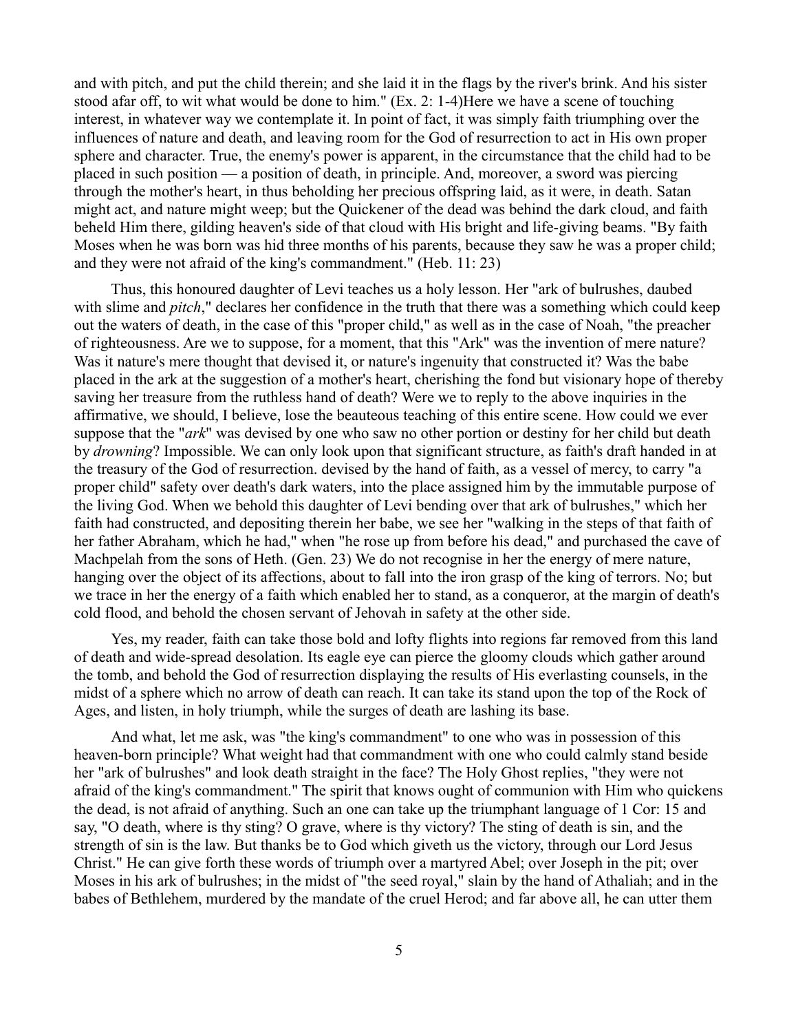and with pitch, and put the child therein; and she laid it in the flags by the river's brink. And his sister stood afar off, to wit what would be done to him." (Ex. 2: 1-4)Here we have a scene of touching interest, in whatever way we contemplate it. In point of fact, it was simply faith triumphing over the influences of nature and death, and leaving room for the God of resurrection to act in His own proper sphere and character. True, the enemy's power is apparent, in the circumstance that the child had to be placed in such position — a position of death, in principle. And, moreover, a sword was piercing through the mother's heart, in thus beholding her precious offspring laid, as it were, in death. Satan might act, and nature might weep; but the Quickener of the dead was behind the dark cloud, and faith beheld Him there, gilding heaven's side of that cloud with His bright and life-giving beams. "By faith Moses when he was born was hid three months of his parents, because they saw he was a proper child; and they were not afraid of the king's commandment." (Heb. 11: 23)

Thus, this honoured daughter of Levi teaches us a holy lesson. Her "ark of bulrushes, daubed with slime and *pitch*," declares her confidence in the truth that there was a something which could keep out the waters of death, in the case of this "proper child," as well as in the case of Noah, "the preacher of righteousness. Are we to suppose, for a moment, that this "Ark" was the invention of mere nature? Was it nature's mere thought that devised it, or nature's ingenuity that constructed it? Was the babe placed in the ark at the suggestion of a mother's heart, cherishing the fond but visionary hope of thereby saving her treasure from the ruthless hand of death? Were we to reply to the above inquiries in the affirmative, we should, I believe, lose the beauteous teaching of this entire scene. How could we ever suppose that the "*ark*" was devised by one who saw no other portion or destiny for her child but death by *drowning*? Impossible. We can only look upon that significant structure, as faith's draft handed in at the treasury of the God of resurrection. devised by the hand of faith, as a vessel of mercy, to carry "a proper child" safety over death's dark waters, into the place assigned him by the immutable purpose of the living God. When we behold this daughter of Levi bending over that ark of bulrushes," which her faith had constructed, and depositing therein her babe, we see her "walking in the steps of that faith of her father Abraham, which he had," when "he rose up from before his dead," and purchased the cave of Machpelah from the sons of Heth. (Gen. 23) We do not recognise in her the energy of mere nature, hanging over the object of its affections, about to fall into the iron grasp of the king of terrors. No; but we trace in her the energy of a faith which enabled her to stand, as a conqueror, at the margin of death's cold flood, and behold the chosen servant of Jehovah in safety at the other side.

Yes, my reader, faith can take those bold and lofty flights into regions far removed from this land of death and wide-spread desolation. Its eagle eye can pierce the gloomy clouds which gather around the tomb, and behold the God of resurrection displaying the results of His everlasting counsels, in the midst of a sphere which no arrow of death can reach. It can take its stand upon the top of the Rock of Ages, and listen, in holy triumph, while the surges of death are lashing its base.

And what, let me ask, was "the king's commandment" to one who was in possession of this heaven-born principle? What weight had that commandment with one who could calmly stand beside her "ark of bulrushes" and look death straight in the face? The Holy Ghost replies, "they were not afraid of the king's commandment." The spirit that knows ought of communion with Him who quickens the dead, is not afraid of anything. Such an one can take up the triumphant language of 1 Cor: 15 and say, "O death, where is thy sting? O grave, where is thy victory? The sting of death is sin, and the strength of sin is the law. But thanks be to God which giveth us the victory, through our Lord Jesus Christ." He can give forth these words of triumph over a martyred Abel; over Joseph in the pit; over Moses in his ark of bulrushes; in the midst of "the seed royal," slain by the hand of Athaliah; and in the babes of Bethlehem, murdered by the mandate of the cruel Herod; and far above all, he can utter them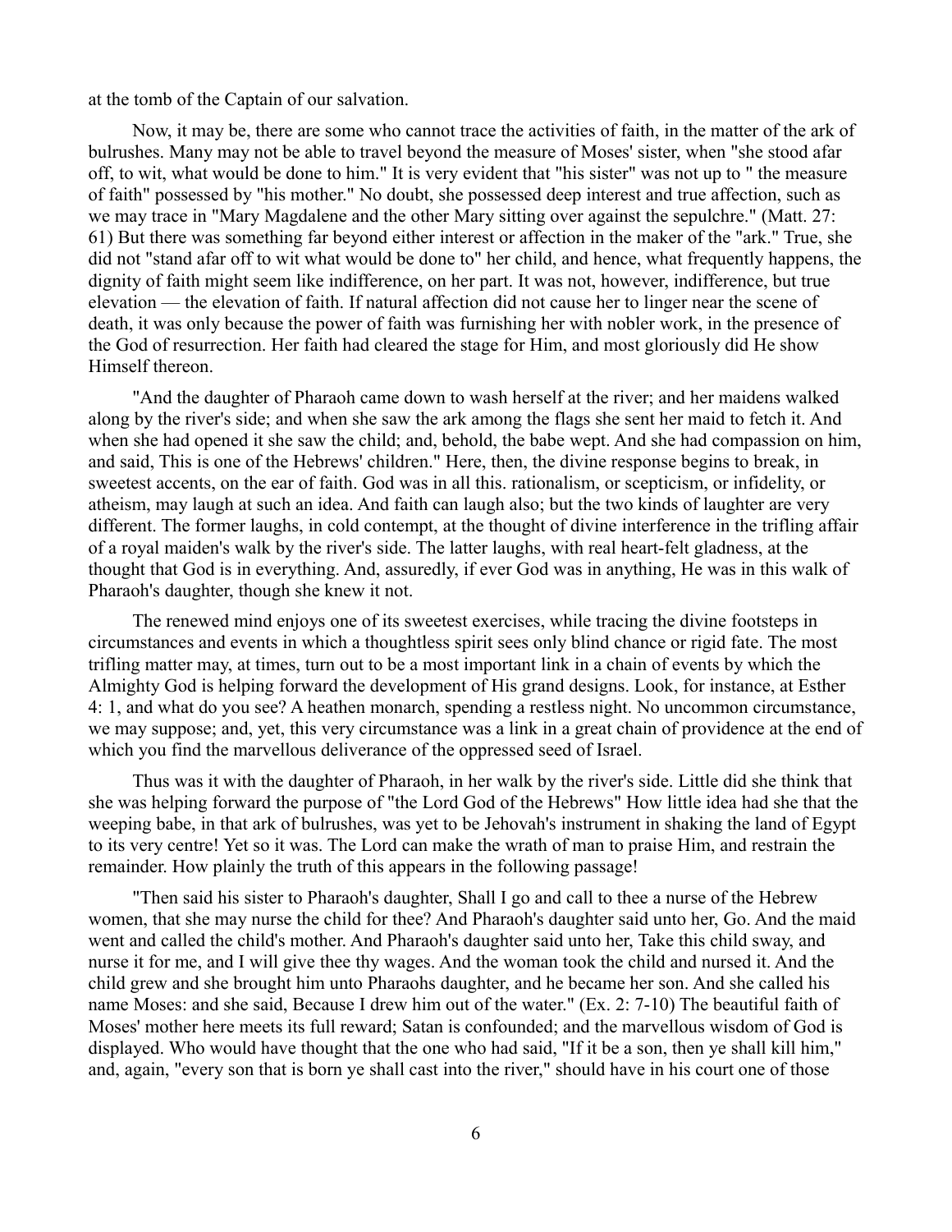at the tomb of the Captain of our salvation.

Now, it may be, there are some who cannot trace the activities of faith, in the matter of the ark of bulrushes. Many may not be able to travel beyond the measure of Moses' sister, when "she stood afar off, to wit, what would be done to him." It is very evident that "his sister" was not up to " the measure of faith" possessed by "his mother." No doubt, she possessed deep interest and true affection, such as we may trace in "Mary Magdalene and the other Mary sitting over against the sepulchre." (Matt. 27: 61) But there was something far beyond either interest or affection in the maker of the "ark." True, she did not "stand afar off to wit what would be done to" her child, and hence, what frequently happens, the dignity of faith might seem like indifference, on her part. It was not, however, indifference, but true elevation — the elevation of faith. If natural affection did not cause her to linger near the scene of death, it was only because the power of faith was furnishing her with nobler work, in the presence of the God of resurrection. Her faith had cleared the stage for Him, and most gloriously did He show Himself thereon.

"And the daughter of Pharaoh came down to wash herself at the river; and her maidens walked along by the river's side; and when she saw the ark among the flags she sent her maid to fetch it. And when she had opened it she saw the child; and, behold, the babe wept. And she had compassion on him, and said, This is one of the Hebrews' children." Here, then, the divine response begins to break, in sweetest accents, on the ear of faith. God was in all this. rationalism, or scepticism, or infidelity, or atheism, may laugh at such an idea. And faith can laugh also; but the two kinds of laughter are very different. The former laughs, in cold contempt, at the thought of divine interference in the trifling affair of a royal maiden's walk by the river's side. The latter laughs, with real heart-felt gladness, at the thought that God is in everything. And, assuredly, if ever God was in anything, He was in this walk of Pharaoh's daughter, though she knew it not.

The renewed mind enjoys one of its sweetest exercises, while tracing the divine footsteps in circumstances and events in which a thoughtless spirit sees only blind chance or rigid fate. The most trifling matter may, at times, turn out to be a most important link in a chain of events by which the Almighty God is helping forward the development of His grand designs. Look, for instance, at Esther 4: 1, and what do you see? A heathen monarch, spending a restless night. No uncommon circumstance, we may suppose; and, yet, this very circumstance was a link in a great chain of providence at the end of which you find the marvellous deliverance of the oppressed seed of Israel.

Thus was it with the daughter of Pharaoh, in her walk by the river's side. Little did she think that she was helping forward the purpose of "the Lord God of the Hebrews" How little idea had she that the weeping babe, in that ark of bulrushes, was yet to be Jehovah's instrument in shaking the land of Egypt to its very centre! Yet so it was. The Lord can make the wrath of man to praise Him, and restrain the remainder. How plainly the truth of this appears in the following passage!

"Then said his sister to Pharaoh's daughter, Shall I go and call to thee a nurse of the Hebrew women, that she may nurse the child for thee? And Pharaoh's daughter said unto her, Go. And the maid went and called the child's mother. And Pharaoh's daughter said unto her, Take this child sway, and nurse it for me, and I will give thee thy wages. And the woman took the child and nursed it. And the child grew and she brought him unto Pharaohs daughter, and he became her son. And she called his name Moses: and she said, Because I drew him out of the water." (Ex. 2: 7-10) The beautiful faith of Moses' mother here meets its full reward; Satan is confounded; and the marvellous wisdom of God is displayed. Who would have thought that the one who had said, "If it be a son, then ye shall kill him," and, again, "every son that is born ye shall cast into the river," should have in his court one of those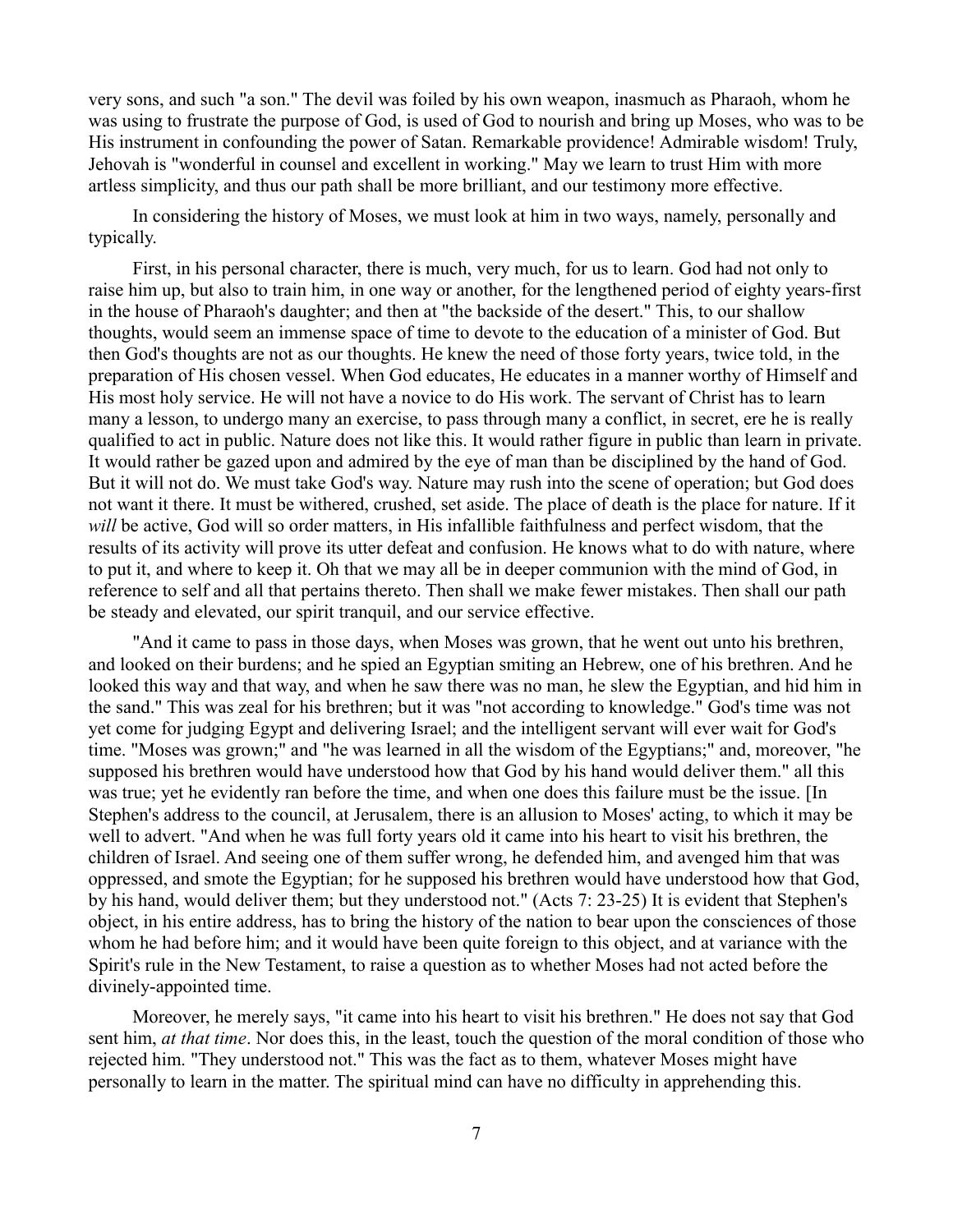very sons, and such "a son." The devil was foiled by his own weapon, inasmuch as Pharaoh, whom he was using to frustrate the purpose of God, is used of God to nourish and bring up Moses, who was to be His instrument in confounding the power of Satan. Remarkable providence! Admirable wisdom! Truly, Jehovah is "wonderful in counsel and excellent in working." May we learn to trust Him with more artless simplicity, and thus our path shall be more brilliant, and our testimony more effective.

In considering the history of Moses, we must look at him in two ways, namely, personally and typically.

First, in his personal character, there is much, very much, for us to learn. God had not only to raise him up, but also to train him, in one way or another, for the lengthened period of eighty years-first in the house of Pharaoh's daughter; and then at "the backside of the desert." This, to our shallow thoughts, would seem an immense space of time to devote to the education of a minister of God. But then God's thoughts are not as our thoughts. He knew the need of those forty years, twice told, in the preparation of His chosen vessel. When God educates, He educates in a manner worthy of Himself and His most holy service. He will not have a novice to do His work. The servant of Christ has to learn many a lesson, to undergo many an exercise, to pass through many a conflict, in secret, ere he is really qualified to act in public. Nature does not like this. It would rather figure in public than learn in private. It would rather be gazed upon and admired by the eye of man than be disciplined by the hand of God. But it will not do. We must take God's way. Nature may rush into the scene of operation; but God does not want it there. It must be withered, crushed, set aside. The place of death is the place for nature. If it *will* be active, God will so order matters, in His infallible faithfulness and perfect wisdom, that the results of its activity will prove its utter defeat and confusion. He knows what to do with nature, where to put it, and where to keep it. Oh that we may all be in deeper communion with the mind of God, in reference to self and all that pertains thereto. Then shall we make fewer mistakes. Then shall our path be steady and elevated, our spirit tranquil, and our service effective.

"And it came to pass in those days, when Moses was grown, that he went out unto his brethren, and looked on their burdens; and he spied an Egyptian smiting an Hebrew, one of his brethren. And he looked this way and that way, and when he saw there was no man, he slew the Egyptian, and hid him in the sand." This was zeal for his brethren; but it was "not according to knowledge." God's time was not yet come for judging Egypt and delivering Israel; and the intelligent servant will ever wait for God's time. "Moses was grown;" and "he was learned in all the wisdom of the Egyptians;" and, moreover, "he supposed his brethren would have understood how that God by his hand would deliver them." all this was true; yet he evidently ran before the time, and when one does this failure must be the issue. [In Stephen's address to the council, at Jerusalem, there is an allusion to Moses' acting, to which it may be well to advert. "And when he was full forty years old it came into his heart to visit his brethren, the children of Israel. And seeing one of them suffer wrong, he defended him, and avenged him that was oppressed, and smote the Egyptian; for he supposed his brethren would have understood how that God, by his hand, would deliver them; but they understood not." (Acts 7: 23-25) It is evident that Stephen's object, in his entire address, has to bring the history of the nation to bear upon the consciences of those whom he had before him; and it would have been quite foreign to this object, and at variance with the Spirit's rule in the New Testament, to raise a question as to whether Moses had not acted before the divinely-appointed time.

Moreover, he merely says, "it came into his heart to visit his brethren." He does not say that God sent him, *at that time*. Nor does this, in the least, touch the question of the moral condition of those who rejected him. "They understood not." This was the fact as to them, whatever Moses might have personally to learn in the matter. The spiritual mind can have no difficulty in apprehending this.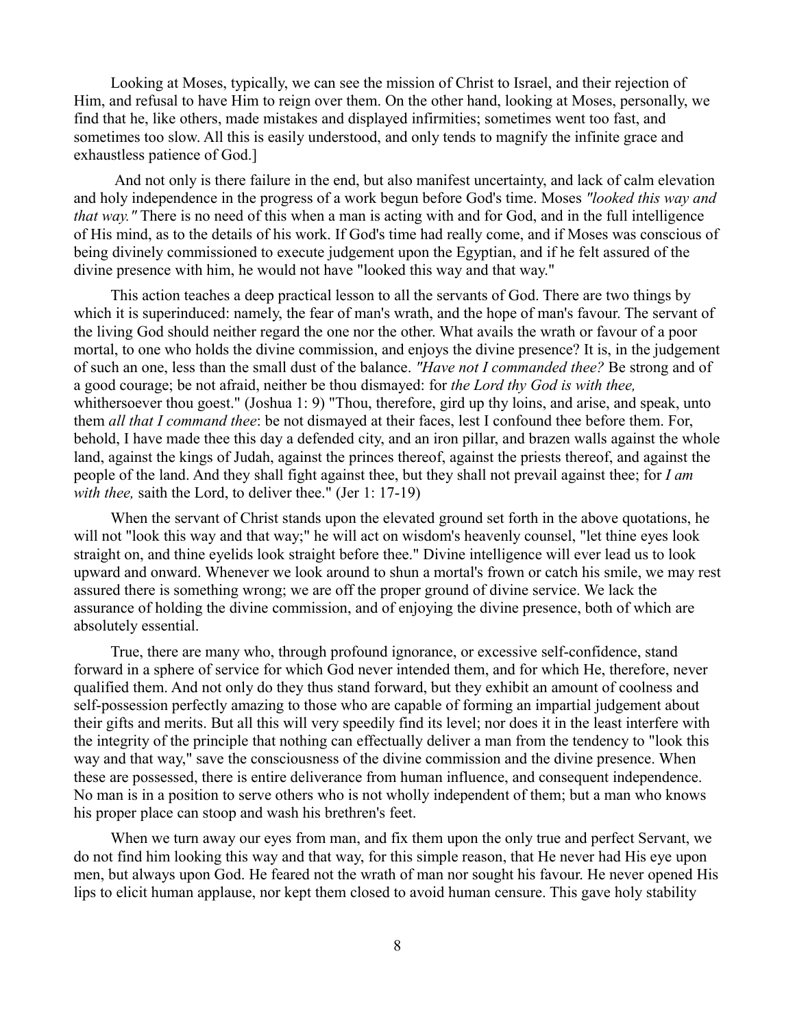Looking at Moses, typically, we can see the mission of Christ to Israel, and their rejection of Him, and refusal to have Him to reign over them. On the other hand, looking at Moses, personally, we find that he, like others, made mistakes and displayed infirmities; sometimes went too fast, and sometimes too slow. All this is easily understood, and only tends to magnify the infinite grace and exhaustless patience of God.]

And not only is there failure in the end, but also manifest uncertainty, and lack of calm elevation and holy independence in the progress of a work begun before God's time. Moses *"looked this way and that way."* There is no need of this when a man is acting with and for God, and in the full intelligence of His mind, as to the details of his work. If God's time had really come, and if Moses was conscious of being divinely commissioned to execute judgement upon the Egyptian, and if he felt assured of the divine presence with him, he would not have "looked this way and that way."

This action teaches a deep practical lesson to all the servants of God. There are two things by which it is superinduced: namely, the fear of man's wrath, and the hope of man's favour. The servant of the living God should neither regard the one nor the other. What avails the wrath or favour of a poor mortal, to one who holds the divine commission, and enjoys the divine presence? It is, in the judgement of such an one, less than the small dust of the balance. *"Have not I commanded thee?* Be strong and of a good courage; be not afraid, neither be thou dismayed: for *the Lord thy God is with thee,* whithersoever thou goest." (Joshua 1: 9) "Thou, therefore, gird up thy loins, and arise, and speak, unto them *all that I command thee*: be not dismayed at their faces, lest I confound thee before them. For, behold, I have made thee this day a defended city, and an iron pillar, and brazen walls against the whole land, against the kings of Judah, against the princes thereof, against the priests thereof, and against the people of the land. And they shall fight against thee, but they shall not prevail against thee; for *I am with thee,* saith the Lord, to deliver thee." (Jer 1: 17-19)

When the servant of Christ stands upon the elevated ground set forth in the above quotations, he will not "look this way and that way;" he will act on wisdom's heavenly counsel, "let thine eyes look straight on, and thine eyelids look straight before thee." Divine intelligence will ever lead us to look upward and onward. Whenever we look around to shun a mortal's frown or catch his smile, we may rest assured there is something wrong; we are off the proper ground of divine service. We lack the assurance of holding the divine commission, and of enjoying the divine presence, both of which are absolutely essential.

True, there are many who, through profound ignorance, or excessive self-confidence, stand forward in a sphere of service for which God never intended them, and for which He, therefore, never qualified them. And not only do they thus stand forward, but they exhibit an amount of coolness and self-possession perfectly amazing to those who are capable of forming an impartial judgement about their gifts and merits. But all this will very speedily find its level; nor does it in the least interfere with the integrity of the principle that nothing can effectually deliver a man from the tendency to "look this way and that way," save the consciousness of the divine commission and the divine presence. When these are possessed, there is entire deliverance from human influence, and consequent independence. No man is in a position to serve others who is not wholly independent of them; but a man who knows his proper place can stoop and wash his brethren's feet.

When we turn away our eyes from man, and fix them upon the only true and perfect Servant, we do not find him looking this way and that way, for this simple reason, that He never had His eye upon men, but always upon God. He feared not the wrath of man nor sought his favour. He never opened His lips to elicit human applause, nor kept them closed to avoid human censure. This gave holy stability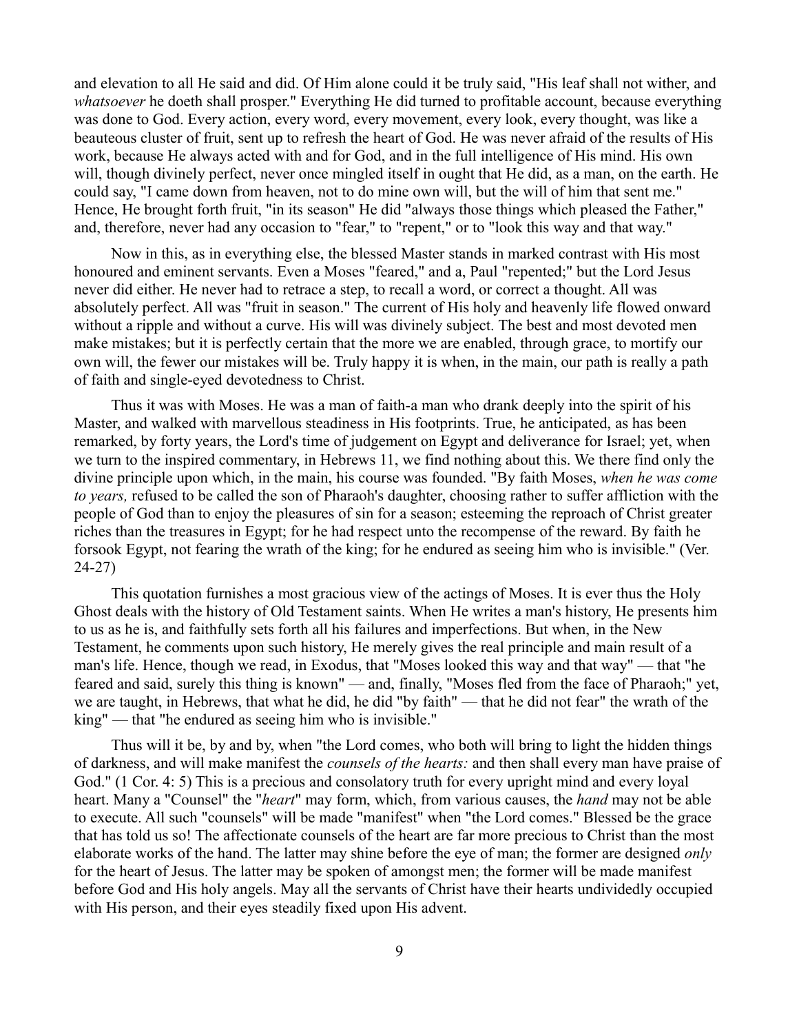and elevation to all He said and did. Of Him alone could it be truly said, "His leaf shall not wither, and *whatsoever* he doeth shall prosper." Everything He did turned to profitable account, because everything was done to God. Every action, every word, every movement, every look, every thought, was like a beauteous cluster of fruit, sent up to refresh the heart of God. He was never afraid of the results of His work, because He always acted with and for God, and in the full intelligence of His mind. His own will, though divinely perfect, never once mingled itself in ought that He did, as a man, on the earth. He could say, "I came down from heaven, not to do mine own will, but the will of him that sent me." Hence, He brought forth fruit, "in its season" He did "always those things which pleased the Father," and, therefore, never had any occasion to "fear," to "repent," or to "look this way and that way."

Now in this, as in everything else, the blessed Master stands in marked contrast with His most honoured and eminent servants. Even a Moses "feared," and a, Paul "repented;" but the Lord Jesus never did either. He never had to retrace a step, to recall a word, or correct a thought. All was absolutely perfect. All was "fruit in season." The current of His holy and heavenly life flowed onward without a ripple and without a curve. His will was divinely subject. The best and most devoted men make mistakes; but it is perfectly certain that the more we are enabled, through grace, to mortify our own will, the fewer our mistakes will be. Truly happy it is when, in the main, our path is really a path of faith and single-eyed devotedness to Christ.

Thus it was with Moses. He was a man of faith-a man who drank deeply into the spirit of his Master, and walked with marvellous steadiness in His footprints. True, he anticipated, as has been remarked, by forty years, the Lord's time of judgement on Egypt and deliverance for Israel; yet, when we turn to the inspired commentary, in Hebrews 11, we find nothing about this. We there find only the divine principle upon which, in the main, his course was founded. "By faith Moses, *when he was come to years,* refused to be called the son of Pharaoh's daughter, choosing rather to suffer affliction with the people of God than to enjoy the pleasures of sin for a season; esteeming the reproach of Christ greater riches than the treasures in Egypt; for he had respect unto the recompense of the reward. By faith he forsook Egypt, not fearing the wrath of the king; for he endured as seeing him who is invisible." (Ver. 24-27)

This quotation furnishes a most gracious view of the actings of Moses. It is ever thus the Holy Ghost deals with the history of Old Testament saints. When He writes a man's history, He presents him to us as he is, and faithfully sets forth all his failures and imperfections. But when, in the New Testament, he comments upon such history, He merely gives the real principle and main result of a man's life. Hence, though we read, in Exodus, that "Moses looked this way and that way" — that "he feared and said, surely this thing is known" — and, finally, "Moses fled from the face of Pharaoh;" yet, we are taught, in Hebrews, that what he did, he did "by faith" — that he did not fear" the wrath of the king" — that "he endured as seeing him who is invisible."

Thus will it be, by and by, when "the Lord comes, who both will bring to light the hidden things of darkness, and will make manifest the *counsels of the hearts:* and then shall every man have praise of God." (1 Cor. 4: 5) This is a precious and consolatory truth for every upright mind and every loyal heart. Many a "Counsel" the "*heart*" may form, which, from various causes, the *hand* may not be able to execute. All such "counsels" will be made "manifest" when "the Lord comes." Blessed be the grace that has told us so! The affectionate counsels of the heart are far more precious to Christ than the most elaborate works of the hand. The latter may shine before the eye of man; the former are designed *only* for the heart of Jesus. The latter may be spoken of amongst men; the former will be made manifest before God and His holy angels. May all the servants of Christ have their hearts undividedly occupied with His person, and their eyes steadily fixed upon His advent.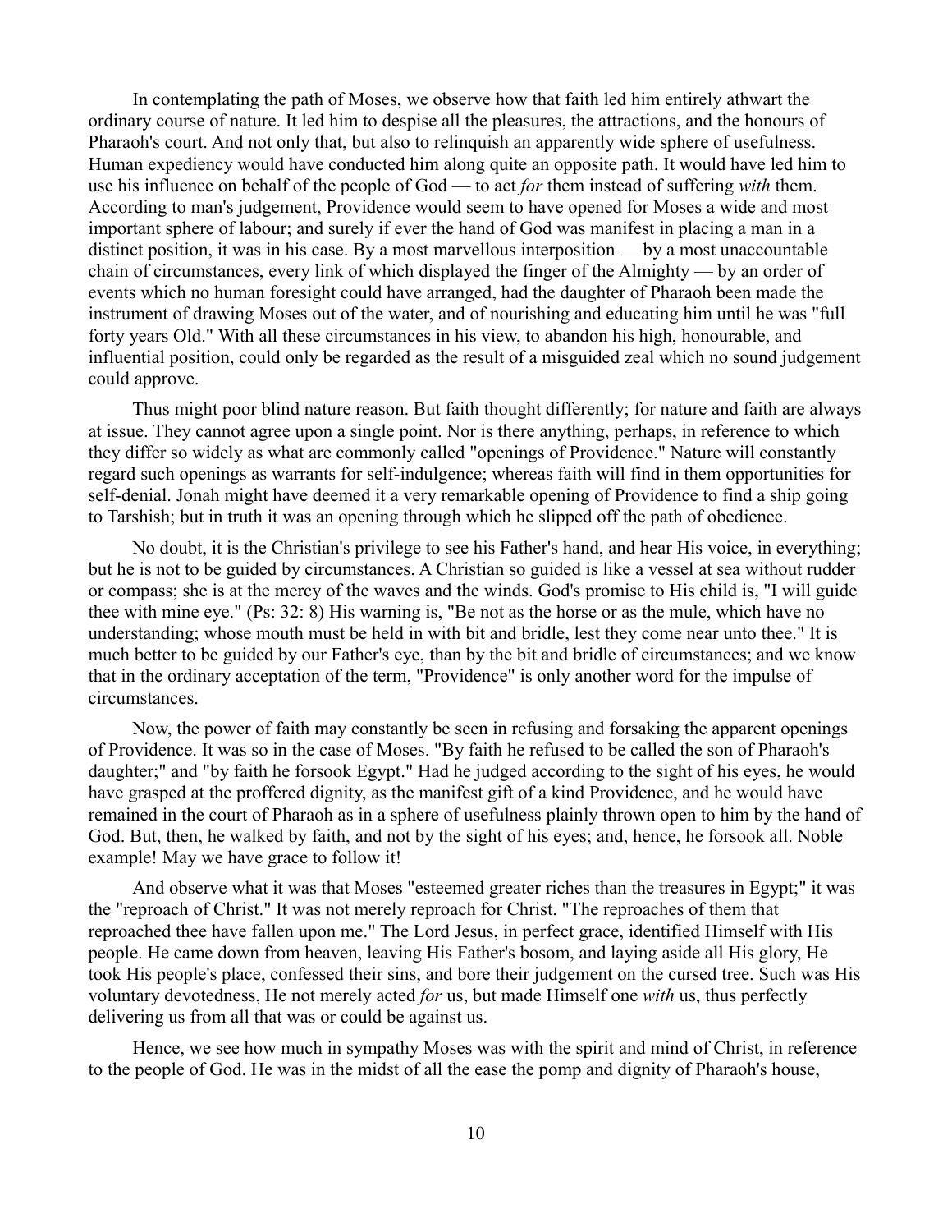In contemplating the path of Moses, we observe how that faith led him entirely athwart the ordinary course of nature. It led him to despise all the pleasures, the attractions, and the honours of Pharaoh's court. And not only that, but also to relinquish an apparently wide sphere of usefulness. Human expediency would have conducted him along quite an opposite path. It would have led him to use his influence on behalf of the people of God — to act *for* them instead of suffering *with* them. According to man's judgement, Providence would seem to have opened for Moses a wide and most important sphere of labour; and surely if ever the hand of God was manifest in placing a man in a distinct position, it was in his case. By a most marvellous interposition — by a most unaccountable chain of circumstances, every link of which displayed the finger of the Almighty — by an order of events which no human foresight could have arranged, had the daughter of Pharaoh been made the instrument of drawing Moses out of the water, and of nourishing and educating him until he was "full forty years Old." With all these circumstances in his view, to abandon his high, honourable, and influential position, could only be regarded as the result of a misguided zeal which no sound judgement could approve.

Thus might poor blind nature reason. But faith thought differently; for nature and faith are always at issue. They cannot agree upon a single point. Nor is there anything, perhaps, in reference to which they differ so widely as what are commonly called "openings of Providence." Nature will constantly regard such openings as warrants for self-indulgence; whereas faith will find in them opportunities for self-denial. Jonah might have deemed it a very remarkable opening of Providence to find a ship going to Tarshish; but in truth it was an opening through which he slipped off the path of obedience.

No doubt, it is the Christian's privilege to see his Father's hand, and hear His voice, in everything; but he is not to be guided by circumstances. A Christian so guided is like a vessel at sea without rudder or compass; she is at the mercy of the waves and the winds. God's promise to His child is, "I will guide thee with mine eye." (Ps: 32: 8) His warning is, "Be not as the horse or as the mule, which have no understanding; whose mouth must be held in with bit and bridle, lest they come near unto thee." It is much better to be guided by our Father's eye, than by the bit and bridle of circumstances; and we know that in the ordinary acceptation of the term, "Providence" is only another word for the impulse of circumstances.

Now, the power of faith may constantly be seen in refusing and forsaking the apparent openings of Providence. It was so in the case of Moses. "By faith he refused to be called the son of Pharaoh's daughter;" and "by faith he forsook Egypt." Had he judged according to the sight of his eyes, he would have grasped at the proffered dignity, as the manifest gift of a kind Providence, and he would have remained in the court of Pharaoh as in a sphere of usefulness plainly thrown open to him by the hand of God. But, then, he walked by faith, and not by the sight of his eyes; and, hence, he forsook all. Noble example! May we have grace to follow it!

And observe what it was that Moses "esteemed greater riches than the treasures in Egypt;" it was the "reproach of Christ." It was not merely reproach for Christ. "The reproaches of them that reproached thee have fallen upon me." The Lord Jesus, in perfect grace, identified Himself with His people. He came down from heaven, leaving His Father's bosom, and laying aside all His glory, He took His people's place, confessed their sins, and bore their judgement on the cursed tree. Such was His voluntary devotedness, He not merely acted *for* us, but made Himself one *with* us, thus perfectly delivering us from all that was or could be against us.

Hence, we see how much in sympathy Moses was with the spirit and mind of Christ, in reference to the people of God. He was in the midst of all the ease the pomp and dignity of Pharaoh's house,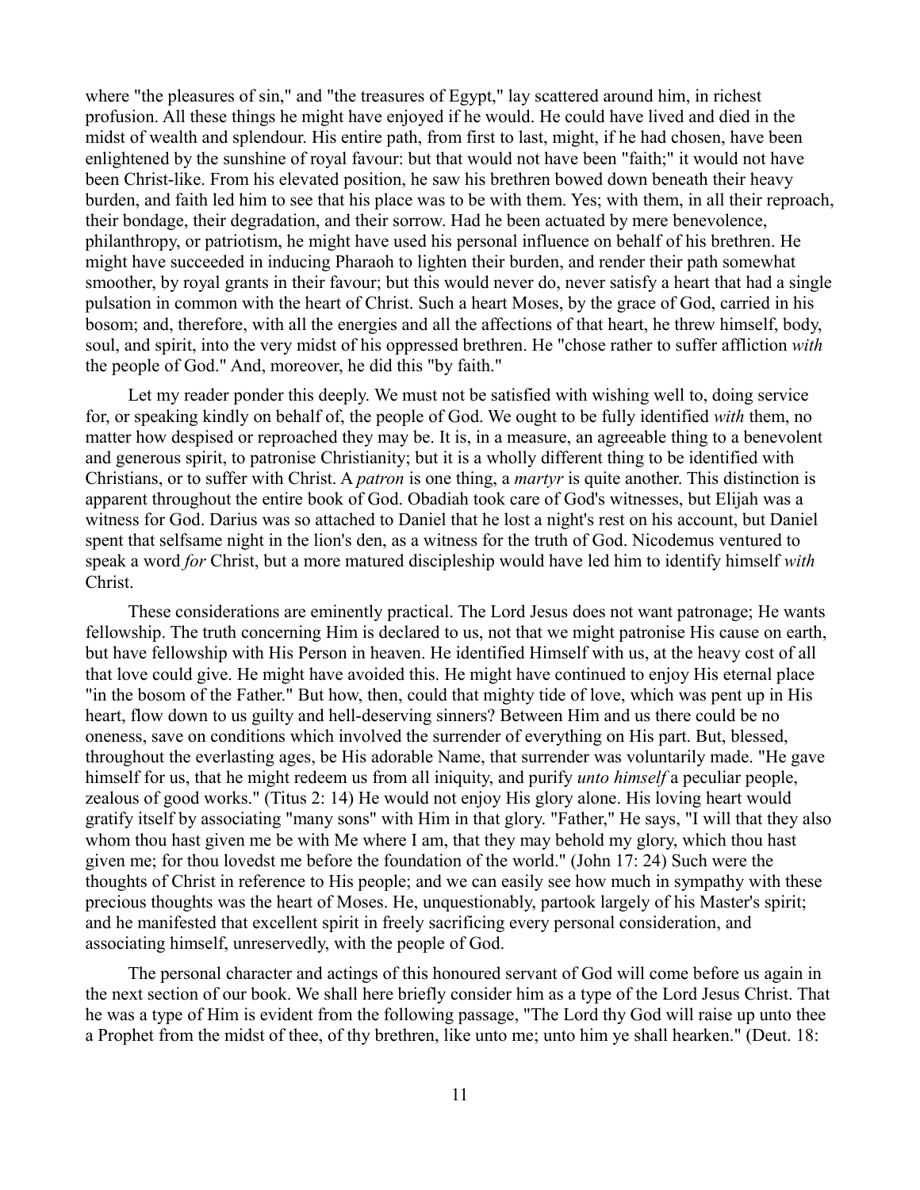where "the pleasures of sin," and "the treasures of Egypt," lay scattered around him, in richest profusion. All these things he might have enjoyed if he would. He could have lived and died in the midst of wealth and splendour. His entire path, from first to last, might, if he had chosen, have been enlightened by the sunshine of royal favour: but that would not have been "faith;" it would not have been Christ-like. From his elevated position, he saw his brethren bowed down beneath their heavy burden, and faith led him to see that his place was to be with them. Yes; with them, in all their reproach, their bondage, their degradation, and their sorrow. Had he been actuated by mere benevolence, philanthropy, or patriotism, he might have used his personal influence on behalf of his brethren. He might have succeeded in inducing Pharaoh to lighten their burden, and render their path somewhat smoother, by royal grants in their favour; but this would never do, never satisfy a heart that had a single pulsation in common with the heart of Christ. Such a heart Moses, by the grace of God, carried in his bosom; and, therefore, with all the energies and all the affections of that heart, he threw himself, body, soul, and spirit, into the very midst of his oppressed brethren. He "chose rather to suffer affliction *with* the people of God." And, moreover, he did this "by faith."

Let my reader ponder this deeply. We must not be satisfied with wishing well to, doing service for, or speaking kindly on behalf of, the people of God. We ought to be fully identified *with* them, no matter how despised or reproached they may be. It is, in a measure, an agreeable thing to a benevolent and generous spirit, to patronise Christianity; but it is a wholly different thing to be identified with Christians, or to suffer with Christ. A *patron* is one thing, a *martyr* is quite another. This distinction is apparent throughout the entire book of God. Obadiah took care of God's witnesses, but Elijah was a witness for God. Darius was so attached to Daniel that he lost a night's rest on his account, but Daniel spent that selfsame night in the lion's den, as a witness for the truth of God. Nicodemus ventured to speak a word *for* Christ, but a more matured discipleship would have led him to identify himself *with* Christ.

These considerations are eminently practical. The Lord Jesus does not want patronage; He wants fellowship. The truth concerning Him is declared to us, not that we might patronise His cause on earth, but have fellowship with His Person in heaven. He identified Himself with us, at the heavy cost of all that love could give. He might have avoided this. He might have continued to enjoy His eternal place "in the bosom of the Father." But how, then, could that mighty tide of love, which was pent up in His heart, flow down to us guilty and hell-deserving sinners? Between Him and us there could be no oneness, save on conditions which involved the surrender of everything on His part. But, blessed, throughout the everlasting ages, be His adorable Name, that surrender was voluntarily made. "He gave himself for us, that he might redeem us from all iniquity, and purify *unto himself* a peculiar people, zealous of good works." (Titus 2: 14) He would not enjoy His glory alone. His loving heart would gratify itself by associating "many sons" with Him in that glory. "Father," He says, "I will that they also whom thou hast given me be with Me where I am, that they may behold my glory, which thou hast given me; for thou lovedst me before the foundation of the world." (John 17: 24) Such were the thoughts of Christ in reference to His people; and we can easily see how much in sympathy with these precious thoughts was the heart of Moses. He, unquestionably, partook largely of his Master's spirit; and he manifested that excellent spirit in freely sacrificing every personal consideration, and associating himself, unreservedly, with the people of God.

The personal character and actings of this honoured servant of God will come before us again in the next section of our book. We shall here briefly consider him as a type of the Lord Jesus Christ. That he was a type of Him is evident from the following passage, "The Lord thy God will raise up unto thee a Prophet from the midst of thee, of thy brethren, like unto me; unto him ye shall hearken." (Deut. 18: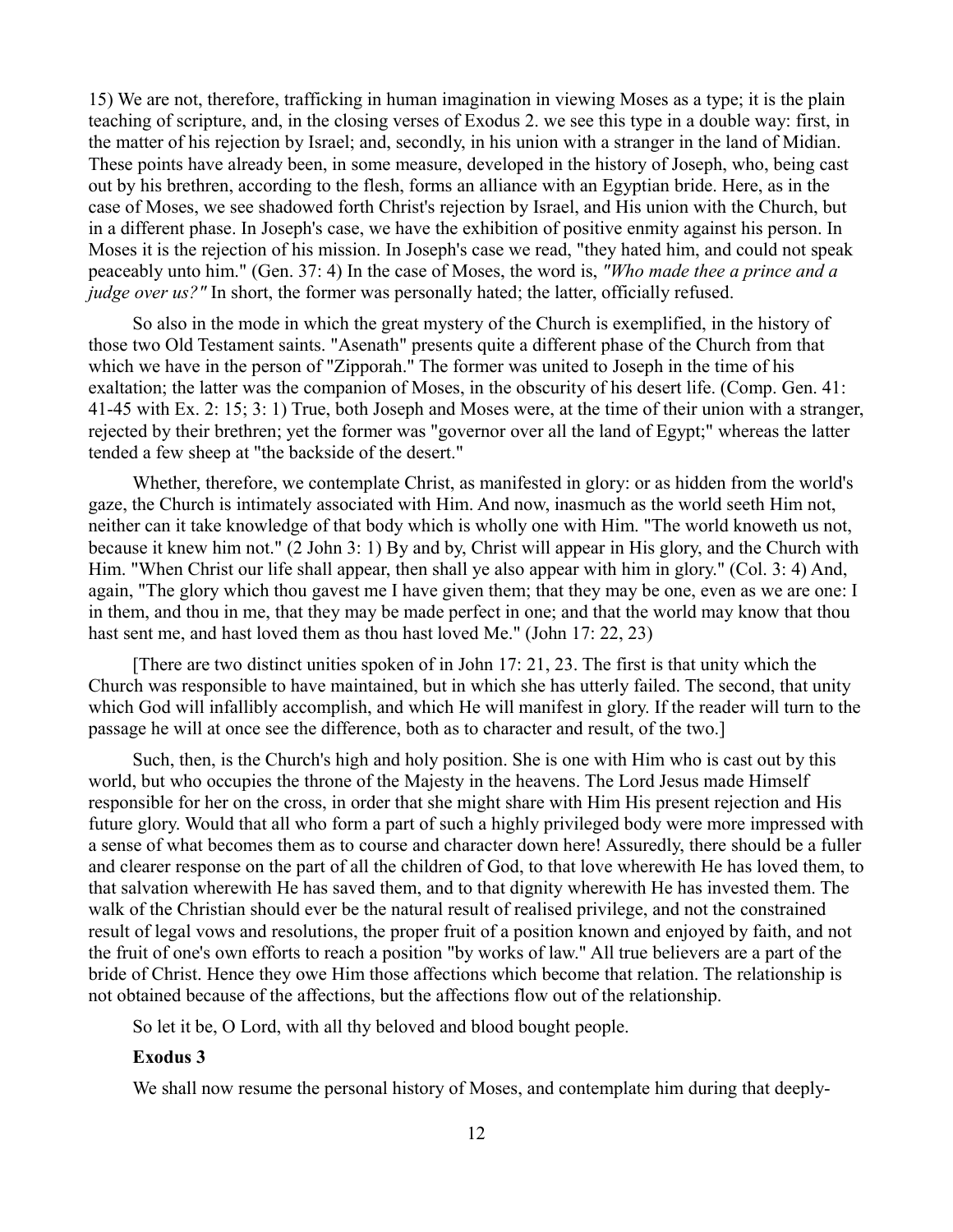15) We are not, therefore, trafficking in human imagination in viewing Moses as a type; it is the plain teaching of scripture, and, in the closing verses of Exodus 2. we see this type in a double way: first, in the matter of his rejection by Israel; and, secondly, in his union with a stranger in the land of Midian. These points have already been, in some measure, developed in the history of Joseph, who, being cast out by his brethren, according to the flesh, forms an alliance with an Egyptian bride. Here, as in the case of Moses, we see shadowed forth Christ's rejection by Israel, and His union with the Church, but in a different phase. In Joseph's case, we have the exhibition of positive enmity against his person. In Moses it is the rejection of his mission. In Joseph's case we read, "they hated him, and could not speak peaceably unto him." (Gen. 37: 4) In the case of Moses, the word is, *"Who made thee a prince and a judge over us?"* In short, the former was personally hated; the latter, officially refused.

So also in the mode in which the great mystery of the Church is exemplified, in the history of those two Old Testament saints. "Asenath" presents quite a different phase of the Church from that which we have in the person of "Zipporah." The former was united to Joseph in the time of his exaltation; the latter was the companion of Moses, in the obscurity of his desert life. (Comp. Gen. 41: 41-45 with Ex. 2: 15; 3: 1) True, both Joseph and Moses were, at the time of their union with a stranger, rejected by their brethren; yet the former was "governor over all the land of Egypt;" whereas the latter tended a few sheep at "the backside of the desert."

Whether, therefore, we contemplate Christ, as manifested in glory: or as hidden from the world's gaze, the Church is intimately associated with Him. And now, inasmuch as the world seeth Him not, neither can it take knowledge of that body which is wholly one with Him. "The world knoweth us not, because it knew him not." (2 John 3: 1) By and by, Christ will appear in His glory, and the Church with Him. "When Christ our life shall appear, then shall ye also appear with him in glory." (Col. 3: 4) And, again, "The glory which thou gavest me I have given them; that they may be one, even as we are one: I in them, and thou in me, that they may be made perfect in one; and that the world may know that thou hast sent me, and hast loved them as thou hast loved Me." (John 17: 22, 23)

[There are two distinct unities spoken of in John 17: 21, 23. The first is that unity which the Church was responsible to have maintained, but in which she has utterly failed. The second, that unity which God will infallibly accomplish, and which He will manifest in glory. If the reader will turn to the passage he will at once see the difference, both as to character and result, of the two.]

Such, then, is the Church's high and holy position. She is one with Him who is cast out by this world, but who occupies the throne of the Majesty in the heavens. The Lord Jesus made Himself responsible for her on the cross, in order that she might share with Him His present rejection and His future glory. Would that all who form a part of such a highly privileged body were more impressed with a sense of what becomes them as to course and character down here! Assuredly, there should be a fuller and clearer response on the part of all the children of God, to that love wherewith He has loved them, to that salvation wherewith He has saved them, and to that dignity wherewith He has invested them. The walk of the Christian should ever be the natural result of realised privilege, and not the constrained result of legal vows and resolutions, the proper fruit of a position known and enjoyed by faith, and not the fruit of one's own efforts to reach a position "by works of law." All true believers are a part of the bride of Christ. Hence they owe Him those affections which become that relation. The relationship is not obtained because of the affections, but the affections flow out of the relationship.

So let it be, O Lord, with all thy beloved and blood bought people.

**Exodus 3**

We shall now resume the personal history of Moses, and contemplate him during that deeply-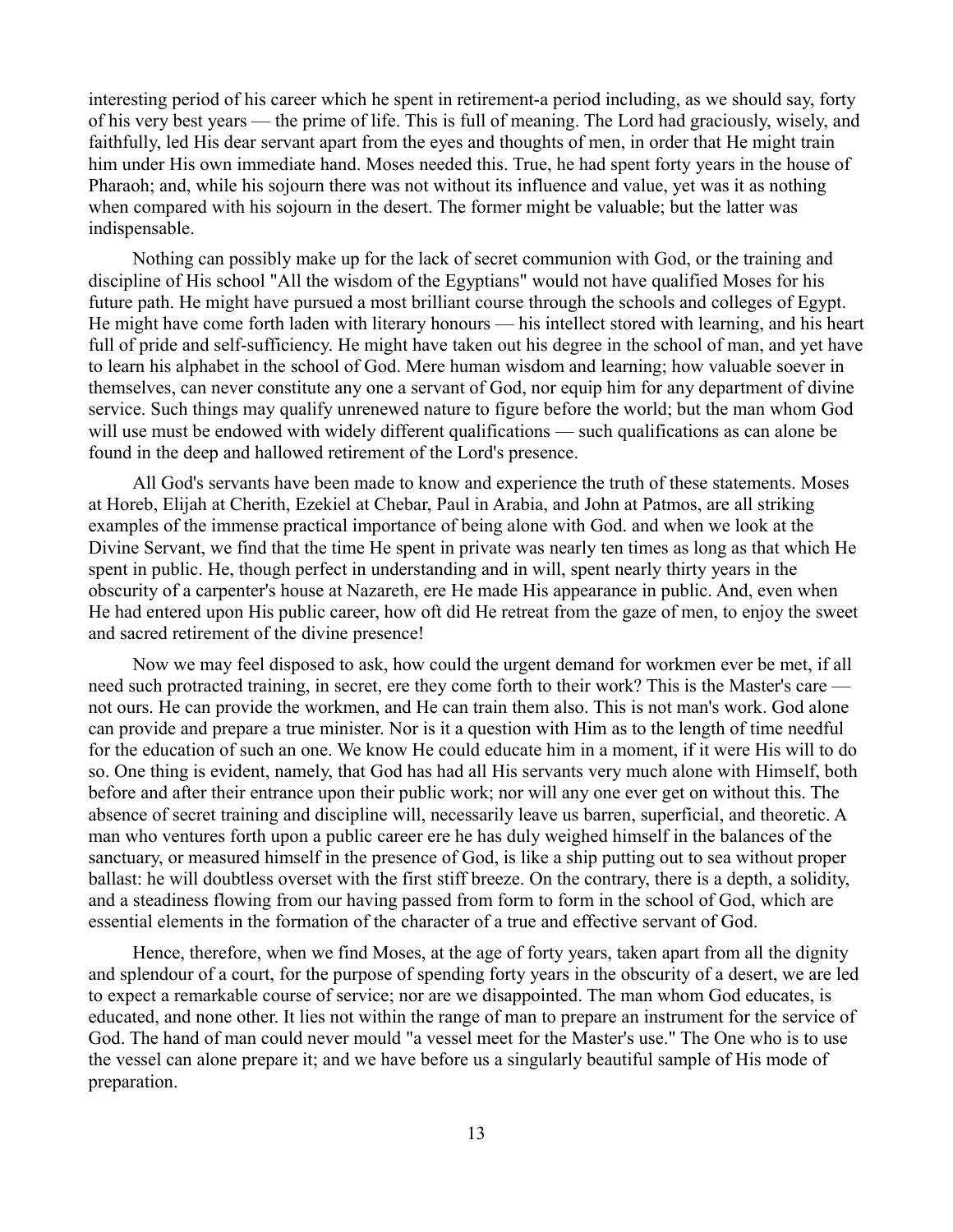interesting period of his career which he spent in retirement-a period including, as we should say, forty of his very best years — the prime of life. This is full of meaning. The Lord had graciously, wisely, and faithfully, led His dear servant apart from the eyes and thoughts of men, in order that He might train him under His own immediate hand. Moses needed this. True, he had spent forty years in the house of Pharaoh; and, while his sojourn there was not without its influence and value, yet was it as nothing when compared with his sojourn in the desert. The former might be valuable; but the latter was indispensable.

Nothing can possibly make up for the lack of secret communion with God, or the training and discipline of His school "All the wisdom of the Egyptians" would not have qualified Moses for his future path. He might have pursued a most brilliant course through the schools and colleges of Egypt. He might have come forth laden with literary honours — his intellect stored with learning, and his heart full of pride and self-sufficiency. He might have taken out his degree in the school of man, and yet have to learn his alphabet in the school of God. Mere human wisdom and learning; how valuable soever in themselves, can never constitute any one a servant of God, nor equip him for any department of divine service. Such things may qualify unrenewed nature to figure before the world; but the man whom God will use must be endowed with widely different qualifications — such qualifications as can alone be found in the deep and hallowed retirement of the Lord's presence.

All God's servants have been made to know and experience the truth of these statements. Moses at Horeb, Elijah at Cherith, Ezekiel at Chebar, Paul in Arabia, and John at Patmos, are all striking examples of the immense practical importance of being alone with God. and when we look at the Divine Servant, we find that the time He spent in private was nearly ten times as long as that which He spent in public. He, though perfect in understanding and in will, spent nearly thirty years in the obscurity of a carpenter's house at Nazareth, ere He made His appearance in public. And, even when He had entered upon His public career, how oft did He retreat from the gaze of men, to enjoy the sweet and sacred retirement of the divine presence!

Now we may feel disposed to ask, how could the urgent demand for workmen ever be met, if all need such protracted training, in secret, ere they come forth to their work? This is the Master's care — not ours. He can provide the workmen, and He can train them also. This is not man's work. God alone can provide and prepare a true minister. Nor is it a question with Him as to the length of time needful for the education of such an one. We know He could educate him in a moment, if it were His will to do so. One thing is evident, namely, that God has had all His servants very much alone with Himself, both before and after their entrance upon their public work; nor will any one ever get on without this. The absence of secret training and discipline will, necessarily leave us barren, superficial, and theoretic. A man who ventures forth upon a public career ere he has duly weighed himself in the balances of the sanctuary, or measured himself in the presence of God, is like a ship putting out to sea without proper ballast: he will doubtless overset with the first stiff breeze. On the contrary, there is a depth, a solidity, and a steadiness flowing from our having passed from form to form in the school of God, which are essential elements in the formation of the character of a true and effective servant of God.

Hence, therefore, when we find Moses, at the age of forty years, taken apart from all the dignity and splendour of a court, for the purpose of spending forty years in the obscurity of a desert, we are led to expect a remarkable course of service; nor are we disappointed. The man whom God educates, is educated, and none other. It lies not within the range of man to prepare an instrument for the service of God. The hand of man could never mould "a vessel meet for the Master's use." The One who is to use the vessel can alone prepare it; and we have before us a singularly beautiful sample of His mode of preparation.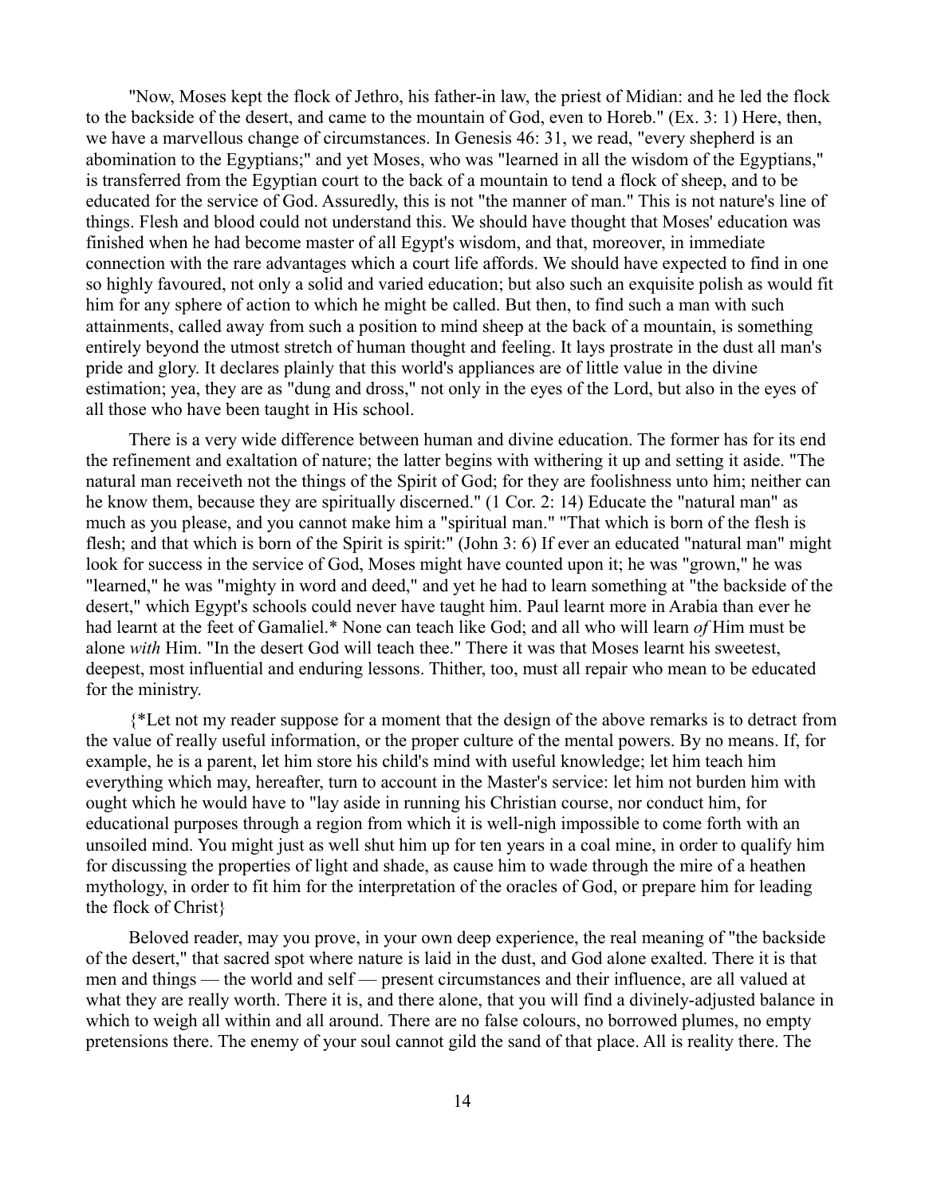"Now, Moses kept the flock of Jethro, his father-in law, the priest of Midian: and he led the flock to the backside of the desert, and came to the mountain of God, even to Horeb." (Ex. 3: 1) Here, then, we have a marvellous change of circumstances. In Genesis 46: 31, we read, "every shepherd is an abomination to the Egyptians;" and yet Moses, who was "learned in all the wisdom of the Egyptians," is transferred from the Egyptian court to the back of a mountain to tend a flock of sheep, and to be educated for the service of God. Assuredly, this is not "the manner of man." This is not nature's line of things. Flesh and blood could not understand this. We should have thought that Moses' education was finished when he had become master of all Egypt's wisdom, and that, moreover, in immediate connection with the rare advantages which a court life affords. We should have expected to find in one so highly favoured, not only a solid and varied education; but also such an exquisite polish as would fit him for any sphere of action to which he might be called. But then, to find such a man with such attainments, called away from such a position to mind sheep at the back of a mountain, is something entirely beyond the utmost stretch of human thought and feeling. It lays prostrate in the dust all man's pride and glory. It declares plainly that this world's appliances are of little value in the divine estimation; yea, they are as "dung and dross," not only in the eyes of the Lord, but also in the eyes of all those who have been taught in His school.

There is a very wide difference between human and divine education. The former has for its end the refinement and exaltation of nature; the latter begins with withering it up and setting it aside. "The natural man receiveth not the things of the Spirit of God; for they are foolishness unto him; neither can he know them, because they are spiritually discerned." (1 Cor. 2: 14) Educate the "natural man" as much as you please, and you cannot make him a "spiritual man." "That which is born of the flesh is flesh; and that which is born of the Spirit is spirit:" (John 3: 6) If ever an educated "natural man" might look for success in the service of God, Moses might have counted upon it; he was "grown," he was "learned," he was "mighty in word and deed," and yet he had to learn something at "the backside of the desert," which Egypt's schools could never have taught him. Paul learnt more in Arabia than ever he had learnt at the feet of Gamaliel.* None can teach like God; and all who will learn *of* Him must be alone *with* Him. "In the desert God will teach thee." There it was that Moses learnt his sweetest, deepest, most influential and enduring lessons. Thither, too, must all repair who mean to be educated for the ministry.

{*Let not my reader suppose for a moment that the design of the above remarks is to detract from the value of really useful information, or the proper culture of the mental powers. By no means. If, for example, he is a parent, let him store his child's mind with useful knowledge; let him teach him everything which may, hereafter, turn to account in the Master's service: let him not burden him with ought which he would have to "lay aside in running his Christian course, nor conduct him, for educational purposes through a region from which it is well-nigh impossible to come forth with an unsoiled mind. You might just as well shut him up for ten years in a coal mine, in order to qualify him for discussing the properties of light and shade, as cause him to wade through the mire of a heathen mythology, in order to fit him for the interpretation of the oracles of God, or prepare him for leading the flock of Christ}

Beloved reader, may you prove, in your own deep experience, the real meaning of "the backside of the desert," that sacred spot where nature is laid in the dust, and God alone exalted. There it is that men and things — the world and self — present circumstances and their influence, are all valued at what they are really worth. There it is, and there alone, that you will find a divinely-adjusted balance in which to weigh all within and all around. There are no false colours, no borrowed plumes, no empty pretensions there. The enemy of your soul cannot gild the sand of that place. All is reality there. The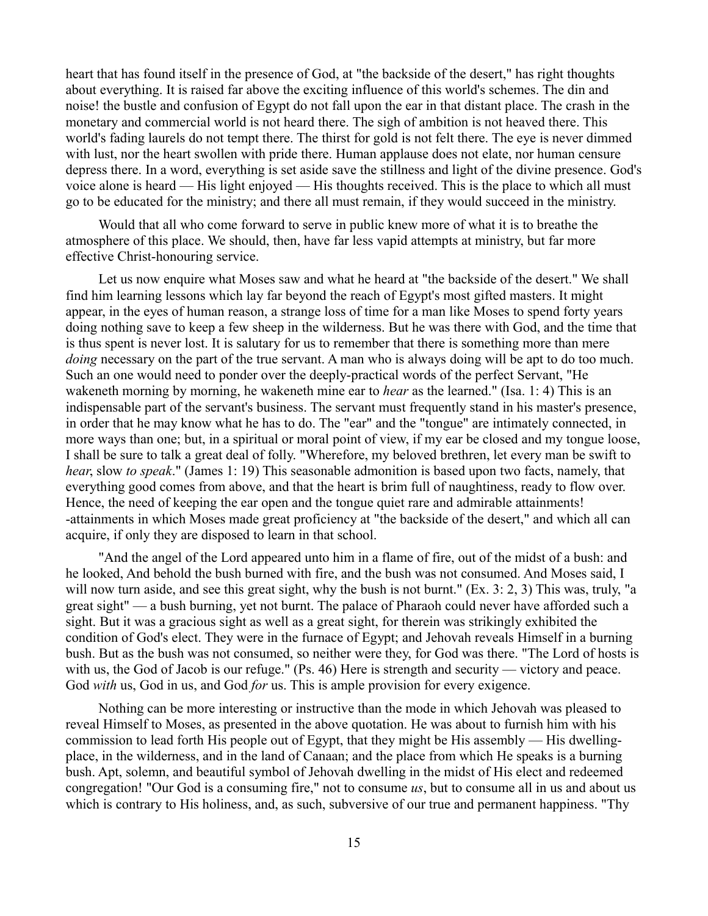heart that has found itself in the presence of God, at "the backside of the desert," has right thoughts about everything. It is raised far above the exciting influence of this world's schemes. The din and noise! the bustle and confusion of Egypt do not fall upon the ear in that distant place. The crash in the monetary and commercial world is not heard there. The sigh of ambition is not heaved there. This world's fading laurels do not tempt there. The thirst for gold is not felt there. The eye is never dimmed with lust, nor the heart swollen with pride there. Human applause does not elate, nor human censure depress there. In a word, everything is set aside save the stillness and light of the divine presence. God's voice alone is heard — His light enjoyed — His thoughts received. This is the place to which all must go to be educated for the ministry; and there all must remain, if they would succeed in the ministry.

Would that all who come forward to serve in public knew more of what it is to breathe the atmosphere of this place. We should, then, have far less vapid attempts at ministry, but far more effective Christ-honouring service.

Let us now enquire what Moses saw and what he heard at "the backside of the desert." We shall find him learning lessons which lay far beyond the reach of Egypt's most gifted masters. It might appear, in the eyes of human reason, a strange loss of time for a man like Moses to spend forty years doing nothing save to keep a few sheep in the wilderness. But he was there with God, and the time that is thus spent is never lost. It is salutary for us to remember that there is something more than mere *doing* necessary on the part of the true servant. A man who is always doing will be apt to do too much. Such an one would need to ponder over the deeply-practical words of the perfect Servant, "He wakeneth morning by morning, he wakeneth mine ear to *hear* as the learned." (Isa. 1: 4) This is an indispensable part of the servant's business. The servant must frequently stand in his master's presence, in order that he may know what he has to do. The "ear" and the "tongue" are intimately connected, in more ways than one; but, in a spiritual or moral point of view, if my ear be closed and my tongue loose, I shall be sure to talk a great deal of folly. "Wherefore, my beloved brethren, let every man be swift to *hear*, slow *to speak*." (James 1: 19) This seasonable admonition is based upon two facts, namely, that everything good comes from above, and that the heart is brim full of naughtiness, ready to flow over. Hence, the need of keeping the ear open and the tongue quiet rare and admirable attainments! -attainments in which Moses made great proficiency at "the backside of the desert," and which all can acquire, if only they are disposed to learn in that school.

"And the angel of the Lord appeared unto him in a flame of fire, out of the midst of a bush: and he looked, And behold the bush burned with fire, and the bush was not consumed. And Moses said, I will now turn aside, and see this great sight, why the bush is not burnt." (Ex. 3: 2, 3) This was, truly, "a great sight" — a bush burning, yet not burnt. The palace of Pharaoh could never have afforded such a sight. But it was a gracious sight as well as a great sight, for therein was strikingly exhibited the condition of God's elect. They were in the furnace of Egypt; and Jehovah reveals Himself in a burning bush. But as the bush was not consumed, so neither were they, for God was there. "The Lord of hosts is with us, the God of Jacob is our refuge." (Ps. 46) Here is strength and security — victory and peace. God *with* us, God in us, and God *for* us. This is ample provision for every exigence.

Nothing can be more interesting or instructive than the mode in which Jehovah was pleased to reveal Himself to Moses, as presented in the above quotation. He was about to furnish him with his commission to lead forth His people out of Egypt, that they might be His assembly — His dwelling-place, in the wilderness, and in the land of Canaan; and the place from which He speaks is a burning bush. Apt, solemn, and beautiful symbol of Jehovah dwelling in the midst of His elect and redeemed congregation! "Our God is a consuming fire," not to consume *us*, but to consume all in us and about us which is contrary to His holiness, and, as such, subversive of our true and permanent happiness. "Thy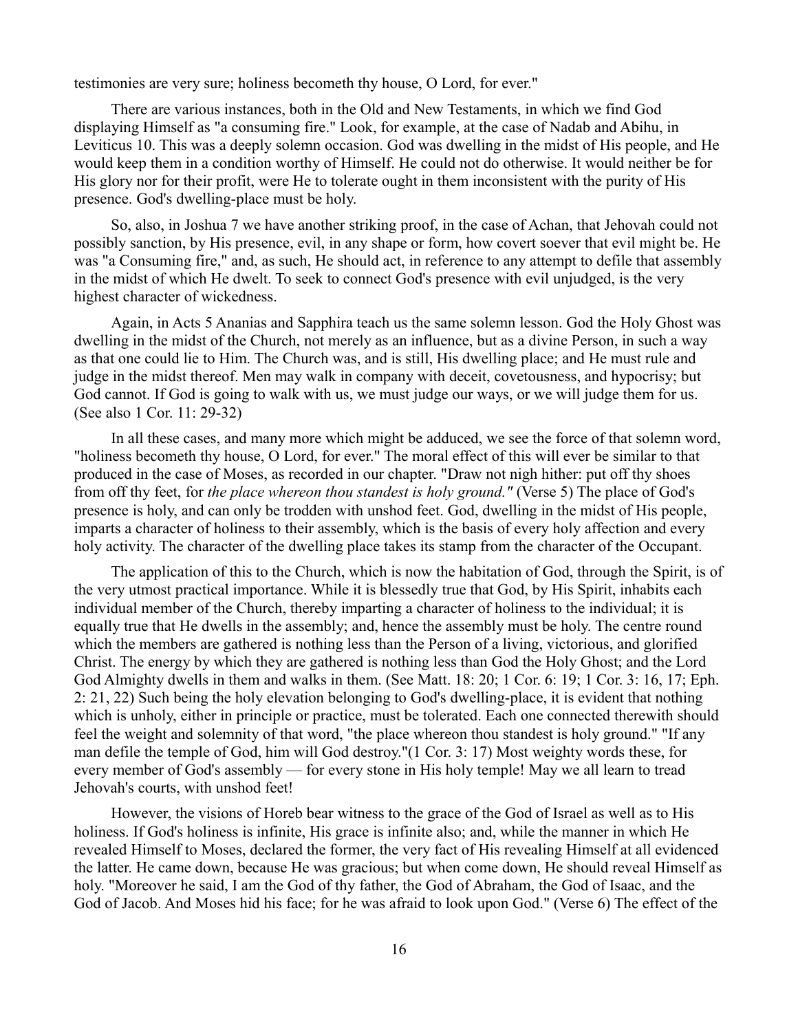testimonies are very sure; holiness becometh thy house, O Lord, for ever."

There are various instances, both in the Old and New Testaments, in which we find God displaying Himself as "a consuming fire." Look, for example, at the case of Nadab and Abihu, in Leviticus 10. This was a deeply solemn occasion. God was dwelling in the midst of His people, and He would keep them in a condition worthy of Himself. He could not do otherwise. It would neither be for His glory nor for their profit, were He to tolerate ought in them inconsistent with the purity of His presence. God's dwelling-place must be holy.

So, also, in Joshua 7 we have another striking proof, in the case of Achan, that Jehovah could not possibly sanction, by His presence, evil, in any shape or form, how covert soever that evil might be. He was "a Consuming fire," and, as such, He should act, in reference to any attempt to defile that assembly in the midst of which He dwelt. To seek to connect God's presence with evil unjudged, is the very highest character of wickedness.

Again, in Acts 5 Ananias and Sapphira teach us the same solemn lesson. God the Holy Ghost was dwelling in the midst of the Church, not merely as an influence, but as a divine Person, in such a way as that one could lie to Him. The Church was, and is still, His dwelling place; and He must rule and judge in the midst thereof. Men may walk in company with deceit, covetousness, and hypocrisy; but God cannot. If God is going to walk with us, we must judge our ways, or we will judge them for us. (See also 1 Cor. 11: 29-32)

In all these cases, and many more which might be adduced, we see the force of that solemn word, "holiness becometh thy house, O Lord, for ever." The moral effect of this will ever be similar to that produced in the case of Moses, as recorded in our chapter. "Draw not nigh hither: put off thy shoes from off thy feet, for *the place whereon thou standest is holy ground."* (Verse 5) The place of God's presence is holy, and can only be trodden with unshod feet. God, dwelling in the midst of His people, imparts a character of holiness to their assembly, which is the basis of every holy affection and every holy activity. The character of the dwelling place takes its stamp from the character of the Occupant.

The application of this to the Church, which is now the habitation of God, through the Spirit, is of the very utmost practical importance. While it is blessedly true that God, by His Spirit, inhabits each individual member of the Church, thereby imparting a character of holiness to the individual; it is equally true that He dwells in the assembly; and, hence the assembly must be holy. The centre round which the members are gathered is nothing less than the Person of a living, victorious, and glorified Christ. The energy by which they are gathered is nothing less than God the Holy Ghost; and the Lord God Almighty dwells in them and walks in them. (See Matt. 18: 20; 1 Cor. 6: 19; 1 Cor. 3: 16, 17; Eph. 2: 21, 22) Such being the holy elevation belonging to God's dwelling-place, it is evident that nothing which is unholy, either in principle or practice, must be tolerated. Each one connected therewith should feel the weight and solemnity of that word, "the place whereon thou standest is holy ground." "If any man defile the temple of God, him will God destroy."(1 Cor. 3: 17) Most weighty words these, for every member of God's assembly — for every stone in His holy temple! May we all learn to tread Jehovah's courts, with unshod feet!

However, the visions of Horeb bear witness to the grace of the God of Israel as well as to His holiness. If God's holiness is infinite, His grace is infinite also; and, while the manner in which He revealed Himself to Moses, declared the former, the very fact of His revealing Himself at all evidenced the latter. He came down, because He was gracious; but when come down, He should reveal Himself as holy. "Moreover he said, I am the God of thy father, the God of Abraham, the God of Isaac, and the God of Jacob. And Moses hid his face; for he was afraid to look upon God." (Verse 6) The effect of the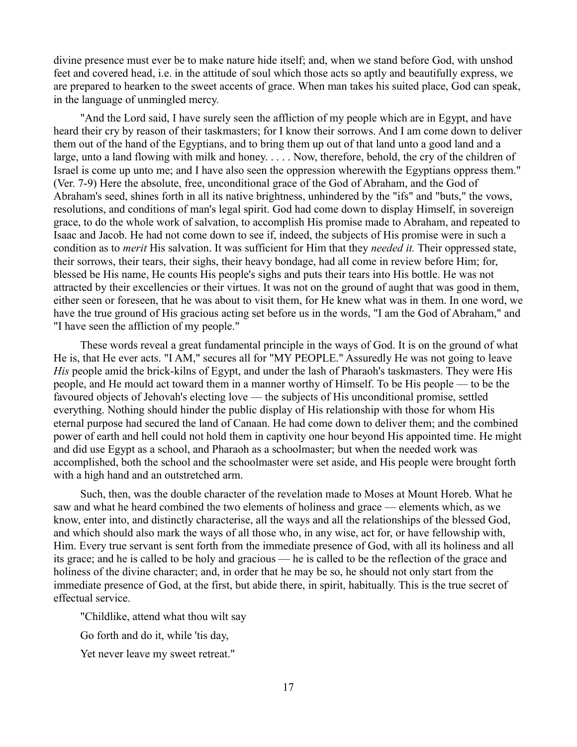divine presence must ever be to make nature hide itself; and, when we stand before God, with unshod feet and covered head, i.e. in the attitude of soul which those acts so aptly and beautifully express, we are prepared to hearken to the sweet accents of grace. When man takes his suited place, God can speak, in the language of unmingled mercy.

"And the Lord said, I have surely seen the affliction of my people which are in Egypt, and have heard their cry by reason of their taskmasters; for I know their sorrows. And I am come down to deliver them out of the hand of the Egyptians, and to bring them up out of that land unto a good land and a large, unto a land flowing with milk and honey. . . . . Now, therefore, behold, the cry of the children of Israel is come up unto me; and I have also seen the oppression wherewith the Egyptians oppress them." (Ver. 7-9) Here the absolute, free, unconditional grace of the God of Abraham, and the God of Abraham's seed, shines forth in all its native brightness, unhindered by the "ifs" and "buts," the vows, resolutions, and conditions of man's legal spirit. God had come down to display Himself, in sovereign grace, to do the whole work of salvation, to accomplish His promise made to Abraham, and repeated to Isaac and Jacob. He had not come down to see if, indeed, the subjects of His promise were in such a condition as to *merit* His salvation. It was sufficient for Him that they *needed it.* Their oppressed state, their sorrows, their tears, their sighs, their heavy bondage, had all come in review before Him; for, blessed be His name, He counts His people's sighs and puts their tears into His bottle. He was not attracted by their excellencies or their virtues. It was not on the ground of aught that was good in them, either seen or foreseen, that he was about to visit them, for He knew what was in them. In one word, we have the true ground of His gracious acting set before us in the words, "I am the God of Abraham," and "I have seen the affliction of my people."

These words reveal a great fundamental principle in the ways of God. It is on the ground of what He is, that He ever acts. "I AM," secures all for "MY PEOPLE." Assuredly He was not going to leave *His* people amid the brick-kilns of Egypt, and under the lash of Pharaoh's taskmasters. They were His people, and He mould act toward them in a manner worthy of Himself. To be His people — to be the favoured objects of Jehovah's electing love — the subjects of His unconditional promise, settled everything. Nothing should hinder the public display of His relationship with those for whom His eternal purpose had secured the land of Canaan. He had come down to deliver them; and the combined power of earth and hell could not hold them in captivity one hour beyond His appointed time. He might and did use Egypt as a school, and Pharaoh as a schoolmaster; but when the needed work was accomplished, both the school and the schoolmaster were set aside, and His people were brought forth with a high hand and an outstretched arm.

Such, then, was the double character of the revelation made to Moses at Mount Horeb. What he saw and what he heard combined the two elements of holiness and grace — elements which, as we know, enter into, and distinctly characterise, all the ways and all the relationships of the blessed God, and which should also mark the ways of all those who, in any wise, act for, or have fellowship with, Him. Every true servant is sent forth from the immediate presence of God, with all its holiness and all its grace; and he is called to be holy and gracious — he is called to be the reflection of the grace and holiness of the divine character; and, in order that he may be so, he should not only start from the immediate presence of God, at the first, but abide there, in spirit, habitually. This is the true secret of effectual service.

"Childlike, attend what thou wilt say

Go forth and do it, while 'tis day,

Yet never leave my sweet retreat."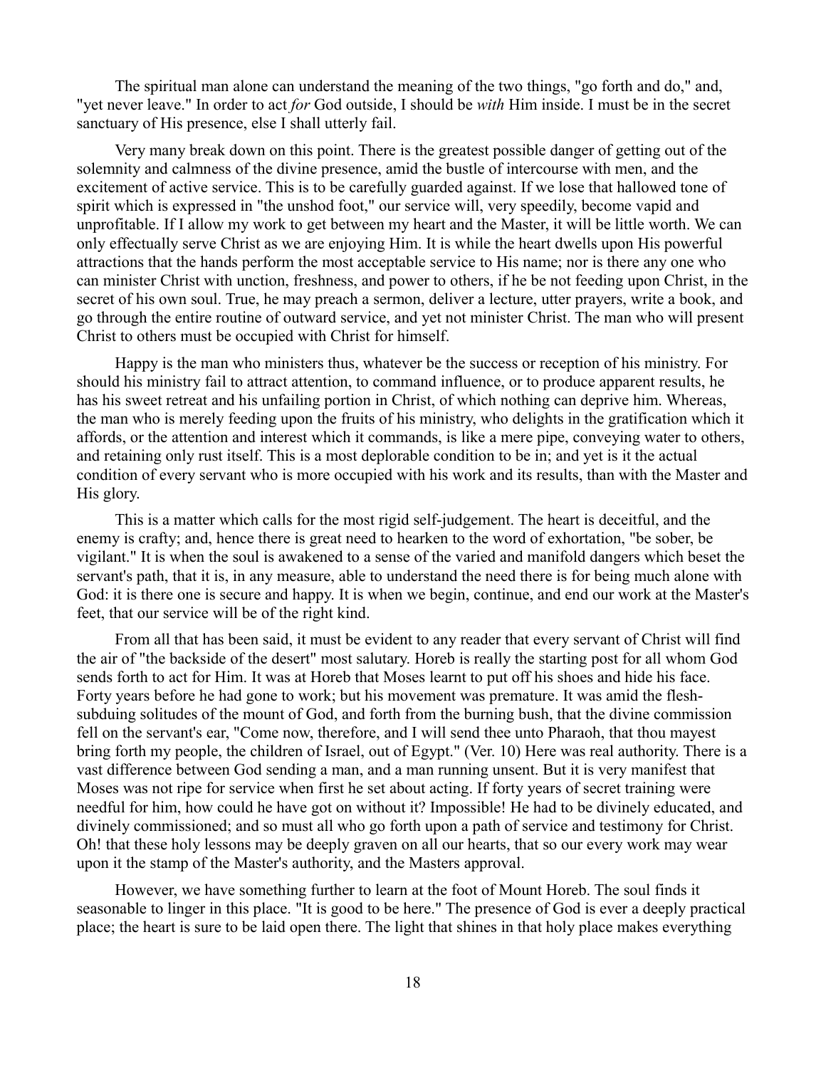The spiritual man alone can understand the meaning of the two things, "go forth and do," and, "yet never leave." In order to act *for* God outside, I should be *with* Him inside. I must be in the secret sanctuary of His presence, else I shall utterly fail.

Very many break down on this point. There is the greatest possible danger of getting out of the solemnity and calmness of the divine presence, amid the bustle of intercourse with men, and the excitement of active service. This is to be carefully guarded against. If we lose that hallowed tone of spirit which is expressed in "the unshod foot," our service will, very speedily, become vapid and unprofitable. If I allow my work to get between my heart and the Master, it will be little worth. We can only effectually serve Christ as we are enjoying Him. It is while the heart dwells upon His powerful attractions that the hands perform the most acceptable service to His name; nor is there any one who can minister Christ with unction, freshness, and power to others, if he be not feeding upon Christ, in the secret of his own soul. True, he may preach a sermon, deliver a lecture, utter prayers, write a book, and go through the entire routine of outward service, and yet not minister Christ. The man who will present Christ to others must be occupied with Christ for himself.

Happy is the man who ministers thus, whatever be the success or reception of his ministry. For should his ministry fail to attract attention, to command influence, or to produce apparent results, he has his sweet retreat and his unfailing portion in Christ, of which nothing can deprive him. Whereas, the man who is merely feeding upon the fruits of his ministry, who delights in the gratification which it affords, or the attention and interest which it commands, is like a mere pipe, conveying water to others, and retaining only rust itself. This is a most deplorable condition to be in; and yet is it the actual condition of every servant who is more occupied with his work and its results, than with the Master and His glory.

This is a matter which calls for the most rigid self-judgement. The heart is deceitful, and the enemy is crafty; and, hence there is great need to hearken to the word of exhortation, "be sober, be vigilant." It is when the soul is awakened to a sense of the varied and manifold dangers which beset the servant's path, that it is, in any measure, able to understand the need there is for being much alone with God: it is there one is secure and happy. It is when we begin, continue, and end our work at the Master's feet, that our service will be of the right kind.

From all that has been said, it must be evident to any reader that every servant of Christ will find the air of "the backside of the desert" most salutary. Horeb is really the starting post for all whom God sends forth to act for Him. It was at Horeb that Moses learnt to put off his shoes and hide his face. Forty years before he had gone to work; but his movement was premature. It was amid the flesh-subduing solitudes of the mount of God, and forth from the burning bush, that the divine commission fell on the servant's ear, "Come now, therefore, and I will send thee unto Pharaoh, that thou mayest bring forth my people, the children of Israel, out of Egypt." (Ver. 10) Here was real authority. There is a vast difference between God sending a man, and a man running unsent. But it is very manifest that Moses was not ripe for service when first he set about acting. If forty years of secret training were needful for him, how could he have got on without it? Impossible! He had to be divinely educated, and divinely commissioned; and so must all who go forth upon a path of service and testimony for Christ. Oh! that these holy lessons may be deeply graven on all our hearts, that so our every work may wear upon it the stamp of the Master's authority, and the Masters approval.

However, we have something further to learn at the foot of Mount Horeb. The soul finds it seasonable to linger in this place. "It is good to be here." The presence of God is ever a deeply practical place; the heart is sure to be laid open there. The light that shines in that holy place makes everything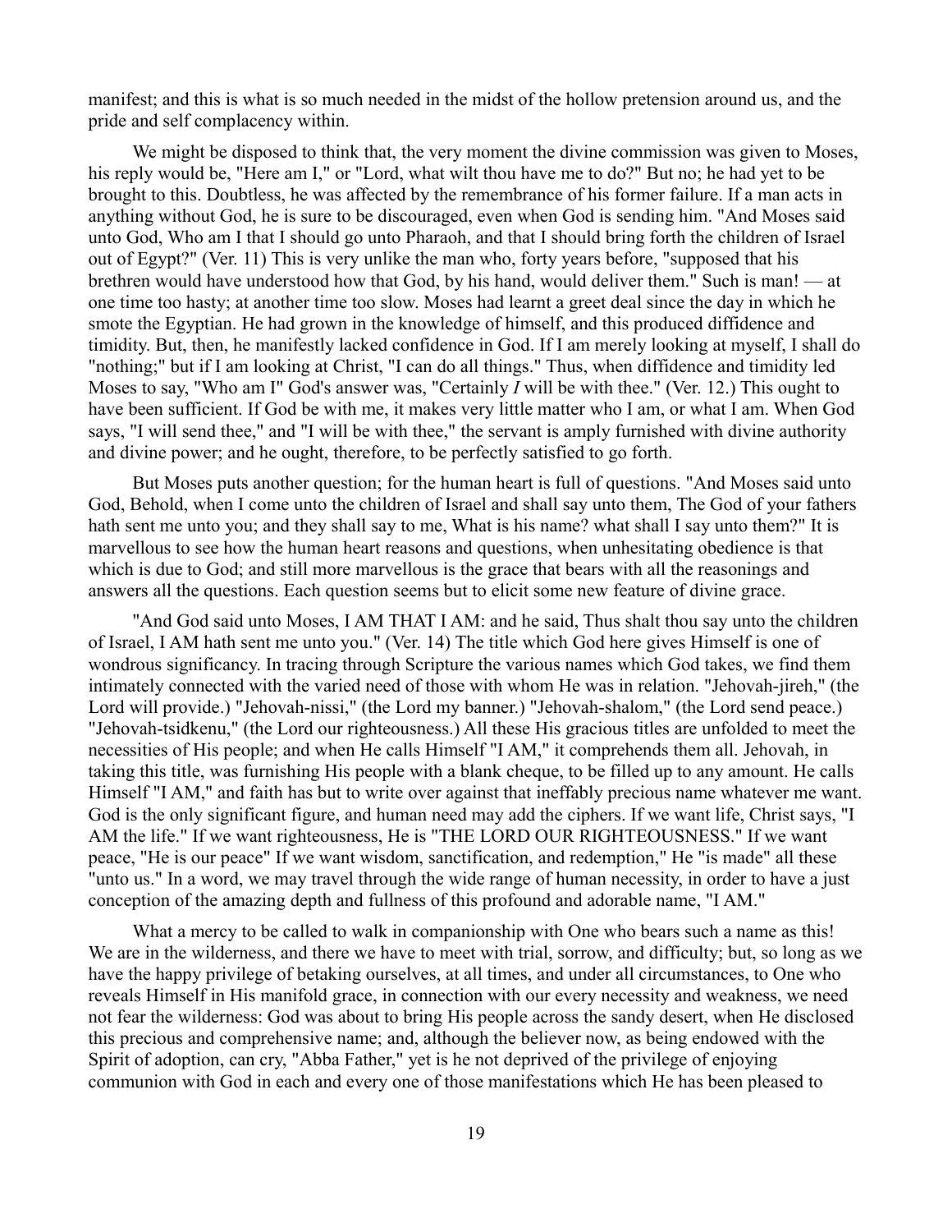manifest; and this is what is so much needed in the midst of the hollow pretension around us, and the pride and self complacency within.

We might be disposed to think that, the very moment the divine commission was given to Moses, his reply would be, "Here am I," or "Lord, what wilt thou have me to do?" But no; he had yet to be brought to this. Doubtless, he was affected by the remembrance of his former failure. If a man acts in anything without God, he is sure to be discouraged, even when God is sending him. "And Moses said unto God, Who am I that I should go unto Pharaoh, and that I should bring forth the children of Israel out of Egypt?" (Ver. 11) This is very unlike the man who, forty years before, "supposed that his brethren would have understood how that God, by his hand, would deliver them." Such is man! — at one time too hasty; at another time too slow. Moses had learnt a greet deal since the day in which he smote the Egyptian. He had grown in the knowledge of himself, and this produced diffidence and timidity. But, then, he manifestly lacked confidence in God. If I am merely looking at myself, I shall do "nothing;" but if I am looking at Christ, "I can do all things." Thus, when diffidence and timidity led Moses to say, "Who am I" God's answer was, "Certainly *I* will be with thee." (Ver. 12.) This ought to have been sufficient. If God be with me, it makes very little matter who I am, or what I am. When God says, "I will send thee," and "I will be with thee," the servant is amply furnished with divine authority and divine power; and he ought, therefore, to be perfectly satisfied to go forth.

But Moses puts another question; for the human heart is full of questions. "And Moses said unto God, Behold, when I come unto the children of Israel and shall say unto them, The God of your fathers hath sent me unto you; and they shall say to me, What is his name? what shall I say unto them?" It is marvellous to see how the human heart reasons and questions, when unhesitating obedience is that which is due to God; and still more marvellous is the grace that bears with all the reasonings and answers all the questions. Each question seems but to elicit some new feature of divine grace.

"And God said unto Moses, I AM THAT I AM: and he said, Thus shalt thou say unto the children of Israel, I AM hath sent me unto you." (Ver. 14) The title which God here gives Himself is one of wondrous significancy. In tracing through Scripture the various names which God takes, we find them intimately connected with the varied need of those with whom He was in relation. "Jehovah-jireh," (the Lord will provide.) "Jehovah-nissi," (the Lord my banner.) "Jehovah-shalom," (the Lord send peace.) "Jehovah-tsidkenu," (the Lord our righteousness.) All these His gracious titles are unfolded to meet the necessities of His people; and when He calls Himself "I AM," it comprehends them all. Jehovah, in taking this title, was furnishing His people with a blank cheque, to be filled up to any amount. He calls Himself "I AM," and faith has but to write over against that ineffably precious name whatever me want. God is the only significant figure, and human need may add the ciphers. If we want life, Christ says, "I AM the life." If we want righteousness, He is "THE LORD OUR RIGHTEOUSNESS." If we want peace, "He is our peace" If we want wisdom, sanctification, and redemption," He "is made" all these "unto us." In a word, we may travel through the wide range of human necessity, in order to have a just conception of the amazing depth and fullness of this profound and adorable name, "I AM."

What a mercy to be called to walk in companionship with One who bears such a name as this! We are in the wilderness, and there we have to meet with trial, sorrow, and difficulty; but, so long as we have the happy privilege of betaking ourselves, at all times, and under all circumstances, to One who reveals Himself in His manifold grace, in connection with our every necessity and weakness, we need not fear the wilderness: God was about to bring His people across the sandy desert, when He disclosed this precious and comprehensive name; and, although the believer now, as being endowed with the Spirit of adoption, can cry, "Abba Father," yet is he not deprived of the privilege of enjoying communion with God in each and every one of those manifestations which He has been pleased to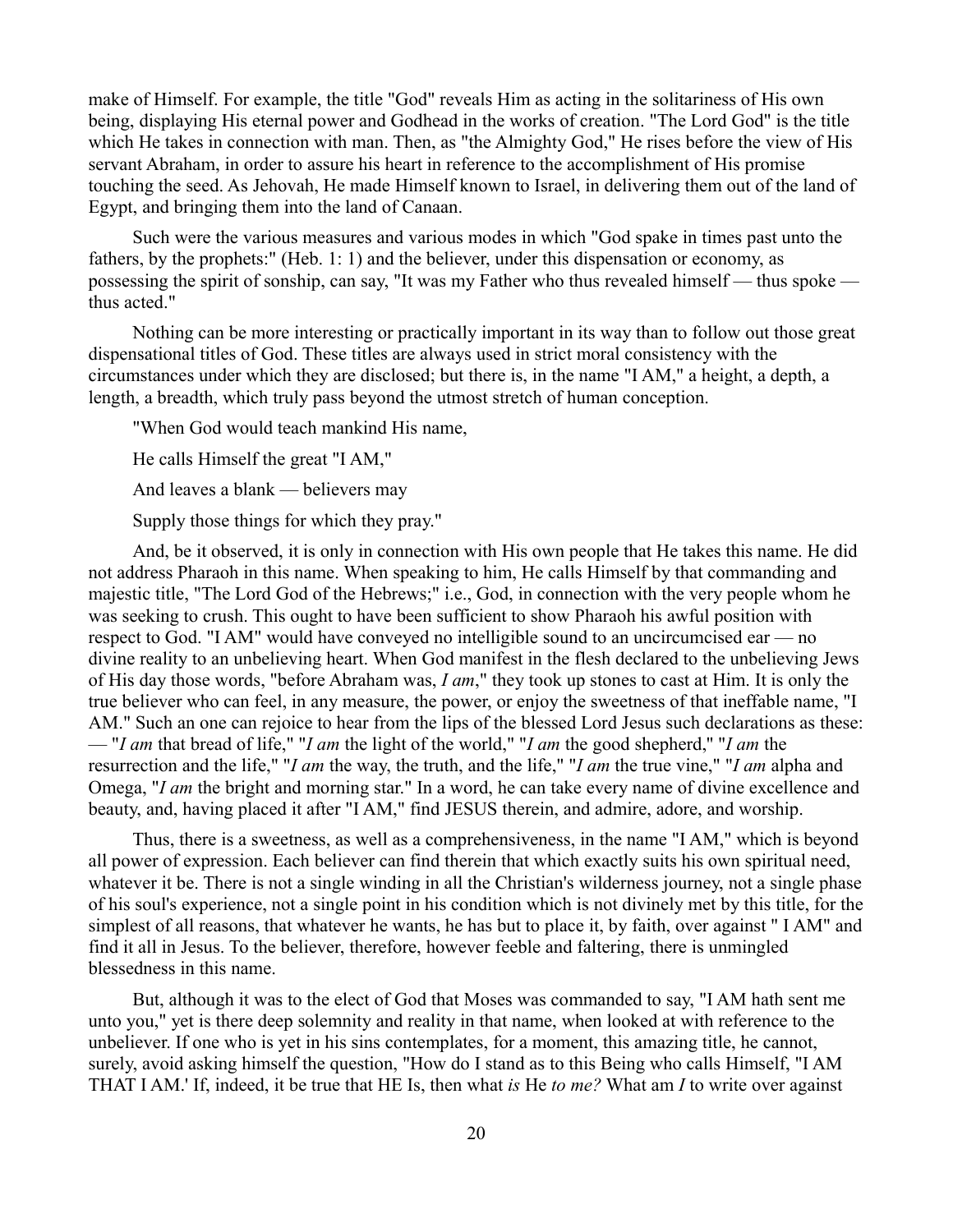make of Himself. For example, the title "God" reveals Him as acting in the solitariness of His own being, displaying His eternal power and Godhead in the works of creation. "The Lord God" is the title which He takes in connection with man. Then, as "the Almighty God," He rises before the view of His servant Abraham, in order to assure his heart in reference to the accomplishment of His promise touching the seed. As Jehovah, He made Himself known to Israel, in delivering them out of the land of Egypt, and bringing them into the land of Canaan.

Such were the various measures and various modes in which "God spake in times past unto the fathers, by the prophets:" (Heb. 1: 1) and the believer, under this dispensation or economy, as possessing the spirit of sonship, can say, "It was my Father who thus revealed himself — thus spoke — thus acted."

Nothing can be more interesting or practically important in its way than to follow out those great dispensational titles of God. These titles are always used in strict moral consistency with the circumstances under which they are disclosed; but there is, in the name "I AM," a height, a depth, a length, a breadth, which truly pass beyond the utmost stretch of human conception.

"When God would teach mankind His name,

He calls Himself the great "I AM,"

And leaves a blank — believers may

Supply those things for which they pray."

And, be it observed, it is only in connection with His own people that He takes this name. He did not address Pharaoh in this name. When speaking to him, He calls Himself by that commanding and majestic title, "The Lord God of the Hebrews;" i.e., God, in connection with the very people whom he was seeking to crush. This ought to have been sufficient to show Pharaoh his awful position with respect to God. "I AM" would have conveyed no intelligible sound to an uncircumcised ear — no divine reality to an unbelieving heart. When God manifest in the flesh declared to the unbelieving Jews of His day those words, "before Abraham was, *I am*," they took up stones to cast at Him. It is only the true believer who can feel, in any measure, the power, or enjoy the sweetness of that ineffable name, "I AM." Such an one can rejoice to hear from the lips of the blessed Lord Jesus such declarations as these: — "*I am* that bread of life," "*I am* the light of the world," "*I am* the good shepherd," "*I am* the resurrection and the life," "*I am* the way, the truth, and the life," "*I am* the true vine," "*I am* alpha and Omega, "*I am* the bright and morning star." In a word, he can take every name of divine excellence and beauty, and, having placed it after "I AM," find JESUS therein, and admire, adore, and worship.

Thus, there is a sweetness, as well as a comprehensiveness, in the name "I AM," which is beyond all power of expression. Each believer can find therein that which exactly suits his own spiritual need, whatever it be. There is not a single winding in all the Christian's wilderness journey, not a single phase of his soul's experience, not a single point in his condition which is not divinely met by this title, for the simplest of all reasons, that whatever he wants, he has but to place it, by faith, over against " I AM" and find it all in Jesus. To the believer, therefore, however feeble and faltering, there is unmingled blessedness in this name.

But, although it was to the elect of God that Moses was commanded to say, "I AM hath sent me unto you," yet is there deep solemnity and reality in that name, when looked at with reference to the unbeliever. If one who is yet in his sins contemplates, for a moment, this amazing title, he cannot, surely, avoid asking himself the question, "How do I stand as to this Being who calls Himself, "I AM THAT I AM.' If, indeed, it be true that HE Is, then what *is* He *to me?* What am *I* to write over against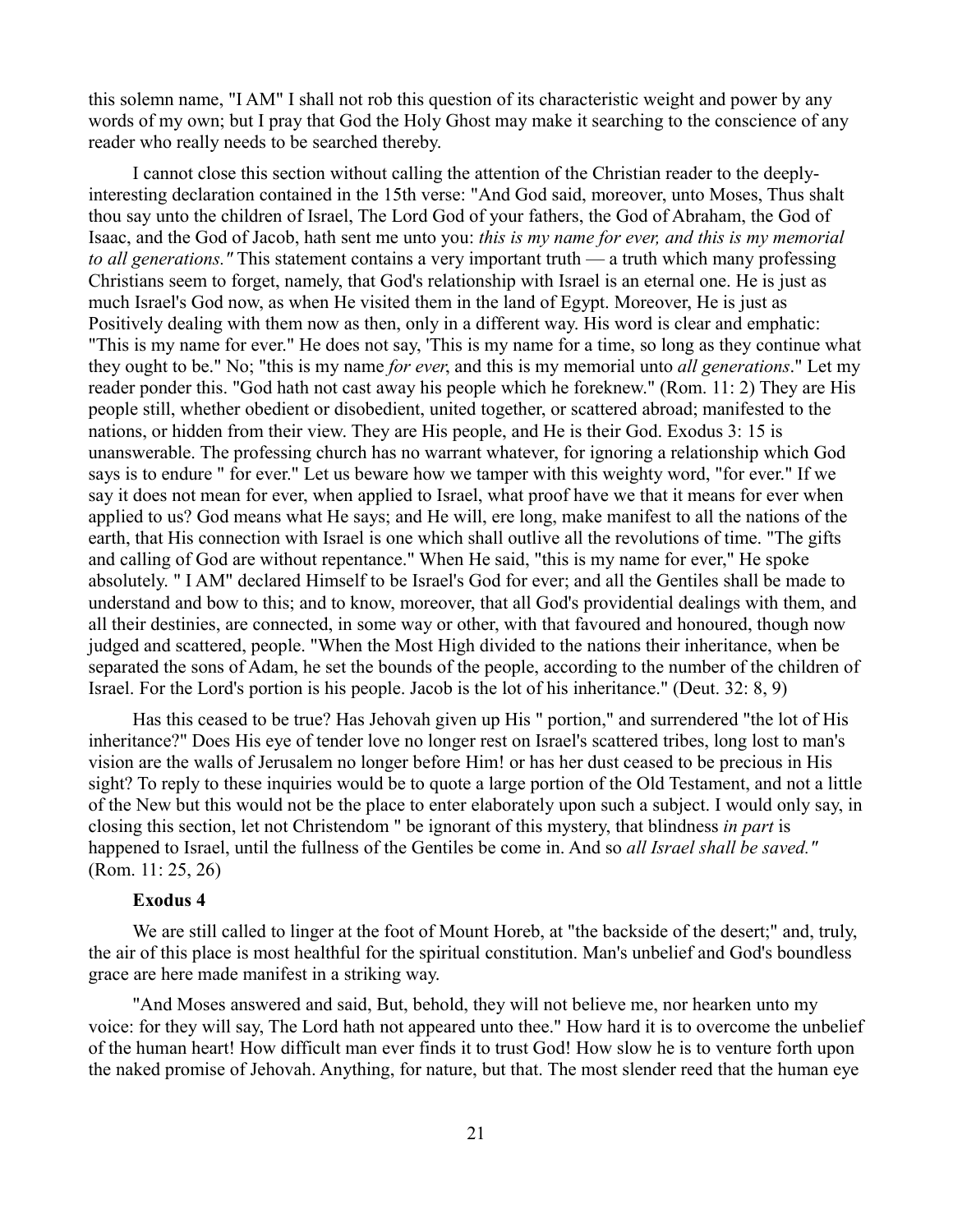this solemn name, "I AM" I shall not rob this question of its characteristic weight and power by any words of my own; but I pray that God the Holy Ghost may make it searching to the conscience of any reader who really needs to be searched thereby.

I cannot close this section without calling the attention of the Christian reader to the deeply-interesting declaration contained in the 15th verse: "And God said, moreover, unto Moses, Thus shalt thou say unto the children of Israel, The Lord God of your fathers, the God of Abraham, the God of Isaac, and the God of Jacob, hath sent me unto you: *this is my name for ever, and this is my memorial to all generations."* This statement contains a very important truth — a truth which many professing Christians seem to forget, namely, that God's relationship with Israel is an eternal one. He is just as much Israel's God now, as when He visited them in the land of Egypt. Moreover, He is just as Positively dealing with them now as then, only in a different way. His word is clear and emphatic: "This is my name for ever." He does not say, 'This is my name for a time, so long as they continue what they ought to be." No; "this is my name *for ever*, and this is my memorial unto *all generations*." Let my reader ponder this. "God hath not cast away his people which he foreknew." (Rom. 11: 2) They are His people still, whether obedient or disobedient, united together, or scattered abroad; manifested to the nations, or hidden from their view. They are His people, and He is their God. Exodus 3: 15 is unanswerable. The professing church has no warrant whatever, for ignoring a relationship which God says is to endure " for ever." Let us beware how we tamper with this weighty word, "for ever." If we say it does not mean for ever, when applied to Israel, what proof have we that it means for ever when applied to us? God means what He says; and He will, ere long, make manifest to all the nations of the earth, that His connection with Israel is one which shall outlive all the revolutions of time. "The gifts and calling of God are without repentance." When He said, "this is my name for ever," He spoke absolutely. " I AM" declared Himself to be Israel's God for ever; and all the Gentiles shall be made to understand and bow to this; and to know, moreover, that all God's providential dealings with them, and all their destinies, are connected, in some way or other, with that favoured and honoured, though now judged and scattered, people. "When the Most High divided to the nations their inheritance, when be separated the sons of Adam, he set the bounds of the people, according to the number of the children of Israel. For the Lord's portion is his people. Jacob is the lot of his inheritance." (Deut. 32: 8, 9)

Has this ceased to be true? Has Jehovah given up His " portion," and surrendered "the lot of His inheritance?" Does His eye of tender love no longer rest on Israel's scattered tribes, long lost to man's vision are the walls of Jerusalem no longer before Him! or has her dust ceased to be precious in His sight? To reply to these inquiries would be to quote a large portion of the Old Testament, and not a little of the New but this would not be the place to enter elaborately upon such a subject. I would only say, in closing this section, let not Christendom " be ignorant of this mystery, that blindness *in part* is happened to Israel, until the fullness of the Gentiles be come in. And so *all Israel shall be saved."* (Rom. 11: 25, 26)

### Exodus 4

We are still called to linger at the foot of Mount Horeb, at "the backside of the desert;" and, truly, the air of this place is most healthful for the spiritual constitution. Man's unbelief and God's boundless grace are here made manifest in a striking way.

"And Moses answered and said, But, behold, they will not believe me, nor hearken unto my voice: for they will say, The Lord hath not appeared unto thee." How hard it is to overcome the unbelief of the human heart! How difficult man ever finds it to trust God! How slow he is to venture forth upon the naked promise of Jehovah. Anything, for nature, but that. The most slender reed that the human eye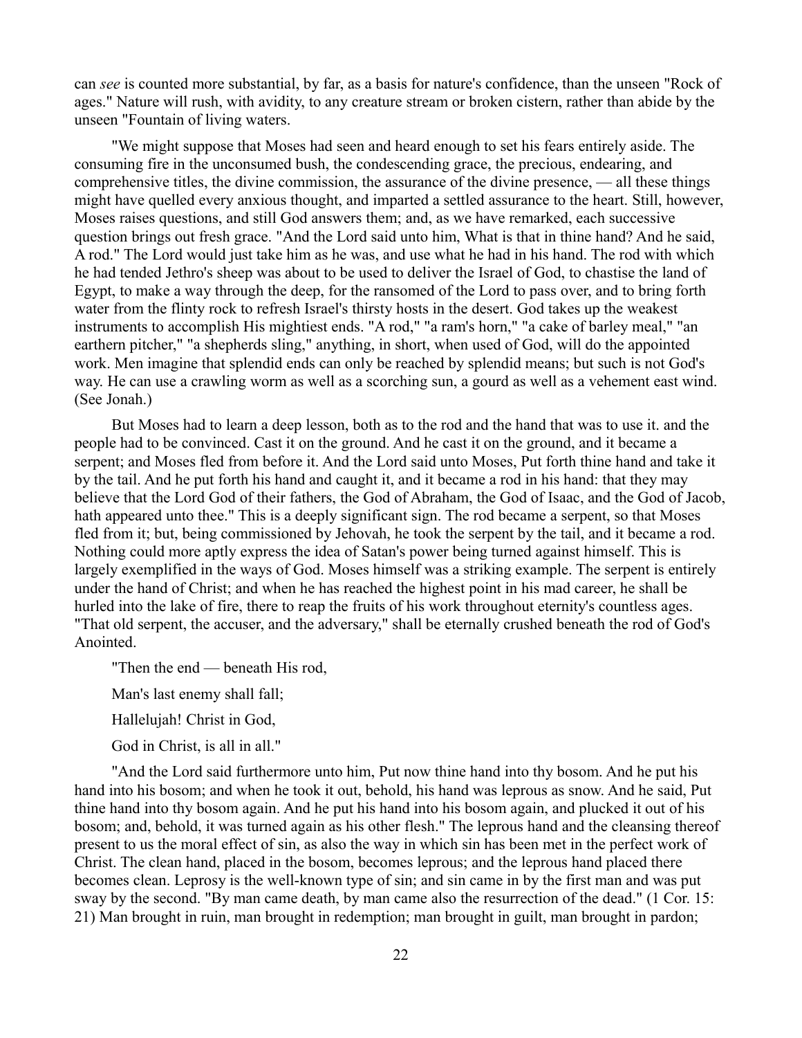can *see* is counted more substantial, by far, as a basis for nature's confidence, than the unseen "Rock of ages." Nature will rush, with avidity, to any creature stream or broken cistern, rather than abide by the unseen "Fountain of living waters.

"We might suppose that Moses had seen and heard enough to set his fears entirely aside. The consuming fire in the unconsumed bush, the condescending grace, the precious, endearing, and comprehensive titles, the divine commission, the assurance of the divine presence, — all these things might have quelled every anxious thought, and imparted a settled assurance to the heart. Still, however, Moses raises questions, and still God answers them; and, as we have remarked, each successive question brings out fresh grace. "And the Lord said unto him, What is that in thine hand? And he said, A rod." The Lord would just take him as he was, and use what he had in his hand. The rod with which he had tended Jethro's sheep was about to be used to deliver the Israel of God, to chastise the land of Egypt, to make a way through the deep, for the ransomed of the Lord to pass over, and to bring forth water from the flinty rock to refresh Israel's thirsty hosts in the desert. God takes up the weakest instruments to accomplish His mightiest ends. "A rod," "a ram's horn," "a cake of barley meal," "an earthern pitcher," "a shepherds sling," anything, in short, when used of God, will do the appointed work. Men imagine that splendid ends can only be reached by splendid means; but such is not God's way. He can use a crawling worm as well as a scorching sun, a gourd as well as a vehement east wind. (See Jonah.)

But Moses had to learn a deep lesson, both as to the rod and the hand that was to use it. and the people had to be convinced. Cast it on the ground. And he cast it on the ground, and it became a serpent; and Moses fled from before it. And the Lord said unto Moses, Put forth thine hand and take it by the tail. And he put forth his hand and caught it, and it became a rod in his hand: that they may believe that the Lord God of their fathers, the God of Abraham, the God of Isaac, and the God of Jacob, hath appeared unto thee." This is a deeply significant sign. The rod became a serpent, so that Moses fled from it; but, being commissioned by Jehovah, he took the serpent by the tail, and it became a rod. Nothing could more aptly express the idea of Satan's power being turned against himself. This is largely exemplified in the ways of God. Moses himself was a striking example. The serpent is entirely under the hand of Christ; and when he has reached the highest point in his mad career, he shall be hurled into the lake of fire, there to reap the fruits of his work throughout eternity's countless ages. "That old serpent, the accuser, and the adversary," shall be eternally crushed beneath the rod of God's Anointed.

"Then the end — beneath His rod,

Man's last enemy shall fall;

Hallelujah! Christ in God,

God in Christ, is all in all."

"And the Lord said furthermore unto him, Put now thine hand into thy bosom. And he put his hand into his bosom; and when he took it out, behold, his hand was leprous as snow. And he said, Put thine hand into thy bosom again. And he put his hand into his bosom again, and plucked it out of his bosom; and, behold, it was turned again as his other flesh." The leprous hand and the cleansing thereof present to us the moral effect of sin, as also the way in which sin has been met in the perfect work of Christ. The clean hand, placed in the bosom, becomes leprous; and the leprous hand placed there becomes clean. Leprosy is the well-known type of sin; and sin came in by the first man and was put sway by the second. "By man came death, by man came also the resurrection of the dead." (1 Cor. 15: 21) Man brought in ruin, man brought in redemption; man brought in guilt, man brought in pardon;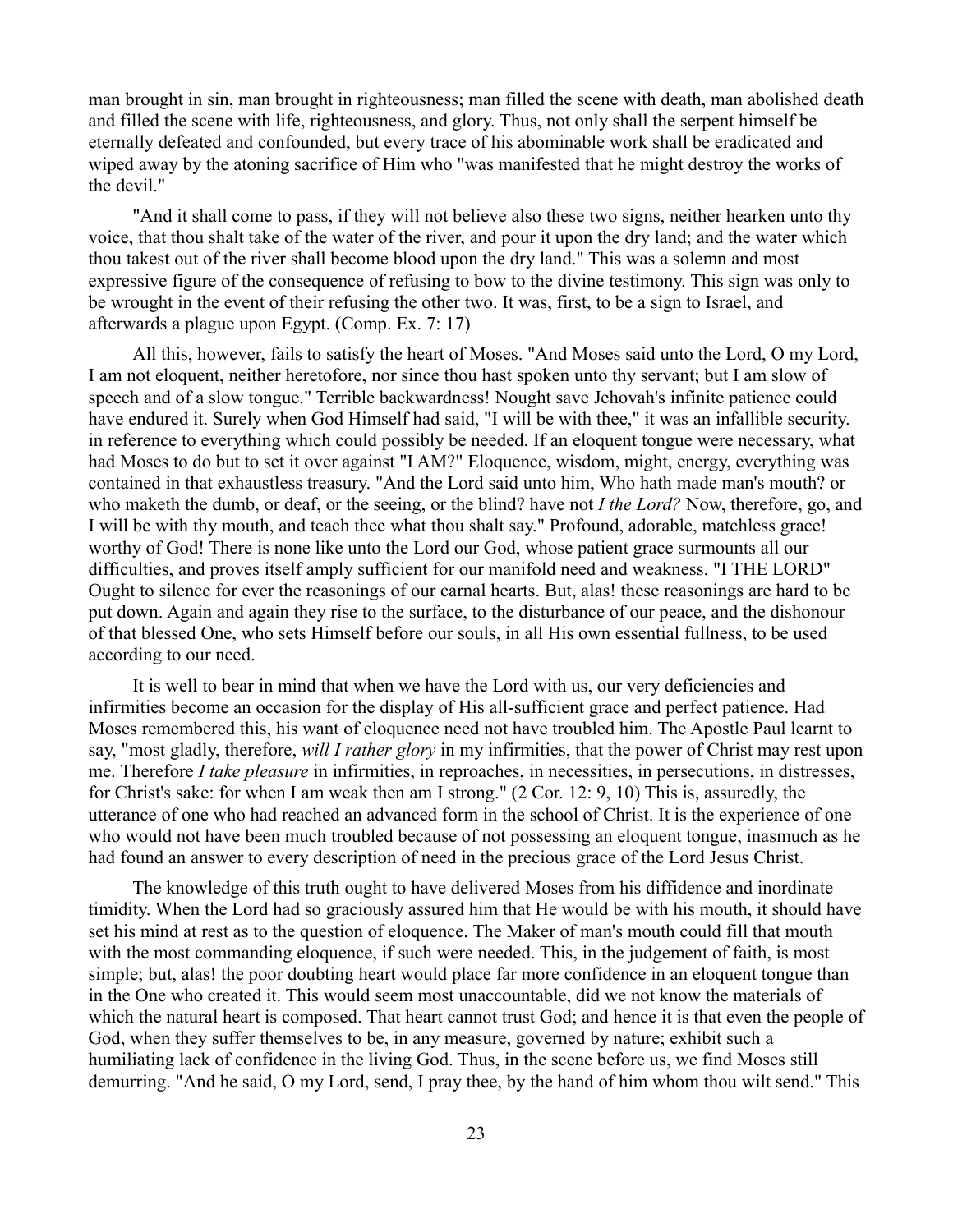man brought in sin, man brought in righteousness; man filled the scene with death, man abolished death and filled the scene with life, righteousness, and glory. Thus, not only shall the serpent himself be eternally defeated and confounded, but every trace of his abominable work shall be eradicated and wiped away by the atoning sacrifice of Him who "was manifested that he might destroy the works of the devil."

"And it shall come to pass, if they will not believe also these two signs, neither hearken unto thy voice, that thou shalt take of the water of the river, and pour it upon the dry land; and the water which thou takest out of the river shall become blood upon the dry land." This was a solemn and most expressive figure of the consequence of refusing to bow to the divine testimony. This sign was only to be wrought in the event of their refusing the other two. It was, first, to be a sign to Israel, and afterwards a plague upon Egypt. (Comp. Ex. 7: 17)

All this, however, fails to satisfy the heart of Moses. "And Moses said unto the Lord, O my Lord, I am not eloquent, neither heretofore, nor since thou hast spoken unto thy servant; but I am slow of speech and of a slow tongue." Terrible backwardness! Nought save Jehovah's infinite patience could have endured it. Surely when God Himself had said, "I will be with thee," it was an infallible security. in reference to everything which could possibly be needed. If an eloquent tongue were necessary, what had Moses to do but to set it over against "I AM?" Eloquence, wisdom, might, energy, everything was contained in that exhaustless treasury. "And the Lord said unto him, Who hath made man's mouth? or who maketh the dumb, or deaf, or the seeing, or the blind? have not *I the Lord?* Now, therefore, go, and I will be with thy mouth, and teach thee what thou shalt say." Profound, adorable, matchless grace! worthy of God! There is none like unto the Lord our God, whose patient grace surmounts all our difficulties, and proves itself amply sufficient for our manifold need and weakness. "I THE LORD" Ought to silence for ever the reasonings of our carnal hearts. But, alas! these reasonings are hard to be put down. Again and again they rise to the surface, to the disturbance of our peace, and the dishonour of that blessed One, who sets Himself before our souls, in all His own essential fullness, to be used according to our need.

It is well to bear in mind that when we have the Lord with us, our very deficiencies and infirmities become an occasion for the display of His all-sufficient grace and perfect patience. Had Moses remembered this, his want of eloquence need not have troubled him. The Apostle Paul learnt to say, "most gladly, therefore, *will I rather glory* in my infirmities, that the power of Christ may rest upon me. Therefore *I take pleasure* in infirmities, in reproaches, in necessities, in persecutions, in distresses, for Christ's sake: for when I am weak then am I strong." (2 Cor. 12: 9, 10) This is, assuredly, the utterance of one who had reached an advanced form in the school of Christ. It is the experience of one who would not have been much troubled because of not possessing an eloquent tongue, inasmuch as he had found an answer to every description of need in the precious grace of the Lord Jesus Christ.

The knowledge of this truth ought to have delivered Moses from his diffidence and inordinate timidity. When the Lord had so graciously assured him that He would be with his mouth, it should have set his mind at rest as to the question of eloquence. The Maker of man's mouth could fill that mouth with the most commanding eloquence, if such were needed. This, in the judgement of faith, is most simple; but, alas! the poor doubting heart would place far more confidence in an eloquent tongue than in the One who created it. This would seem most unaccountable, did we not know the materials of which the natural heart is composed. That heart cannot trust God; and hence it is that even the people of God, when they suffer themselves to be, in any measure, governed by nature; exhibit such a humiliating lack of confidence in the living God. Thus, in the scene before us, we find Moses still demurring. "And he said, O my Lord, send, I pray thee, by the hand of him whom thou wilt send." This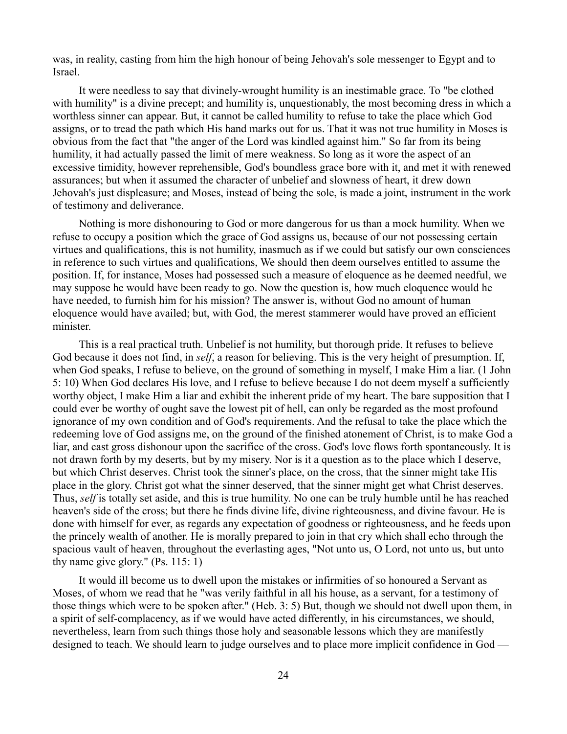was, in reality, casting from him the high honour of being Jehovah's sole messenger to Egypt and to Israel.

It were needless to say that divinely-wrought humility is an inestimable grace. To "be clothed with humility" is a divine precept; and humility is, unquestionably, the most becoming dress in which a worthless sinner can appear. But, it cannot be called humility to refuse to take the place which God assigns, or to tread the path which His hand marks out for us. That it was not true humility in Moses is obvious from the fact that "the anger of the Lord was kindled against him." So far from its being humility, it had actually passed the limit of mere weakness. So long as it wore the aspect of an excessive timidity, however reprehensible, God's boundless grace bore with it, and met it with renewed assurances; but when it assumed the character of unbelief and slowness of heart, it drew down Jehovah's just displeasure; and Moses, instead of being the sole, is made a joint, instrument in the work of testimony and deliverance.

Nothing is more dishonouring to God or more dangerous for us than a mock humility. When we refuse to occupy a position which the grace of God assigns us, because of our not possessing certain virtues and qualifications, this is not humility, inasmuch as if we could but satisfy our own consciences in reference to such virtues and qualifications, We should then deem ourselves entitled to assume the position. If, for instance, Moses had possessed such a measure of eloquence as he deemed needful, we may suppose he would have been ready to go. Now the question is, how much eloquence would he have needed, to furnish him for his mission? The answer is, without God no amount of human eloquence would have availed; but, with God, the merest stammerer would have proved an efficient minister.

This is a real practical truth. Unbelief is not humility, but thorough pride. It refuses to believe God because it does not find, in *self*, a reason for believing. This is the very height of presumption. If, when God speaks, I refuse to believe, on the ground of something in myself, I make Him a liar. (1 John 5: 10) When God declares His love, and I refuse to believe because I do not deem myself a sufficiently worthy object, I make Him a liar and exhibit the inherent pride of my heart. The bare supposition that I could ever be worthy of ought save the lowest pit of hell, can only be regarded as the most profound ignorance of my own condition and of God's requirements. And the refusal to take the place which the redeeming love of God assigns me, on the ground of the finished atonement of Christ, is to make God a liar, and cast gross dishonour upon the sacrifice of the cross. God's love flows forth spontaneously. It is not drawn forth by my deserts, but by my misery. Nor is it a question as to the place which I deserve, but which Christ deserves. Christ took the sinner's place, on the cross, that the sinner might take His place in the glory. Christ got what the sinner deserved, that the sinner might get what Christ deserves. Thus, *self* is totally set aside, and this is true humility. No one can be truly humble until he has reached heaven's side of the cross; but there he finds divine life, divine righteousness, and divine favour. He is done with himself for ever, as regards any expectation of goodness or righteousness, and he feeds upon the princely wealth of another. He is morally prepared to join in that cry which shall echo through the spacious vault of heaven, throughout the everlasting ages, "Not unto us, O Lord, not unto us, but unto thy name give glory." (Ps. 115: 1)

It would ill become us to dwell upon the mistakes or infirmities of so honoured a Servant as Moses, of whom we read that he "was verily faithful in all his house, as a servant, for a testimony of those things which were to be spoken after." (Heb. 3: 5) But, though we should not dwell upon them, in a spirit of self-complacency, as if we would have acted differently, in his circumstances, we should, nevertheless, learn from such things those holy and seasonable lessons which they are manifestly designed to teach. We should learn to judge ourselves and to place more implicit confidence in God —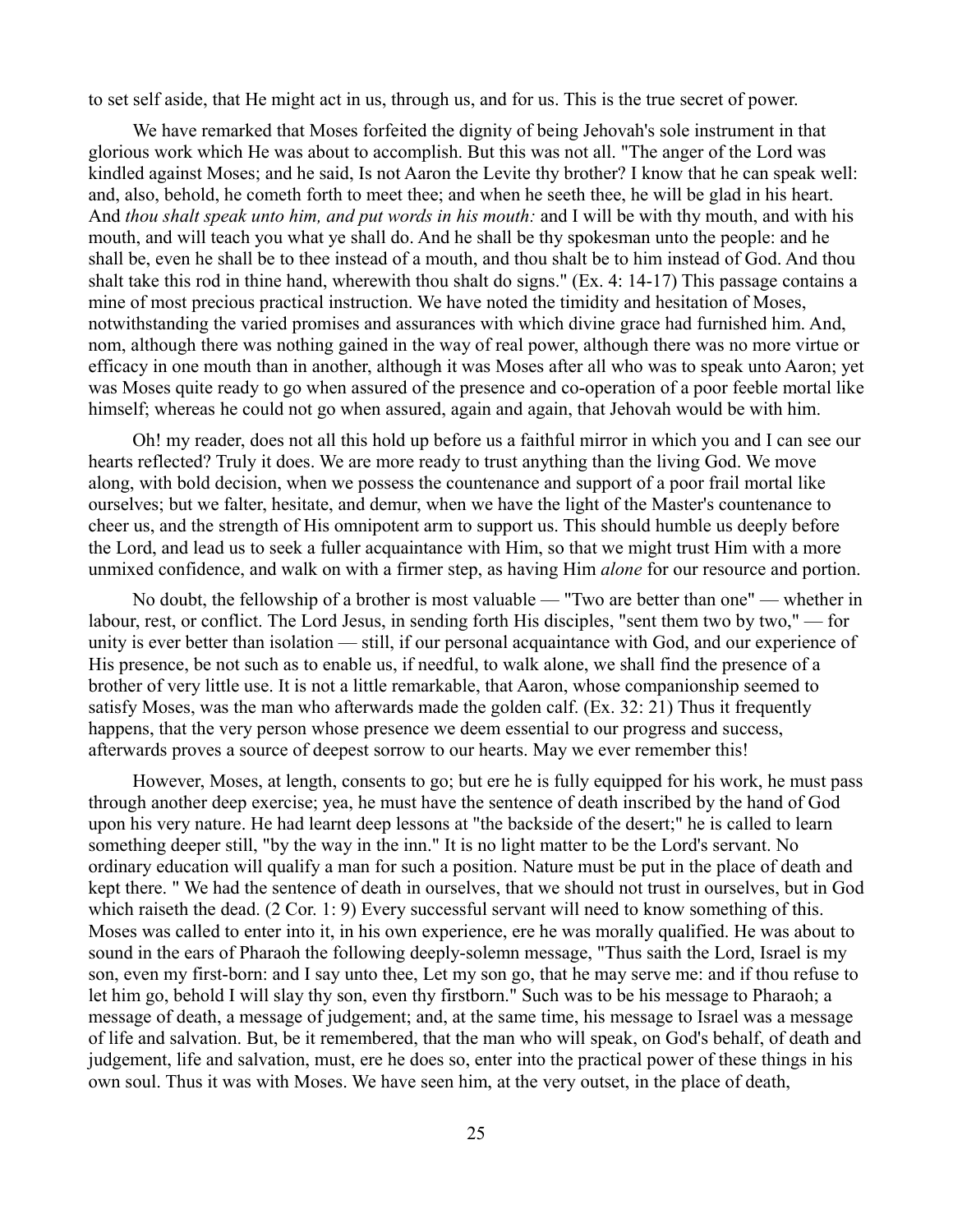to set self aside, that He might act in us, through us, and for us. This is the true secret of power.

We have remarked that Moses forfeited the dignity of being Jehovah's sole instrument in that glorious work which He was about to accomplish. But this was not all. "The anger of the Lord was kindled against Moses; and he said, Is not Aaron the Levite thy brother? I know that he can speak well: and, also, behold, he cometh forth to meet thee; and when he seeth thee, he will be glad in his heart. And *thou shalt speak unto him, and put words in his mouth:* and I will be with thy mouth, and with his mouth, and will teach you what ye shall do. And he shall be thy spokesman unto the people: and he shall be, even he shall be to thee instead of a mouth, and thou shalt be to him instead of God. And thou shalt take this rod in thine hand, wherewith thou shalt do signs." (Ex. 4: 14-17) This passage contains a mine of most precious practical instruction. We have noted the timidity and hesitation of Moses, notwithstanding the varied promises and assurances with which divine grace had furnished him. And, nom, although there was nothing gained in the way of real power, although there was no more virtue or efficacy in one mouth than in another, although it was Moses after all who was to speak unto Aaron; yet was Moses quite ready to go when assured of the presence and co-operation of a poor feeble mortal like himself; whereas he could not go when assured, again and again, that Jehovah would be with him.

Oh! my reader, does not all this hold up before us a faithful mirror in which you and I can see our hearts reflected? Truly it does. We are more ready to trust anything than the living God. We move along, with bold decision, when we possess the countenance and support of a poor frail mortal like ourselves; but we falter, hesitate, and demur, when we have the light of the Master's countenance to cheer us, and the strength of His omnipotent arm to support us. This should humble us deeply before the Lord, and lead us to seek a fuller acquaintance with Him, so that we might trust Him with a more unmixed confidence, and walk on with a firmer step, as having Him *alone* for our resource and portion.

No doubt, the fellowship of a brother is most valuable — "Two are better than one" — whether in labour, rest, or conflict. The Lord Jesus, in sending forth His disciples, "sent them two by two," — for unity is ever better than isolation — still, if our personal acquaintance with God, and our experience of His presence, be not such as to enable us, if needful, to walk alone, we shall find the presence of a brother of very little use. It is not a little remarkable, that Aaron, whose companionship seemed to satisfy Moses, was the man who afterwards made the golden calf. (Ex. 32: 21) Thus it frequently happens, that the very person whose presence we deem essential to our progress and success, afterwards proves a source of deepest sorrow to our hearts. May we ever remember this!

However, Moses, at length, consents to go; but ere he is fully equipped for his work, he must pass through another deep exercise; yea, he must have the sentence of death inscribed by the hand of God upon his very nature. He had learnt deep lessons at "the backside of the desert;" he is called to learn something deeper still, "by the way in the inn." It is no light matter to be the Lord's servant. No ordinary education will qualify a man for such a position. Nature must be put in the place of death and kept there. " We had the sentence of death in ourselves, that we should not trust in ourselves, but in God which raiseth the dead. (2 Cor. 1: 9) Every successful servant will need to know something of this. Moses was called to enter into it, in his own experience, ere he was morally qualified. He was about to sound in the ears of Pharaoh the following deeply-solemn message, "Thus saith the Lord, Israel is my son, even my first-born: and I say unto thee, Let my son go, that he may serve me: and if thou refuse to let him go, behold I will slay thy son, even thy firstborn." Such was to be his message to Pharaoh; a message of death, a message of judgement; and, at the same time, his message to Israel was a message of life and salvation. But, be it remembered, that the man who will speak, on God's behalf, of death and judgement, life and salvation, must, ere he does so, enter into the practical power of these things in his own soul. Thus it was with Moses. We have seen him, at the very outset, in the place of death,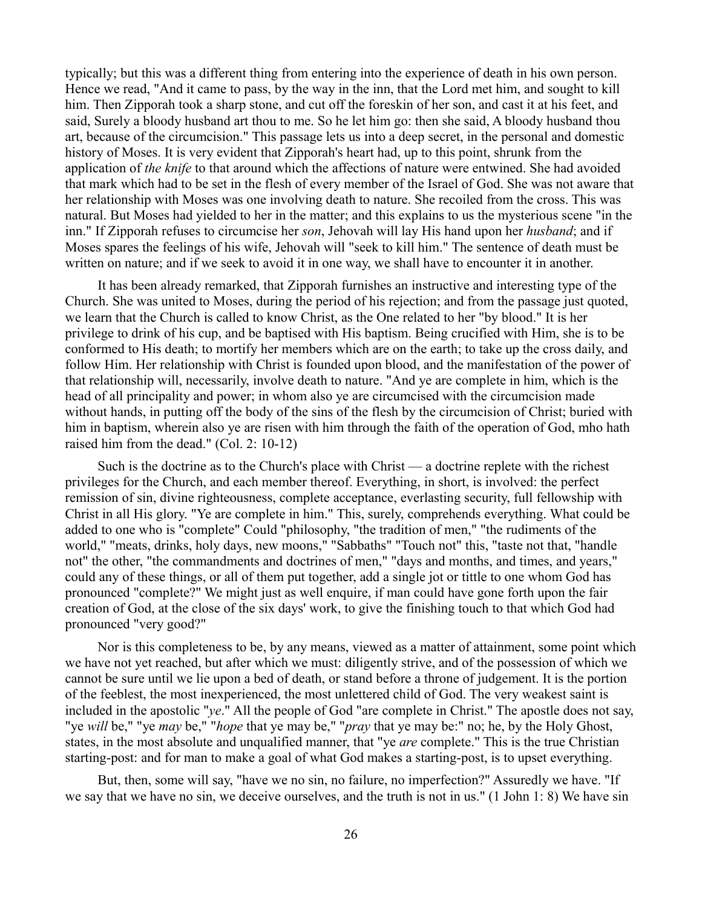typically; but this was a different thing from entering into the experience of death in his own person. Hence we read, "And it came to pass, by the way in the inn, that the Lord met him, and sought to kill him. Then Zipporah took a sharp stone, and cut off the foreskin of her son, and cast it at his feet, and said, Surely a bloody husband art thou to me. So he let him go: then she said, A bloody husband thou art, because of the circumcision." This passage lets us into a deep secret, in the personal and domestic history of Moses. It is very evident that Zipporah's heart had, up to this point, shrunk from the application of *the knife* to that around which the affections of nature were entwined. She had avoided that mark which had to be set in the flesh of every member of the Israel of God. She was not aware that her relationship with Moses was one involving death to nature. She recoiled from the cross. This was natural. But Moses had yielded to her in the matter; and this explains to us the mysterious scene "in the inn." If Zipporah refuses to circumcise her *son*, Jehovah will lay His hand upon her *husband*; and if Moses spares the feelings of his wife, Jehovah will "seek to kill him." The sentence of death must be written on nature; and if we seek to avoid it in one way, we shall have to encounter it in another.

It has been already remarked, that Zipporah furnishes an instructive and interesting type of the Church. She was united to Moses, during the period of his rejection; and from the passage just quoted, we learn that the Church is called to know Christ, as the One related to her "by blood." It is her privilege to drink of his cup, and be baptised with His baptism. Being crucified with Him, she is to be conformed to His death; to mortify her members which are on the earth; to take up the cross daily, and follow Him. Her relationship with Christ is founded upon blood, and the manifestation of the power of that relationship will, necessarily, involve death to nature. "And ye are complete in him, which is the head of all principality and power; in whom also ye are circumcised with the circumcision made without hands, in putting off the body of the sins of the flesh by the circumcision of Christ; buried with him in baptism, wherein also ye are risen with him through the faith of the operation of God, mho hath raised him from the dead." (Col. 2: 10-12)

Such is the doctrine as to the Church's place with Christ — a doctrine replete with the richest privileges for the Church, and each member thereof. Everything, in short, is involved: the perfect remission of sin, divine righteousness, complete acceptance, everlasting security, full fellowship with Christ in all His glory. "Ye are complete in him." This, surely, comprehends everything. What could be added to one who is "complete" Could "philosophy, "the tradition of men," "the rudiments of the world," "meats, drinks, holy days, new moons," "Sabbaths" "Touch not" this, "taste not that, "handle not" the other, "the commandments and doctrines of men," "days and months, and times, and years," could any of these things, or all of them put together, add a single jot or tittle to one whom God has pronounced "complete?" We might just as well enquire, if man could have gone forth upon the fair creation of God, at the close of the six days' work, to give the finishing touch to that which God had pronounced "very good?"

Nor is this completeness to be, by any means, viewed as a matter of attainment, some point which we have not yet reached, but after which we must: diligently strive, and of the possession of which we cannot be sure until we lie upon a bed of death, or stand before a throne of judgement. It is the portion of the feeblest, the most inexperienced, the most unlettered child of God. The very weakest saint is included in the apostolic "*ye*." All the people of God "are complete in Christ." The apostle does not say, "ye *will* be," "ye *may* be," "*hope* that ye may be," "*pray* that ye may be:" no; he, by the Holy Ghost, states, in the most absolute and unqualified manner, that "ye *are* complete." This is the true Christian starting-post: and for man to make a goal of what God makes a starting-post, is to upset everything.

But, then, some will say, "have we no sin, no failure, no imperfection?" Assuredly we have. "If we say that we have no sin, we deceive ourselves, and the truth is not in us." (1 John 1: 8) We have sin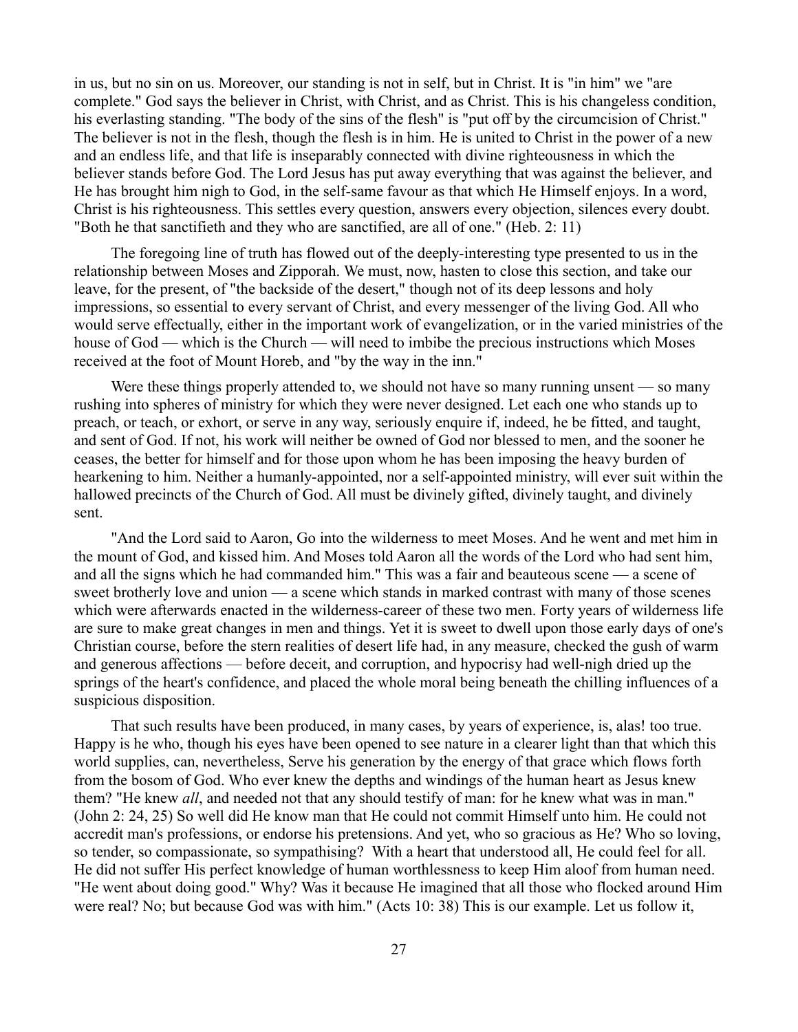in us, but no sin on us. Moreover, our standing is not in self, but in Christ. It is "in him" we "are complete." God says the believer in Christ, with Christ, and as Christ. This is his changeless condition, his everlasting standing. "The body of the sins of the flesh" is "put off by the circumcision of Christ." The believer is not in the flesh, though the flesh is in him. He is united to Christ in the power of a new and an endless life, and that life is inseparably connected with divine righteousness in which the believer stands before God. The Lord Jesus has put away everything that was against the believer, and He has brought him nigh to God, in the self-same favour as that which He Himself enjoys. In a word, Christ is his righteousness. This settles every question, answers every objection, silences every doubt. "Both he that sanctifieth and they who are sanctified, are all of one." (Heb. 2: 11)

The foregoing line of truth has flowed out of the deeply-interesting type presented to us in the relationship between Moses and Zipporah. We must, now, hasten to close this section, and take our leave, for the present, of "the backside of the desert," though not of its deep lessons and holy impressions, so essential to every servant of Christ, and every messenger of the living God. All who would serve effectually, either in the important work of evangelization, or in the varied ministries of the house of God — which is the Church — will need to imbibe the precious instructions which Moses received at the foot of Mount Horeb, and "by the way in the inn."

Were these things properly attended to, we should not have so many running unsent — so many rushing into spheres of ministry for which they were never designed. Let each one who stands up to preach, or teach, or exhort, or serve in any way, seriously enquire if, indeed, he be fitted, and taught, and sent of God. If not, his work will neither be owned of God nor blessed to men, and the sooner he ceases, the better for himself and for those upon whom he has been imposing the heavy burden of hearkening to him. Neither a humanly-appointed, nor a self-appointed ministry, will ever suit within the hallowed precincts of the Church of God. All must be divinely gifted, divinely taught, and divinely sent.

"And the Lord said to Aaron, Go into the wilderness to meet Moses. And he went and met him in the mount of God, and kissed him. And Moses told Aaron all the words of the Lord who had sent him, and all the signs which he had commanded him." This was a fair and beauteous scene — a scene of sweet brotherly love and union — a scene which stands in marked contrast with many of those scenes which were afterwards enacted in the wilderness-career of these two men. Forty years of wilderness life are sure to make great changes in men and things. Yet it is sweet to dwell upon those early days of one's Christian course, before the stern realities of desert life had, in any measure, checked the gush of warm and generous affections — before deceit, and corruption, and hypocrisy had well-nigh dried up the springs of the heart's confidence, and placed the whole moral being beneath the chilling influences of a suspicious disposition.

That such results have been produced, in many cases, by years of experience, is, alas! too true. Happy is he who, though his eyes have been opened to see nature in a clearer light than that which this world supplies, can, nevertheless, Serve his generation by the energy of that grace which flows forth from the bosom of God. Who ever knew the depths and windings of the human heart as Jesus knew them? "He knew *all*, and needed not that any should testify of man: for he knew what was in man." (John 2: 24, 25) So well did He know man that He could not commit Himself unto him. He could not accredit man's professions, or endorse his pretensions. And yet, who so gracious as He? Who so loving, so tender, so compassionate, so sympathising? With a heart that understood all, He could feel for all. He did not suffer His perfect knowledge of human worthlessness to keep Him aloof from human need. "He went about doing good." Why? Was it because He imagined that all those who flocked around Him were real? No; but because God was with him." (Acts 10: 38) This is our example. Let us follow it,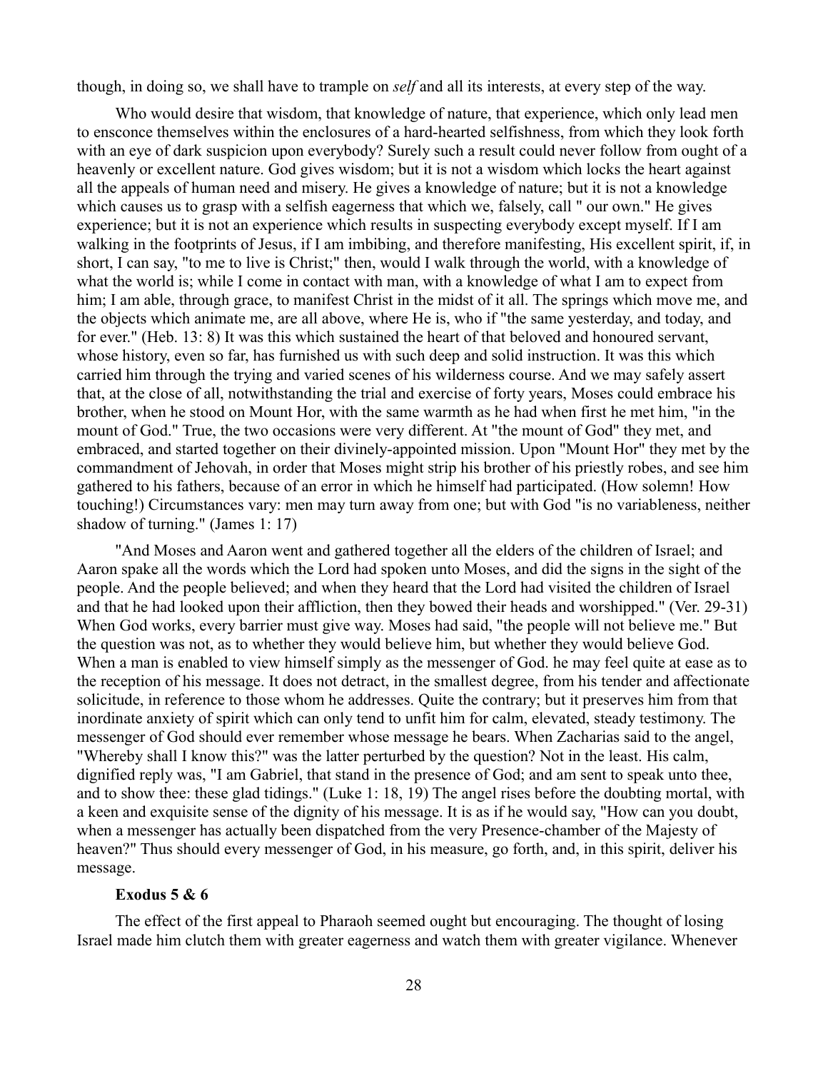though, in doing so, we shall have to trample on *self* and all its interests, at every step of the way.

Who would desire that wisdom, that knowledge of nature, that experience, which only lead men to ensconce themselves within the enclosures of a hard-hearted selfishness, from which they look forth with an eye of dark suspicion upon everybody? Surely such a result could never follow from ought of a heavenly or excellent nature. God gives wisdom; but it is not a wisdom which locks the heart against all the appeals of human need and misery. He gives a knowledge of nature; but it is not a knowledge which causes us to grasp with a selfish eagerness that which we, falsely, call " our own." He gives experience; but it is not an experience which results in suspecting everybody except myself. If I am walking in the footprints of Jesus, if I am imbibing, and therefore manifesting, His excellent spirit, if, in short, I can say, "to me to live is Christ;" then, would I walk through the world, with a knowledge of what the world is; while I come in contact with man, with a knowledge of what I am to expect from him; I am able, through grace, to manifest Christ in the midst of it all. The springs which move me, and the objects which animate me, are all above, where He is, who if "the same yesterday, and today, and for ever." (Heb. 13: 8) It was this which sustained the heart of that beloved and honoured servant, whose history, even so far, has furnished us with such deep and solid instruction. It was this which carried him through the trying and varied scenes of his wilderness course. And we may safely assert that, at the close of all, notwithstanding the trial and exercise of forty years, Moses could embrace his brother, when he stood on Mount Hor, with the same warmth as he had when first he met him, "in the mount of God." True, the two occasions were very different. At "the mount of God" they met, and embraced, and started together on their divinely-appointed mission. Upon "Mount Hor" they met by the commandment of Jehovah, in order that Moses might strip his brother of his priestly robes, and see him gathered to his fathers, because of an error in which he himself had participated. (How solemn! How touching!) Circumstances vary: men may turn away from one; but with God "is no variableness, neither shadow of turning." (James 1: 17)

"And Moses and Aaron went and gathered together all the elders of the children of Israel; and Aaron spake all the words which the Lord had spoken unto Moses, and did the signs in the sight of the people. And the people believed; and when they heard that the Lord had visited the children of Israel and that he had looked upon their affliction, then they bowed their heads and worshipped." (Ver. 29-31) When God works, every barrier must give way. Moses had said, "the people will not believe me." But the question was not, as to whether they would believe him, but whether they would believe God. When a man is enabled to view himself simply as the messenger of God. he may feel quite at ease as to the reception of his message. It does not detract, in the smallest degree, from his tender and affectionate solicitude, in reference to those whom he addresses. Quite the contrary; but it preserves him from that inordinate anxiety of spirit which can only tend to unfit him for calm, elevated, steady testimony. The messenger of God should ever remember whose message he bears. When Zacharias said to the angel, "Whereby shall I know this?" was the latter perturbed by the question? Not in the least. His calm, dignified reply was, "I am Gabriel, that stand in the presence of God; and am sent to speak unto thee, and to show thee: these glad tidings." (Luke 1: 18, 19) The angel rises before the doubting mortal, with a keen and exquisite sense of the dignity of his message. It is as if he would say, "How can you doubt, when a messenger has actually been dispatched from the very Presence-chamber of the Majesty of heaven?" Thus should every messenger of God, in his measure, go forth, and, in this spirit, deliver his message.

### Exodus 5 & 6

The effect of the first appeal to Pharaoh seemed ought but encouraging. The thought of losing Israel made him clutch them with greater eagerness and watch them with greater vigilance. Whenever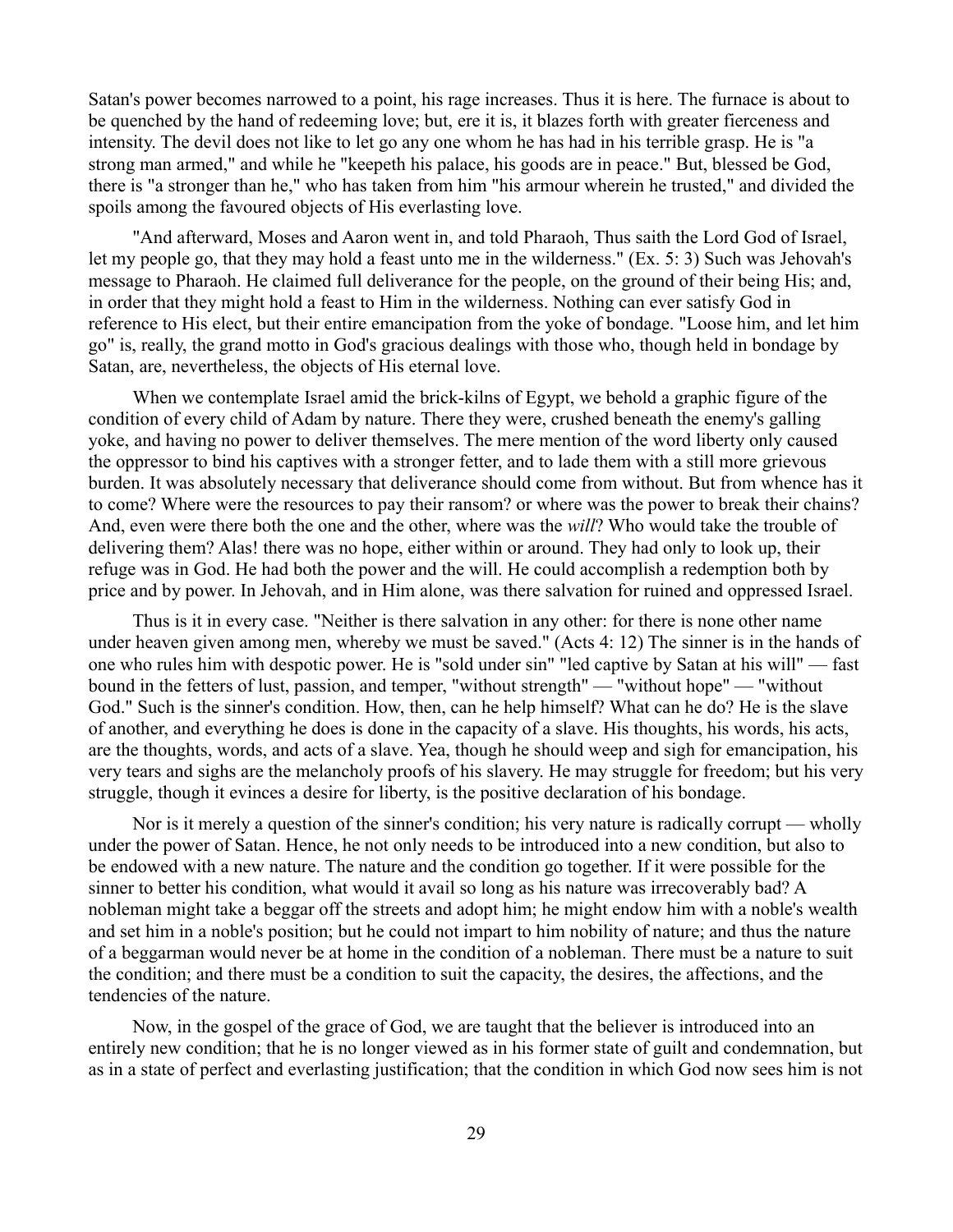Satan's power becomes narrowed to a point, his rage increases. Thus it is here. The furnace is about to be quenched by the hand of redeeming love; but, ere it is, it blazes forth with greater fierceness and intensity. The devil does not like to let go any one whom he has had in his terrible grasp. He is "a strong man armed," and while he "keepeth his palace, his goods are in peace." But, blessed be God, there is "a stronger than he," who has taken from him "his armour wherein he trusted," and divided the spoils among the favoured objects of His everlasting love.

"And afterward, Moses and Aaron went in, and told Pharaoh, Thus saith the Lord God of Israel, let my people go, that they may hold a feast unto me in the wilderness." (Ex. 5: 3) Such was Jehovah's message to Pharaoh. He claimed full deliverance for the people, on the ground of their being His; and, in order that they might hold a feast to Him in the wilderness. Nothing can ever satisfy God in reference to His elect, but their entire emancipation from the yoke of bondage. "Loose him, and let him go" is, really, the grand motto in God's gracious dealings with those who, though held in bondage by Satan, are, nevertheless, the objects of His eternal love.

When we contemplate Israel amid the brick-kilns of Egypt, we behold a graphic figure of the condition of every child of Adam by nature. There they were, crushed beneath the enemy's galling yoke, and having no power to deliver themselves. The mere mention of the word liberty only caused the oppressor to bind his captives with a stronger fetter, and to lade them with a still more grievous burden. It was absolutely necessary that deliverance should come from without. But from whence has it to come? Where were the resources to pay their ransom? or where was the power to break their chains? And, even were there both the one and the other, where was the *will*? Who would take the trouble of delivering them? Alas! there was no hope, either within or around. They had only to look up, their refuge was in God. He had both the power and the will. He could accomplish a redemption both by price and by power. In Jehovah, and in Him alone, was there salvation for ruined and oppressed Israel.

Thus is it in every case. "Neither is there salvation in any other: for there is none other name under heaven given among men, whereby we must be saved." (Acts 4: 12) The sinner is in the hands of one who rules him with despotic power. He is "sold under sin" "led captive by Satan at his will" — fast bound in the fetters of lust, passion, and temper, "without strength" — "without hope" — "without God." Such is the sinner's condition. How, then, can he help himself? What can he do? He is the slave of another, and everything he does is done in the capacity of a slave. His thoughts, his words, his acts, are the thoughts, words, and acts of a slave. Yea, though he should weep and sigh for emancipation, his very tears and sighs are the melancholy proofs of his slavery. He may struggle for freedom; but his very struggle, though it evinces a desire for liberty, is the positive declaration of his bondage.

Nor is it merely a question of the sinner's condition; his very nature is radically corrupt — wholly under the power of Satan. Hence, he not only needs to be introduced into a new condition, but also to be endowed with a new nature. The nature and the condition go together. If it were possible for the sinner to better his condition, what would it avail so long as his nature was irrecoverably bad? A nobleman might take a beggar off the streets and adopt him; he might endow him with a noble's wealth and set him in a noble's position; but he could not impart to him nobility of nature; and thus the nature of a beggarman would never be at home in the condition of a nobleman. There must be a nature to suit the condition; and there must be a condition to suit the capacity, the desires, the affections, and the tendencies of the nature.

Now, in the gospel of the grace of God, we are taught that the believer is introduced into an entirely new condition; that he is no longer viewed as in his former state of guilt and condemnation, but as in a state of perfect and everlasting justification; that the condition in which God now sees him is not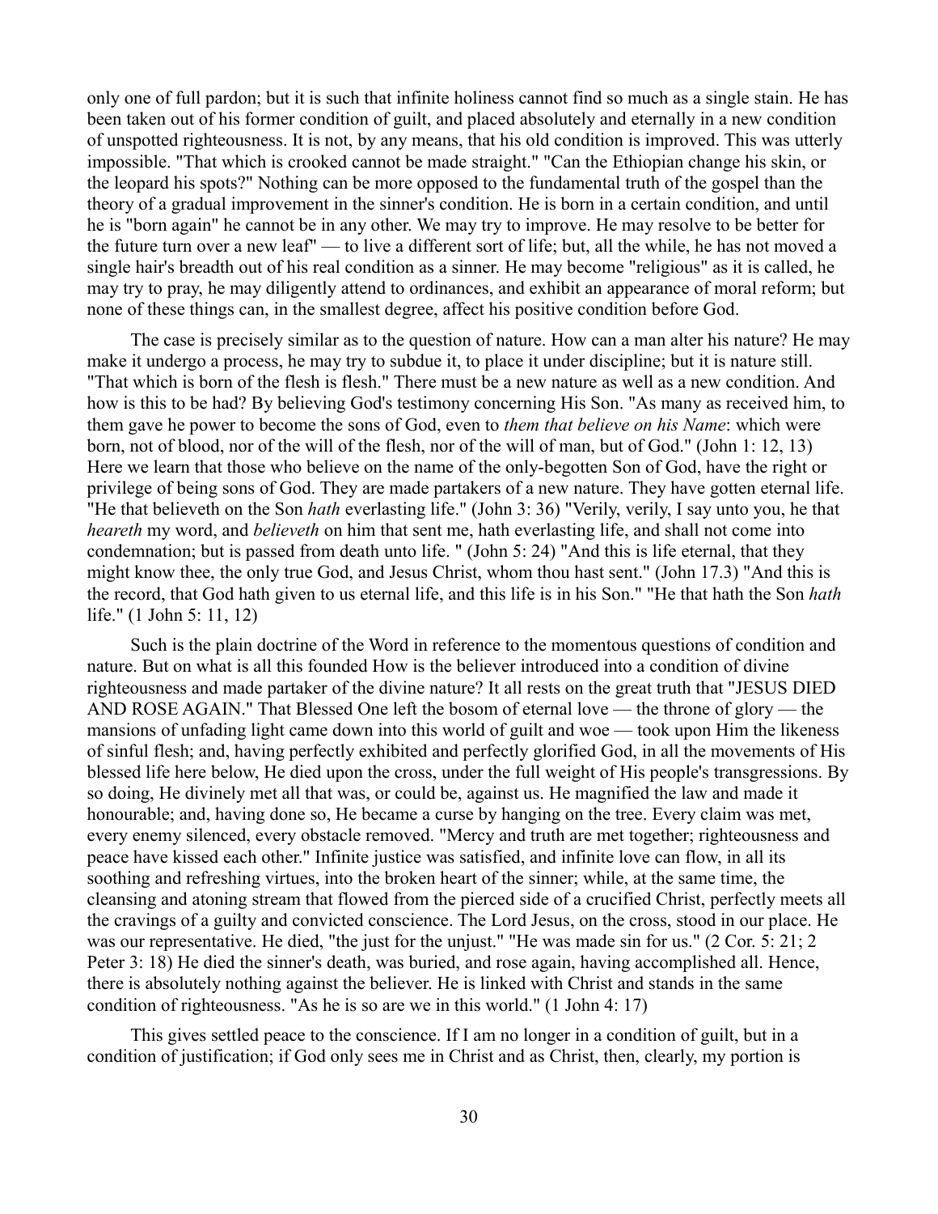only one of full pardon; but it is such that infinite holiness cannot find so much as a single stain. He has been taken out of his former condition of guilt, and placed absolutely and eternally in a new condition of unspotted righteousness. It is not, by any means, that his old condition is improved. This was utterly impossible. "That which is crooked cannot be made straight." "Can the Ethiopian change his skin, or the leopard his spots?" Nothing can be more opposed to the fundamental truth of the gospel than the theory of a gradual improvement in the sinner's condition. He is born in a certain condition, and until he is "born again" he cannot be in any other. We may try to improve. He may resolve to be better for the future turn over a new leaf" — to live a different sort of life; but, all the while, he has not moved a single hair's breadth out of his real condition as a sinner. He may become "religious" as it is called, he may try to pray, he may diligently attend to ordinances, and exhibit an appearance of moral reform; but none of these things can, in the smallest degree, affect his positive condition before God.

The case is precisely similar as to the question of nature. How can a man alter his nature? He may make it undergo a process, he may try to subdue it, to place it under discipline; but it is nature still. "That which is born of the flesh is flesh." There must be a new nature as well as a new condition. And how is this to be had? By believing God's testimony concerning His Son. "As many as received him, to them gave he power to become the sons of God, even to *them that believe on his Name*: which were born, not of blood, nor of the will of the flesh, nor of the will of man, but of God." (John 1: 12, 13) Here we learn that those who believe on the name of the only-begotten Son of God, have the right or privilege of being sons of God. They are made partakers of a new nature. They have gotten eternal life. "He that believeth on the Son *hath* everlasting life." (John 3: 36) "Verily, verily, I say unto you, he that *heareth* my word, and *believeth* on him that sent me, hath everlasting life, and shall not come into condemnation; but is passed from death unto life. " (John 5: 24) "And this is life eternal, that they might know thee, the only true God, and Jesus Christ, whom thou hast sent." (John 17.3) "And this is the record, that God hath given to us eternal life, and this life is in his Son." "He that hath the Son *hath* life." (1 John 5: 11, 12)

Such is the plain doctrine of the Word in reference to the momentous questions of condition and nature. But on what is all this founded How is the believer introduced into a condition of divine righteousness and made partaker of the divine nature? It all rests on the great truth that "JESUS DIED AND ROSE AGAIN." That Blessed One left the bosom of eternal love — the throne of glory — the mansions of unfading light came down into this world of guilt and woe — took upon Him the likeness of sinful flesh; and, having perfectly exhibited and perfectly glorified God, in all the movements of His blessed life here below, He died upon the cross, under the full weight of His people's transgressions. By so doing, He divinely met all that was, or could be, against us. He magnified the law and made it honourable; and, having done so, He became a curse by hanging on the tree. Every claim was met, every enemy silenced, every obstacle removed. "Mercy and truth are met together; righteousness and peace have kissed each other." Infinite justice was satisfied, and infinite love can flow, in all its soothing and refreshing virtues, into the broken heart of the sinner; while, at the same time, the cleansing and atoning stream that flowed from the pierced side of a crucified Christ, perfectly meets all the cravings of a guilty and convicted conscience. The Lord Jesus, on the cross, stood in our place. He was our representative. He died, "the just for the unjust." "He was made sin for us." (2 Cor. 5: 21; 2 Peter 3: 18) He died the sinner's death, was buried, and rose again, having accomplished all. Hence, there is absolutely nothing against the believer. He is linked with Christ and stands in the same condition of righteousness. "As he is so are we in this world." (1 John 4: 17)

This gives settled peace to the conscience. If I am no longer in a condition of guilt, but in a condition of justification; if God only sees me in Christ and as Christ, then, clearly, my portion is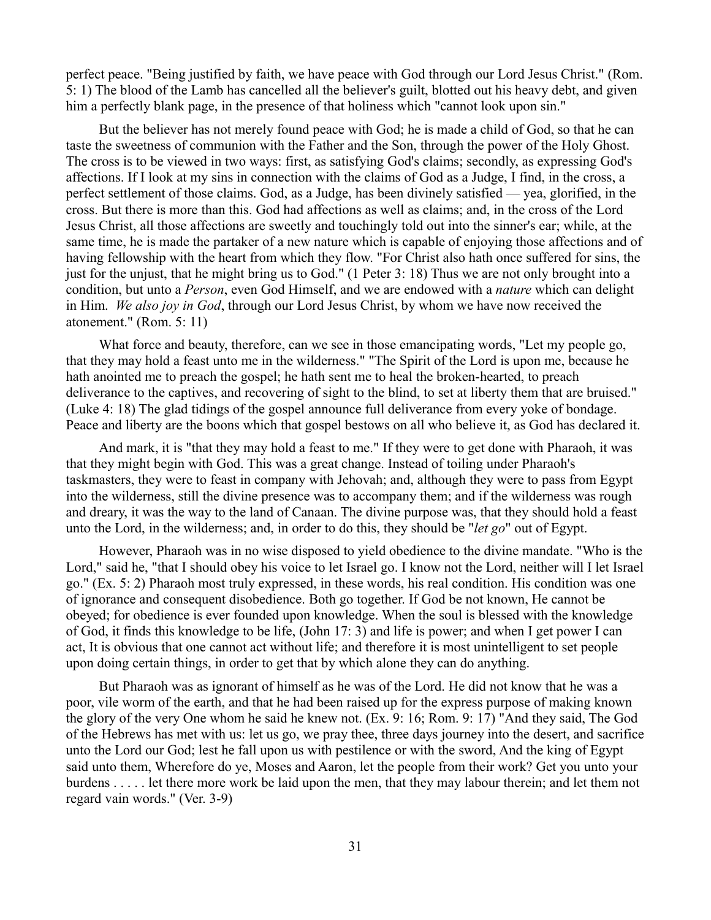perfect peace. "Being justified by faith, we have peace with God through our Lord Jesus Christ." (Rom. 5: 1) The blood of the Lamb has cancelled all the believer's guilt, blotted out his heavy debt, and given him a perfectly blank page, in the presence of that holiness which "cannot look upon sin."

But the believer has not merely found peace with God; he is made a child of God, so that he can taste the sweetness of communion with the Father and the Son, through the power of the Holy Ghost. The cross is to be viewed in two ways: first, as satisfying God's claims; secondly, as expressing God's affections. If I look at my sins in connection with the claims of God as a Judge, I find, in the cross, a perfect settlement of those claims. God, as a Judge, has been divinely satisfied — yea, glorified, in the cross. But there is more than this. God had affections as well as claims; and, in the cross of the Lord Jesus Christ, all those affections are sweetly and touchingly told out into the sinner's ear; while, at the same time, he is made the partaker of a new nature which is capable of enjoying those affections and of having fellowship with the heart from which they flow. "For Christ also hath once suffered for sins, the just for the unjust, that he might bring us to God." (1 Peter 3: 18) Thus we are not only brought into a condition, but unto a *Person*, even God Himself, and we are endowed with a *nature* which can delight in Him. *We also joy in God*, through our Lord Jesus Christ, by whom we have now received the atonement." (Rom. 5: 11)

What force and beauty, therefore, can we see in those emancipating words, "Let my people go, that they may hold a feast unto me in the wilderness." "The Spirit of the Lord is upon me, because he hath anointed me to preach the gospel; he hath sent me to heal the broken-hearted, to preach deliverance to the captives, and recovering of sight to the blind, to set at liberty them that are bruised." (Luke 4: 18) The glad tidings of the gospel announce full deliverance from every yoke of bondage. Peace and liberty are the boons which that gospel bestows on all who believe it, as God has declared it.

And mark, it is "that they may hold a feast to me." If they were to get done with Pharaoh, it was that they might begin with God. This was a great change. Instead of toiling under Pharaoh's taskmasters, they were to feast in company with Jehovah; and, although they were to pass from Egypt into the wilderness, still the divine presence was to accompany them; and if the wilderness was rough and dreary, it was the way to the land of Canaan. The divine purpose was, that they should hold a feast unto the Lord, in the wilderness; and, in order to do this, they should be "*let go*" out of Egypt.

However, Pharaoh was in no wise disposed to yield obedience to the divine mandate. "Who is the Lord," said he, "that I should obey his voice to let Israel go. I know not the Lord, neither will I let Israel go." (Ex. 5: 2) Pharaoh most truly expressed, in these words, his real condition. His condition was one of ignorance and consequent disobedience. Both go together. If God be not known, He cannot be obeyed; for obedience is ever founded upon knowledge. When the soul is blessed with the knowledge of God, it finds this knowledge to be life, (John 17: 3) and life is power; and when I get power I can act, It is obvious that one cannot act without life; and therefore it is most unintelligent to set people upon doing certain things, in order to get that by which alone they can do anything.

But Pharaoh was as ignorant of himself as he was of the Lord. He did not know that he was a poor, vile worm of the earth, and that he had been raised up for the express purpose of making known the glory of the very One whom he said he knew not. (Ex. 9: 16; Rom. 9: 17) "And they said, The God of the Hebrews has met with us: let us go, we pray thee, three days journey into the desert, and sacrifice unto the Lord our God; lest he fall upon us with pestilence or with the sword, And the king of Egypt said unto them, Wherefore do ye, Moses and Aaron, let the people from their work? Get you unto your burdens . . . . . let there more work be laid upon the men, that they may labour therein; and let them not regard vain words." (Ver. 3-9)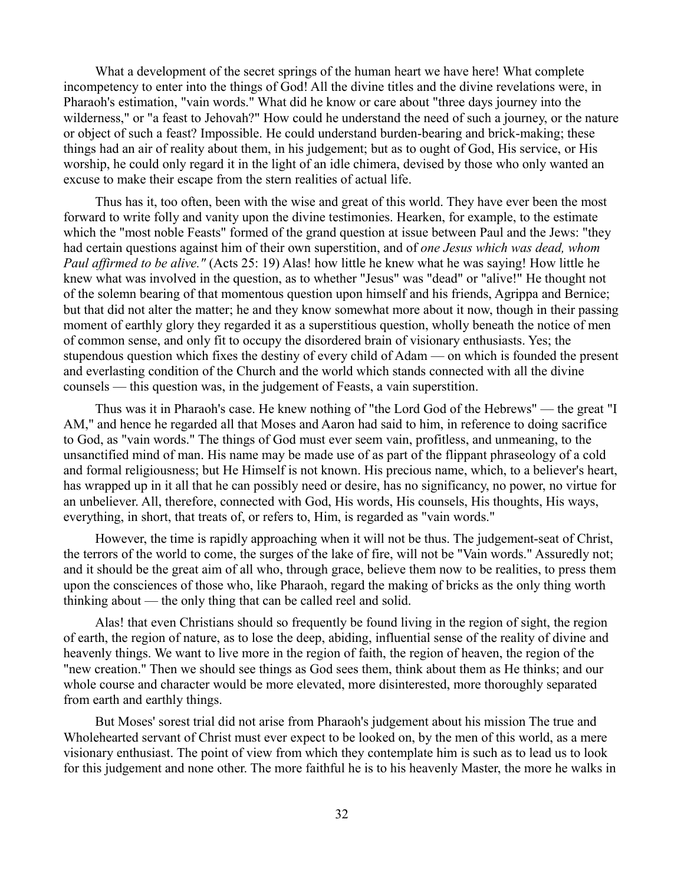What a development of the secret springs of the human heart we have here! What complete incompetency to enter into the things of God! All the divine titles and the divine revelations were, in Pharaoh's estimation, "vain words." What did he know or care about "three days journey into the wilderness," or "a feast to Jehovah?" How could he understand the need of such a journey, or the nature or object of such a feast? Impossible. He could understand burden-bearing and brick-making; these things had an air of reality about them, in his judgement; but as to ought of God, His service, or His worship, he could only regard it in the light of an idle chimera, devised by those who only wanted an excuse to make their escape from the stern realities of actual life.

Thus has it, too often, been with the wise and great of this world. They have ever been the most forward to write folly and vanity upon the divine testimonies. Hearken, for example, to the estimate which the "most noble Feasts" formed of the grand question at issue between Paul and the Jews: "they had certain questions against him of their own superstition, and of *one Jesus which was dead, whom Paul affirmed to be alive."* (Acts 25: 19) Alas! how little he knew what he was saying! How little he knew what was involved in the question, as to whether "Jesus" was "dead" or "alive!" He thought not of the solemn bearing of that momentous question upon himself and his friends, Agrippa and Bernice; but that did not alter the matter; he and they know somewhat more about it now, though in their passing moment of earthly glory they regarded it as a superstitious question, wholly beneath the notice of men of common sense, and only fit to occupy the disordered brain of visionary enthusiasts. Yes; the stupendous question which fixes the destiny of every child of Adam — on which is founded the present and everlasting condition of the Church and the world which stands connected with all the divine counsels — this question was, in the judgement of Feasts, a vain superstition.

Thus was it in Pharaoh's case. He knew nothing of "the Lord God of the Hebrews" — the great "I AM," and hence he regarded all that Moses and Aaron had said to him, in reference to doing sacrifice to God, as "vain words." The things of God must ever seem vain, profitless, and unmeaning, to the unsanctified mind of man. His name may be made use of as part of the flippant phraseology of a cold and formal religiousness; but He Himself is not known. His precious name, which, to a believer's heart, has wrapped up in it all that he can possibly need or desire, has no significancy, no power, no virtue for an unbeliever. All, therefore, connected with God, His words, His counsels, His thoughts, His ways, everything, in short, that treats of, or refers to, Him, is regarded as "vain words."

However, the time is rapidly approaching when it will not be thus. The judgement-seat of Christ, the terrors of the world to come, the surges of the lake of fire, will not be "Vain words." Assuredly not; and it should be the great aim of all who, through grace, believe them now to be realities, to press them upon the consciences of those who, like Pharaoh, regard the making of bricks as the only thing worth thinking about — the only thing that can be called reel and solid.

Alas! that even Christians should so frequently be found living in the region of sight, the region of earth, the region of nature, as to lose the deep, abiding, influential sense of the reality of divine and heavenly things. We want to live more in the region of faith, the region of heaven, the region of the "new creation." Then we should see things as God sees them, think about them as He thinks; and our whole course and character would be more elevated, more disinterested, more thoroughly separated from earth and earthly things.

But Moses' sorest trial did not arise from Pharaoh's judgement about his mission The true and Wholehearted servant of Christ must ever expect to be looked on, by the men of this world, as a mere visionary enthusiast. The point of view from which they contemplate him is such as to lead us to look for this judgement and none other. The more faithful he is to his heavenly Master, the more he walks in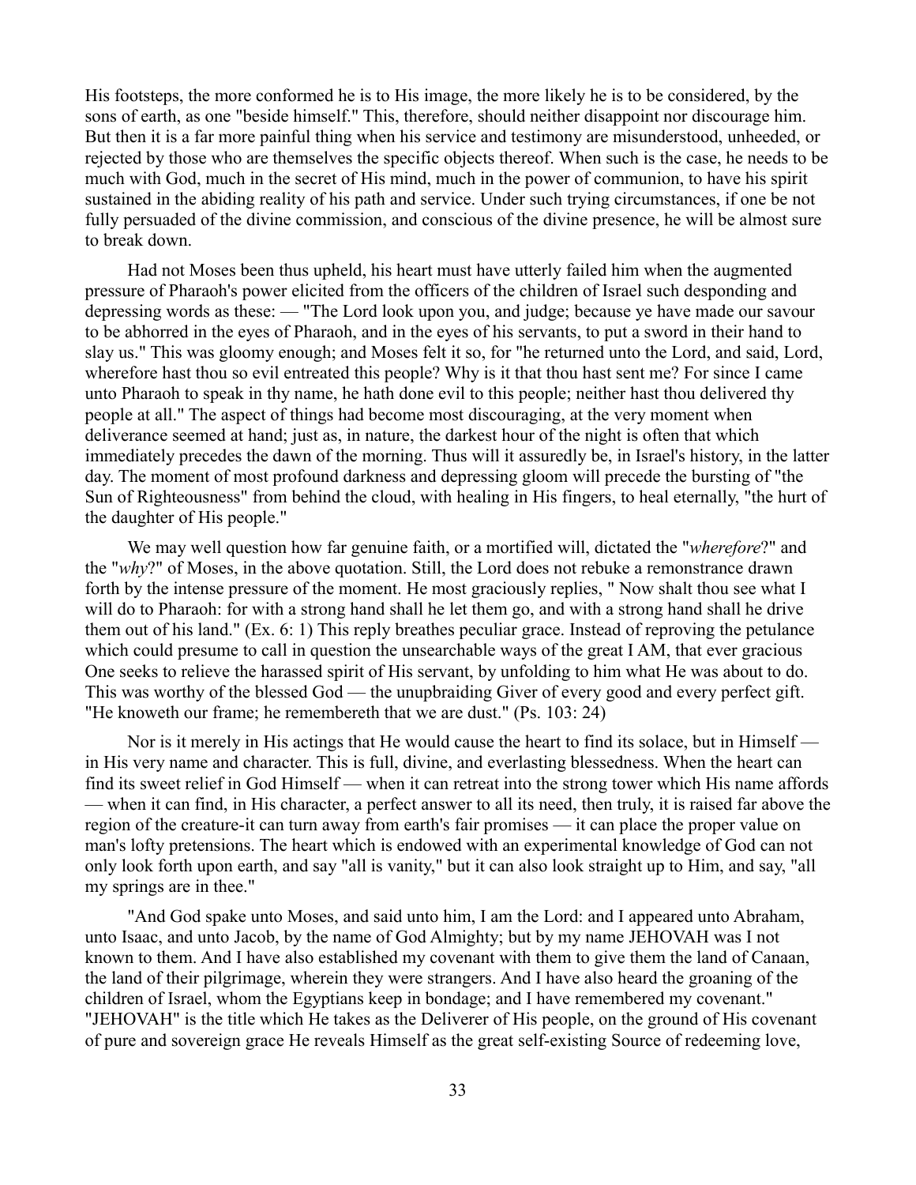His footsteps, the more conformed he is to His image, the more likely he is to be considered, by the sons of earth, as one "beside himself." This, therefore, should neither disappoint nor discourage him. But then it is a far more painful thing when his service and testimony are misunderstood, unheeded, or rejected by those who are themselves the specific objects thereof. When such is the case, he needs to be much with God, much in the secret of His mind, much in the power of communion, to have his spirit sustained in the abiding reality of his path and service. Under such trying circumstances, if one be not fully persuaded of the divine commission, and conscious of the divine presence, he will be almost sure to break down.

Had not Moses been thus upheld, his heart must have utterly failed him when the augmented pressure of Pharaoh's power elicited from the officers of the children of Israel such desponding and depressing words as these: — "The Lord look upon you, and judge; because ye have made our savour to be abhorred in the eyes of Pharaoh, and in the eyes of his servants, to put a sword in their hand to slay us." This was gloomy enough; and Moses felt it so, for "he returned unto the Lord, and said, Lord, wherefore hast thou so evil entreated this people? Why is it that thou hast sent me? For since I came unto Pharaoh to speak in thy name, he hath done evil to this people; neither hast thou delivered thy people at all." The aspect of things had become most discouraging, at the very moment when deliverance seemed at hand; just as, in nature, the darkest hour of the night is often that which immediately precedes the dawn of the morning. Thus will it assuredly be, in Israel's history, in the latter day. The moment of most profound darkness and depressing gloom will precede the bursting of "the Sun of Righteousness" from behind the cloud, with healing in His fingers, to heal eternally, "the hurt of the daughter of His people."

We may well question how far genuine faith, or a mortified will, dictated the "*wherefore*?" and the "*why*?" of Moses, in the above quotation. Still, the Lord does not rebuke a remonstrance drawn forth by the intense pressure of the moment. He most graciously replies, " Now shalt thou see what I will do to Pharaoh: for with a strong hand shall he let them go, and with a strong hand shall he drive them out of his land." (Ex. 6: 1) This reply breathes peculiar grace. Instead of reproving the petulance which could presume to call in question the unsearchable ways of the great I AM, that ever gracious One seeks to relieve the harassed spirit of His servant, by unfolding to him what He was about to do. This was worthy of the blessed God — the unupbraiding Giver of every good and every perfect gift. "He knoweth our frame; he remembereth that we are dust." (Ps. 103: 24)

Nor is it merely in His actings that He would cause the heart to find its solace, but in Himself — in His very name and character. This is full, divine, and everlasting blessedness. When the heart can find its sweet relief in God Himself — when it can retreat into the strong tower which His name affords — when it can find, in His character, a perfect answer to all its need, then truly, it is raised far above the region of the creature-it can turn away from earth's fair promises — it can place the proper value on man's lofty pretensions. The heart which is endowed with an experimental knowledge of God can not only look forth upon earth, and say "all is vanity," but it can also look straight up to Him, and say, "all my springs are in thee."

"And God spake unto Moses, and said unto him, I am the Lord: and I appeared unto Abraham, unto Isaac, and unto Jacob, by the name of God Almighty; but by my name JEHOVAH was I not known to them. And I have also established my covenant with them to give them the land of Canaan, the land of their pilgrimage, wherein they were strangers. And I have also heard the groaning of the children of Israel, whom the Egyptians keep in bondage; and I have remembered my covenant." "JEHOVAH" is the title which He takes as the Deliverer of His people, on the ground of His covenant of pure and sovereign grace He reveals Himself as the great self-existing Source of redeeming love,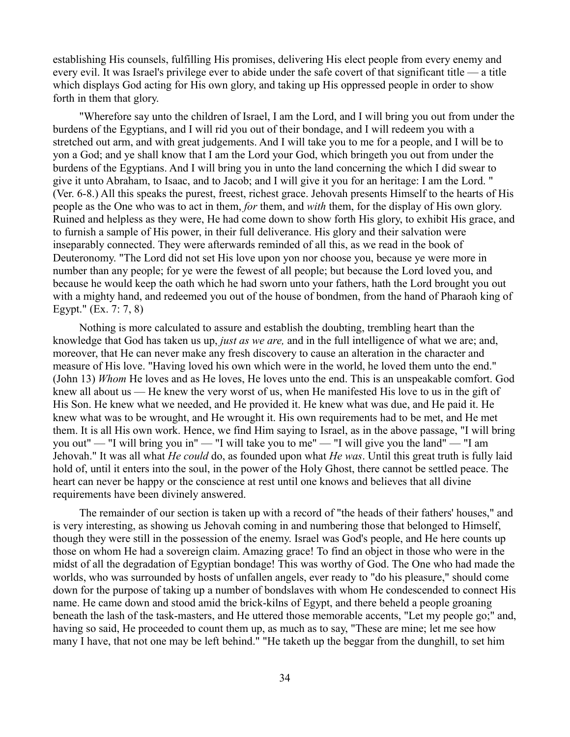establishing His counsels, fulfilling His promises, delivering His elect people from every enemy and every evil. It was Israel's privilege ever to abide under the safe covert of that significant title — a title which displays God acting for His own glory, and taking up His oppressed people in order to show forth in them that glory.

"Wherefore say unto the children of Israel, I am the Lord, and I will bring you out from under the burdens of the Egyptians, and I will rid you out of their bondage, and I will redeem you with a stretched out arm, and with great judgements. And I will take you to me for a people, and I will be to yon a God; and ye shall know that I am the Lord your God, which bringeth you out from under the burdens of the Egyptians. And I will bring you in unto the land concerning the which I did swear to give it unto Abraham, to Isaac, and to Jacob; and I will give it you for an heritage: I am the Lord. " (Ver. 6-8.) All this speaks the purest, freest, richest grace. Jehovah presents Himself to the hearts of His people as the One who was to act in them, *for* them, and *with* them, for the display of His own glory. Ruined and helpless as they were, He had come down to show forth His glory, to exhibit His grace, and to furnish a sample of His power, in their full deliverance. His glory and their salvation were inseparably connected. They were afterwards reminded of all this, as we read in the book of Deuteronomy. "The Lord did not set His love upon yon nor choose you, because ye were more in number than any people; for ye were the fewest of all people; but because the Lord loved you, and because he would keep the oath which he had sworn unto your fathers, hath the Lord brought you out with a mighty hand, and redeemed you out of the house of bondmen, from the hand of Pharaoh king of Egypt." (Ex. 7: 7, 8)

Nothing is more calculated to assure and establish the doubting, trembling heart than the knowledge that God has taken us up, *just as we are,* and in the full intelligence of what we are; and, moreover, that He can never make any fresh discovery to cause an alteration in the character and measure of His love. "Having loved his own which were in the world, he loved them unto the end." (John 13) *Whom* He loves and as He loves, He loves unto the end. This is an unspeakable comfort. God knew all about us — He knew the very worst of us, when He manifested His love to us in the gift of His Son. He knew what we needed, and He provided it. He knew what was due, and He paid it. He knew what was to be wrought, and He wrought it. His own requirements had to be met, and He met them. It is all His own work. Hence, we find Him saying to Israel, as in the above passage, "I will bring you out" — "I will bring you in" — "I will take you to me" — "I will give you the land" — "I am Jehovah." It was all what *He could* do, as founded upon what *He was*. Until this great truth is fully laid hold of, until it enters into the soul, in the power of the Holy Ghost, there cannot be settled peace. The heart can never be happy or the conscience at rest until one knows and believes that all divine requirements have been divinely answered.

The remainder of our section is taken up with a record of "the heads of their fathers' houses," and is very interesting, as showing us Jehovah coming in and numbering those that belonged to Himself, though they were still in the possession of the enemy. Israel was God's people, and He here counts up those on whom He had a sovereign claim. Amazing grace! To find an object in those who were in the midst of all the degradation of Egyptian bondage! This was worthy of God. The One who had made the worlds, who was surrounded by hosts of unfallen angels, ever ready to "do his pleasure," should come down for the purpose of taking up a number of bondslaves with whom He condescended to connect His name. He came down and stood amid the brick-kilns of Egypt, and there beheld a people groaning beneath the lash of the task-masters, and He uttered those memorable accents, "Let my people go;" and, having so said, He proceeded to count them up, as much as to say, "These are mine; let me see how many I have, that not one may be left behind." "He taketh up the beggar from the dunghill, to set him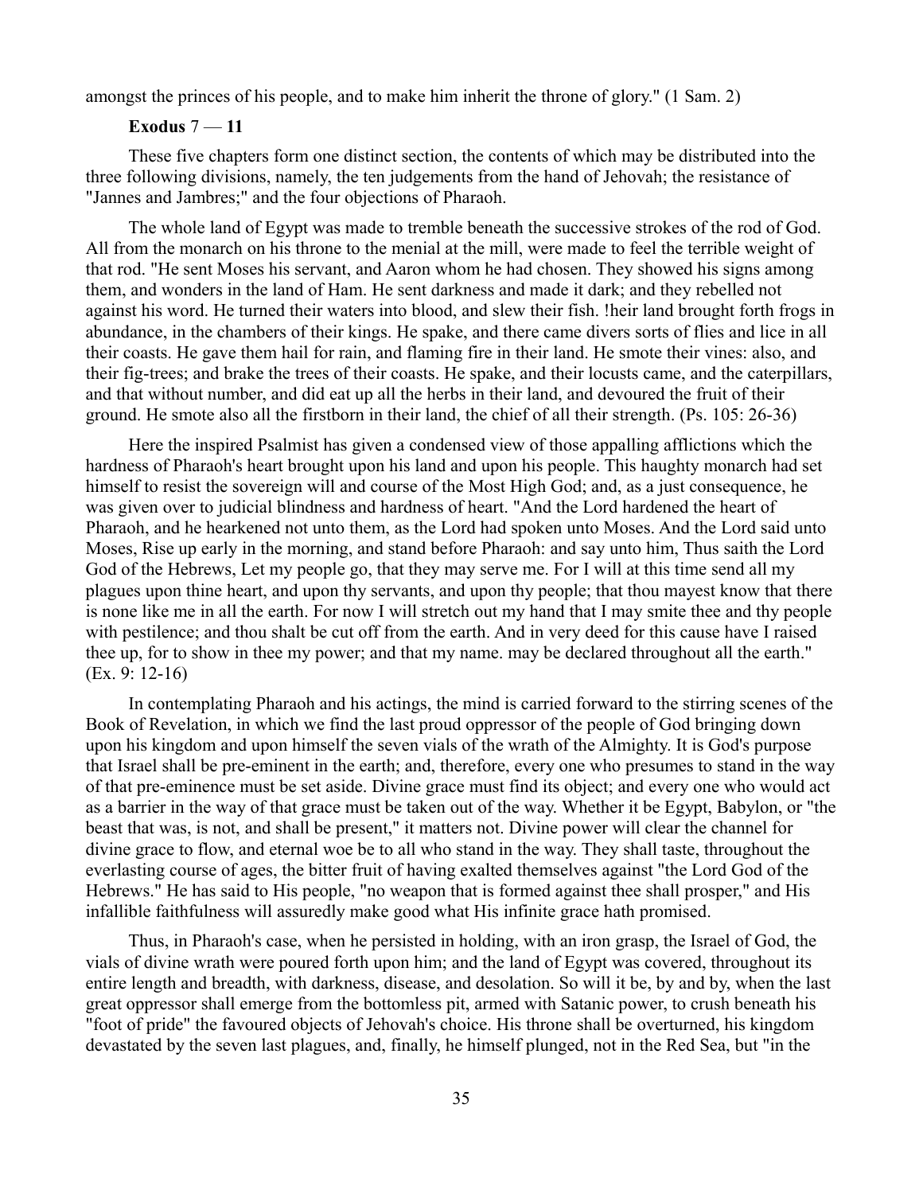amongst the princes of his people, and to make him inherit the throne of glory." (1 Sam. 2)

**Exodus** 7 — **11**

These five chapters form one distinct section, the contents of which may be distributed into the three following divisions, namely, the ten judgements from the hand of Jehovah; the resistance of "Jannes and Jambres;" and the four objections of Pharaoh.

The whole land of Egypt was made to tremble beneath the successive strokes of the rod of God. All from the monarch on his throne to the menial at the mill, were made to feel the terrible weight of that rod. "He sent Moses his servant, and Aaron whom he had chosen. They showed his signs among them, and wonders in the land of Ham. He sent darkness and made it dark; and they rebelled not against his word. He turned their waters into blood, and slew their fish. !heir land brought forth frogs in abundance, in the chambers of their kings. He spake, and there came divers sorts of flies and lice in all their coasts. He gave them hail for rain, and flaming fire in their land. He smote their vines: also, and their fig-trees; and brake the trees of their coasts. He spake, and their locusts came, and the caterpillars, and that without number, and did eat up all the herbs in their land, and devoured the fruit of their ground. He smote also all the firstborn in their land, the chief of all their strength. (Ps. 105: 26-36)

Here the inspired Psalmist has given a condensed view of those appalling afflictions which the hardness of Pharaoh's heart brought upon his land and upon his people. This haughty monarch had set himself to resist the sovereign will and course of the Most High God; and, as a just consequence, he was given over to judicial blindness and hardness of heart. "And the Lord hardened the heart of Pharaoh, and he hearkened not unto them, as the Lord had spoken unto Moses. And the Lord said unto Moses, Rise up early in the morning, and stand before Pharaoh: and say unto him, Thus saith the Lord God of the Hebrews, Let my people go, that they may serve me. For I will at this time send all my plagues upon thine heart, and upon thy servants, and upon thy people; that thou mayest know that there is none like me in all the earth. For now I will stretch out my hand that I may smite thee and thy people with pestilence; and thou shalt be cut off from the earth. And in very deed for this cause have I raised thee up, for to show in thee my power; and that my name. may be declared throughout all the earth." (Ex. 9: 12-16)

In contemplating Pharaoh and his actings, the mind is carried forward to the stirring scenes of the Book of Revelation, in which we find the last proud oppressor of the people of God bringing down upon his kingdom and upon himself the seven vials of the wrath of the Almighty. It is God's purpose that Israel shall be pre-eminent in the earth; and, therefore, every one who presumes to stand in the way of that pre-eminence must be set aside. Divine grace must find its object; and every one who would act as a barrier in the way of that grace must be taken out of the way. Whether it be Egypt, Babylon, or "the beast that was, is not, and shall be present," it matters not. Divine power will clear the channel for divine grace to flow, and eternal woe be to all who stand in the way. They shall taste, throughout the everlasting course of ages, the bitter fruit of having exalted themselves against "the Lord God of the Hebrews." He has said to His people, "no weapon that is formed against thee shall prosper," and His infallible faithfulness will assuredly make good what His infinite grace hath promised.

Thus, in Pharaoh's case, when he persisted in holding, with an iron grasp, the Israel of God, the vials of divine wrath were poured forth upon him; and the land of Egypt was covered, throughout its entire length and breadth, with darkness, disease, and desolation. So will it be, by and by, when the last great oppressor shall emerge from the bottomless pit, armed with Satanic power, to crush beneath his "foot of pride" the favoured objects of Jehovah's choice. His throne shall be overturned, his kingdom devastated by the seven last plagues, and, finally, he himself plunged, not in the Red Sea, but "in the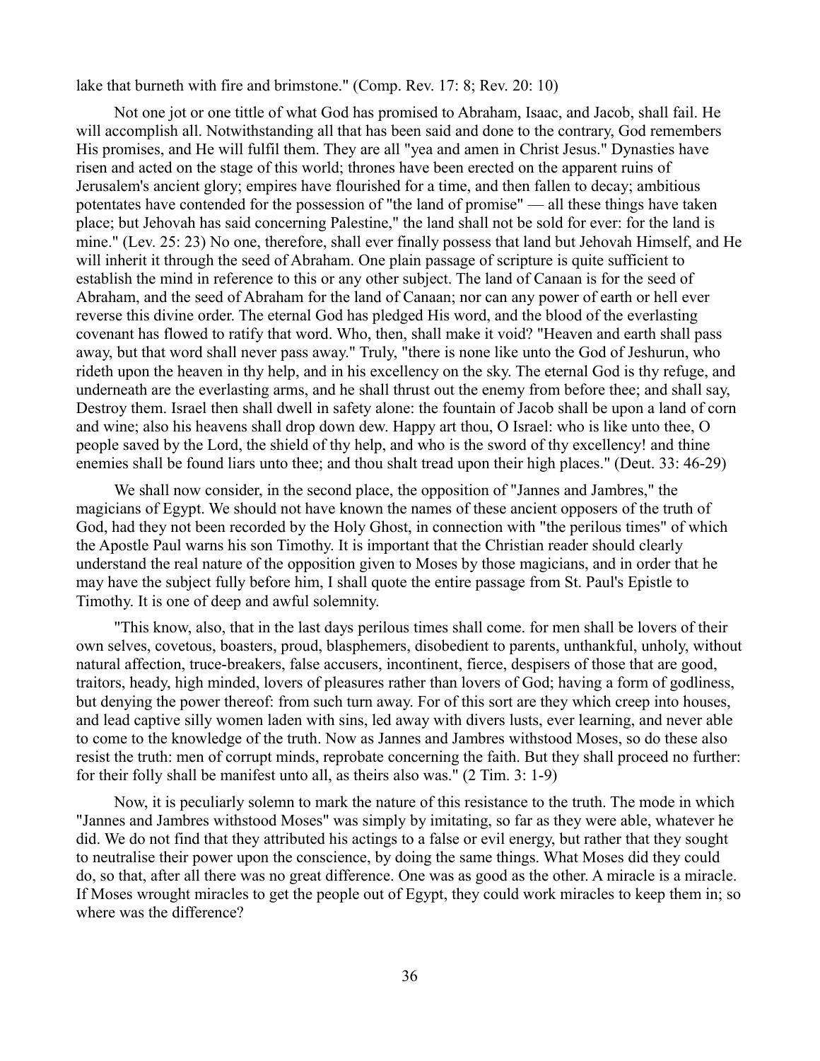lake that burneth with fire and brimstone." (Comp. Rev. 17: 8; Rev. 20: 10)

Not one jot or one tittle of what God has promised to Abraham, Isaac, and Jacob, shall fail. He will accomplish all. Notwithstanding all that has been said and done to the contrary, God remembers His promises, and He will fulfil them. They are all "yea and amen in Christ Jesus." Dynasties have risen and acted on the stage of this world; thrones have been erected on the apparent ruins of Jerusalem's ancient glory; empires have flourished for a time, and then fallen to decay; ambitious potentates have contended for the possession of "the land of promise" — all these things have taken place; but Jehovah has said concerning Palestine," the land shall not be sold for ever: for the land is mine." (Lev. 25: 23) No one, therefore, shall ever finally possess that land but Jehovah Himself, and He will inherit it through the seed of Abraham. One plain passage of scripture is quite sufficient to establish the mind in reference to this or any other subject. The land of Canaan is for the seed of Abraham, and the seed of Abraham for the land of Canaan; nor can any power of earth or hell ever reverse this divine order. The eternal God has pledged His word, and the blood of the everlasting covenant has flowed to ratify that word. Who, then, shall make it void? "Heaven and earth shall pass away, but that word shall never pass away." Truly, "there is none like unto the God of Jeshurun, who rideth upon the heaven in thy help, and in his excellency on the sky. The eternal God is thy refuge, and underneath are the everlasting arms, and he shall thrust out the enemy from before thee; and shall say, Destroy them. Israel then shall dwell in safety alone: the fountain of Jacob shall be upon a land of corn and wine; also his heavens shall drop down dew. Happy art thou, O Israel: who is like unto thee, O people saved by the Lord, the shield of thy help, and who is the sword of thy excellency! and thine enemies shall be found liars unto thee; and thou shalt tread upon their high places." (Deut. 33: 46-29)

We shall now consider, in the second place, the opposition of "Jannes and Jambres," the magicians of Egypt. We should not have known the names of these ancient opposers of the truth of God, had they not been recorded by the Holy Ghost, in connection with "the perilous times" of which the Apostle Paul warns his son Timothy. It is important that the Christian reader should clearly understand the real nature of the opposition given to Moses by those magicians, and in order that he may have the subject fully before him, I shall quote the entire passage from St. Paul's Epistle to Timothy. It is one of deep and awful solemnity.

"This know, also, that in the last days perilous times shall come. for men shall be lovers of their own selves, covetous, boasters, proud, blasphemers, disobedient to parents, unthankful, unholy, without natural affection, truce-breakers, false accusers, incontinent, fierce, despisers of those that are good, traitors, heady, high minded, lovers of pleasures rather than lovers of God; having a form of godliness, but denying the power thereof: from such turn away. For of this sort are they which creep into houses, and lead captive silly women laden with sins, led away with divers lusts, ever learning, and never able to come to the knowledge of the truth. Now as Jannes and Jambres withstood Moses, so do these also resist the truth: men of corrupt minds, reprobate concerning the faith. But they shall proceed no further: for their folly shall be manifest unto all, as theirs also was." (2 Tim. 3: 1-9)

Now, it is peculiarly solemn to mark the nature of this resistance to the truth. The mode in which "Jannes and Jambres withstood Moses" was simply by imitating, so far as they were able, whatever he did. We do not find that they attributed his actings to a false or evil energy, but rather that they sought to neutralise their power upon the conscience, by doing the same things. What Moses did they could do, so that, after all there was no great difference. One was as good as the other. A miracle is a miracle. If Moses wrought miracles to get the people out of Egypt, they could work miracles to keep them in; so where was the difference?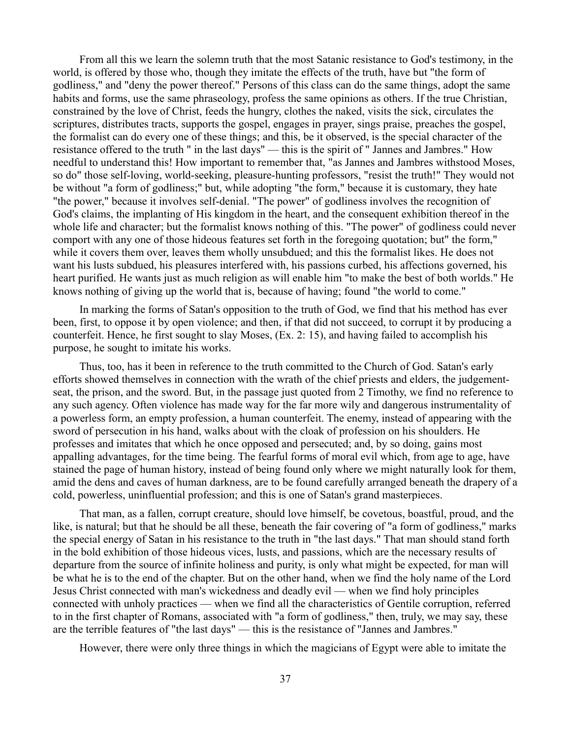From all this we learn the solemn truth that the most Satanic resistance to God's testimony, in the world, is offered by those who, though they imitate the effects of the truth, have but "the form of godliness," and "deny the power thereof." Persons of this class can do the same things, adopt the same habits and forms, use the same phraseology, profess the same opinions as others. If the true Christian, constrained by the love of Christ, feeds the hungry, clothes the naked, visits the sick, circulates the scriptures, distributes tracts, supports the gospel, engages in prayer, sings praise, preaches the gospel, the formalist can do every one of these things; and this, be it observed, is the special character of the resistance offered to the truth " in the last days" — this is the spirit of " Jannes and Jambres." How needful to understand this! How important to remember that, "as Jannes and Jambres withstood Moses, so do" those self-loving, world-seeking, pleasure-hunting professors, "resist the truth!" They would not be without "a form of godliness;" but, while adopting "the form," because it is customary, they hate "the power," because it involves self-denial. "The power" of godliness involves the recognition of God's claims, the implanting of His kingdom in the heart, and the consequent exhibition thereof in the whole life and character; but the formalist knows nothing of this. "The power" of godliness could never comport with any one of those hideous features set forth in the foregoing quotation; but" the form," while it covers them over, leaves them wholly unsubdued; and this the formalist likes. He does not want his lusts subdued, his pleasures interfered with, his passions curbed, his affections governed, his heart purified. He wants just as much religion as will enable him "to make the best of both worlds." He knows nothing of giving up the world that is, because of having; found "the world to come."

In marking the forms of Satan's opposition to the truth of God, we find that his method has ever been, first, to oppose it by open violence; and then, if that did not succeed, to corrupt it by producing a counterfeit. Hence, he first sought to slay Moses, (Ex. 2: 15), and having failed to accomplish his purpose, he sought to imitate his works.

Thus, too, has it been in reference to the truth committed to the Church of God. Satan's early efforts showed themselves in connection with the wrath of the chief priests and elders, the judgement-seat, the prison, and the sword. But, in the passage just quoted from 2 Timothy, we find no reference to any such agency. Often violence has made way for the far more wily and dangerous instrumentality of a powerless form, an empty profession, a human counterfeit. The enemy, instead of appearing with the sword of persecution in his hand, walks about with the cloak of profession on his shoulders. He professes and imitates that which he once opposed and persecuted; and, by so doing, gains most appalling advantages, for the time being. The fearful forms of moral evil which, from age to age, have stained the page of human history, instead of being found only where we might naturally look for them, amid the dens and caves of human darkness, are to be found carefully arranged beneath the drapery of a cold, powerless, uninfluential profession; and this is one of Satan's grand masterpieces.

That man, as a fallen, corrupt creature, should love himself, be covetous, boastful, proud, and the like, is natural; but that he should be all these, beneath the fair covering of "a form of godliness," marks the special energy of Satan in his resistance to the truth in "the last days." That man should stand forth in the bold exhibition of those hideous vices, lusts, and passions, which are the necessary results of departure from the source of infinite holiness and purity, is only what might be expected, for man will be what he is to the end of the chapter. But on the other hand, when we find the holy name of the Lord Jesus Christ connected with man's wickedness and deadly evil — when we find holy principles connected with unholy practices — when we find all the characteristics of Gentile corruption, referred to in the first chapter of Romans, associated with "a form of godliness," then, truly, we may say, these are the terrible features of "the last days" — this is the resistance of "Jannes and Jambres."

However, there were only three things in which the magicians of Egypt were able to imitate the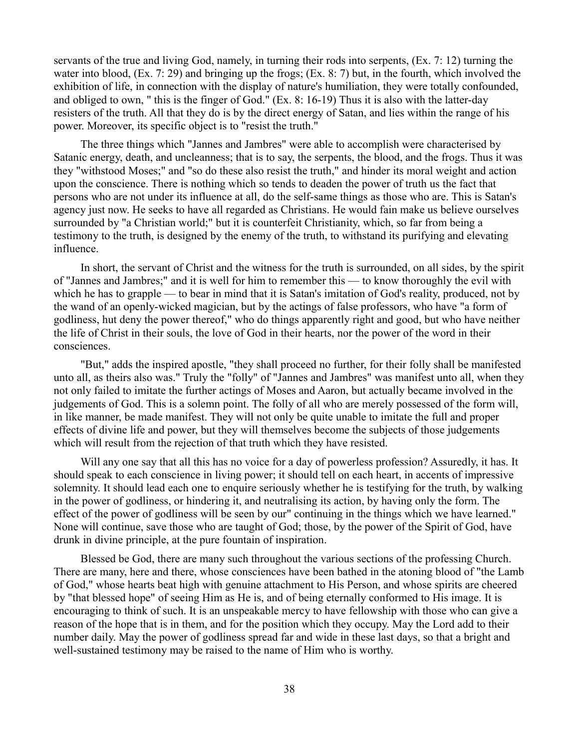servants of the true and living God, namely, in turning their rods into serpents, (Ex. 7: 12) turning the water into blood, (Ex. 7: 29) and bringing up the frogs; (Ex. 8: 7) but, in the fourth, which involved the exhibition of life, in connection with the display of nature's humiliation, they were totally confounded, and obliged to own, " this is the finger of God." (Ex. 8: 16-19) Thus it is also with the latter-day resisters of the truth. All that they do is by the direct energy of Satan, and lies within the range of his power. Moreover, its specific object is to "resist the truth."

The three things which "Jannes and Jambres" were able to accomplish were characterised by Satanic energy, death, and uncleanness; that is to say, the serpents, the blood, and the frogs. Thus it was they "withstood Moses;" and "so do these also resist the truth," and hinder its moral weight and action upon the conscience. There is nothing which so tends to deaden the power of truth us the fact that persons who are not under its influence at all, do the self-same things as those who are. This is Satan's agency just now. He seeks to have all regarded as Christians. He would fain make us believe ourselves surrounded by "a Christian world;" but it is counterfeit Christianity, which, so far from being a testimony to the truth, is designed by the enemy of the truth, to withstand its purifying and elevating influence.

In short, the servant of Christ and the witness for the truth is surrounded, on all sides, by the spirit of "Jannes and Jambres;" and it is well for him to remember this — to know thoroughly the evil with which he has to grapple — to bear in mind that it is Satan's imitation of God's reality, produced, not by the wand of an openly-wicked magician, but by the actings of false professors, who have "a form of godliness, hut deny the power thereof," who do things apparently right and good, but who have neither the life of Christ in their souls, the love of God in their hearts, nor the power of the word in their consciences.

"But," adds the inspired apostle, "they shall proceed no further, for their folly shall be manifested unto all, as theirs also was." Truly the "folly" of "Jannes and Jambres" was manifest unto all, when they not only failed to imitate the further actings of Moses and Aaron, but actually became involved in the judgements of God. This is a solemn point. The folly of all who are merely possessed of the form will, in like manner, be made manifest. They will not only be quite unable to imitate the full and proper effects of divine life and power, but they will themselves become the subjects of those judgements which will result from the rejection of that truth which they have resisted.

Will any one say that all this has no voice for a day of powerless profession? Assuredly, it has. It should speak to each conscience in living power; it should tell on each heart, in accents of impressive solemnity. It should lead each one to enquire seriously whether he is testifying for the truth, by walking in the power of godliness, or hindering it, and neutralising its action, by having only the form. The effect of the power of godliness will be seen by our" continuing in the things which we have learned." None will continue, save those who are taught of God; those, by the power of the Spirit of God, have drunk in divine principle, at the pure fountain of inspiration.

Blessed be God, there are many such throughout the various sections of the professing Church. There are many, here and there, whose consciences have been bathed in the atoning blood of "the Lamb of God," whose hearts beat high with genuine attachment to His Person, and whose spirits are cheered by "that blessed hope" of seeing Him as He is, and of being eternally conformed to His image. It is encouraging to think of such. It is an unspeakable mercy to have fellowship with those who can give a reason of the hope that is in them, and for the position which they occupy. May the Lord add to their number daily. May the power of godliness spread far and wide in these last days, so that a bright and well-sustained testimony may be raised to the name of Him who is worthy.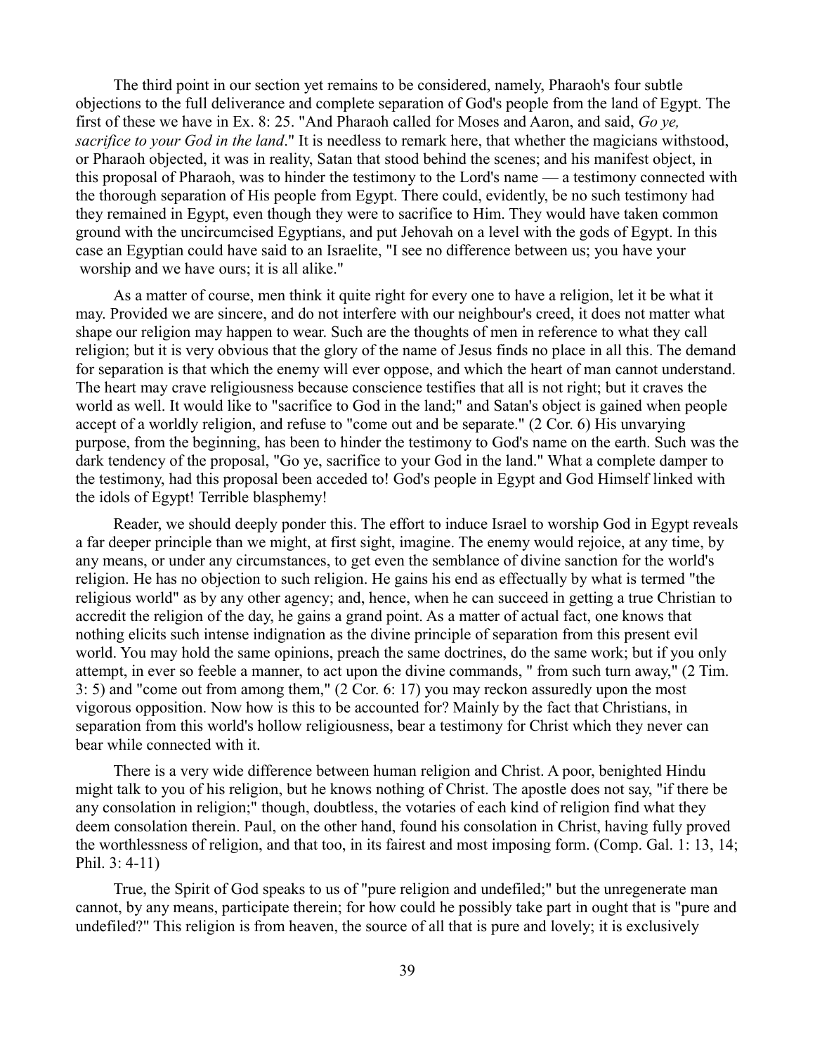The third point in our section yet remains to be considered, namely, Pharaoh's four subtle objections to the full deliverance and complete separation of God's people from the land of Egypt. The first of these we have in Ex. 8: 25. "And Pharaoh called for Moses and Aaron, and said, *Go ye, sacrifice to your God in the land*." It is needless to remark here, that whether the magicians withstood, or Pharaoh objected, it was in reality, Satan that stood behind the scenes; and his manifest object, in this proposal of Pharaoh, was to hinder the testimony to the Lord's name — a testimony connected with the thorough separation of His people from Egypt. There could, evidently, be no such testimony had they remained in Egypt, even though they were to sacrifice to Him. They would have taken common ground with the uncircumcised Egyptians, and put Jehovah on a level with the gods of Egypt. In this case an Egyptian could have said to an Israelite, "I see no difference between us; you have your worship and we have ours; it is all alike."

As a matter of course, men think it quite right for every one to have a religion, let it be what it may. Provided we are sincere, and do not interfere with our neighbour's creed, it does not matter what shape our religion may happen to wear. Such are the thoughts of men in reference to what they call religion; but it is very obvious that the glory of the name of Jesus finds no place in all this. The demand for separation is that which the enemy will ever oppose, and which the heart of man cannot understand. The heart may crave religiousness because conscience testifies that all is not right; but it craves the world as well. It would like to "sacrifice to God in the land;" and Satan's object is gained when people accept of a worldly religion, and refuse to "come out and be separate." (2 Cor. 6) His unvarying purpose, from the beginning, has been to hinder the testimony to God's name on the earth. Such was the dark tendency of the proposal, "Go ye, sacrifice to your God in the land." What a complete damper to the testimony, had this proposal been acceded to! God's people in Egypt and God Himself linked with the idols of Egypt! Terrible blasphemy!

Reader, we should deeply ponder this. The effort to induce Israel to worship God in Egypt reveals a far deeper principle than we might, at first sight, imagine. The enemy would rejoice, at any time, by any means, or under any circumstances, to get even the semblance of divine sanction for the world's religion. He has no objection to such religion. He gains his end as effectually by what is termed "the religious world" as by any other agency; and, hence, when he can succeed in getting a true Christian to accredit the religion of the day, he gains a grand point. As a matter of actual fact, one knows that nothing elicits such intense indignation as the divine principle of separation from this present evil world. You may hold the same opinions, preach the same doctrines, do the same work; but if you only attempt, in ever so feeble a manner, to act upon the divine commands, " from such turn away," (2 Tim. 3: 5) and "come out from among them," (2 Cor. 6: 17) you may reckon assuredly upon the most vigorous opposition. Now how is this to be accounted for? Mainly by the fact that Christians, in separation from this world's hollow religiousness, bear a testimony for Christ which they never can bear while connected with it.

There is a very wide difference between human religion and Christ. A poor, benighted Hindu might talk to you of his religion, but he knows nothing of Christ. The apostle does not say, "if there be any consolation in religion;" though, doubtless, the votaries of each kind of religion find what they deem consolation therein. Paul, on the other hand, found his consolation in Christ, having fully proved the worthlessness of religion, and that too, in its fairest and most imposing form. (Comp. Gal. 1: 13, 14; Phil. 3: 4-11)

True, the Spirit of God speaks to us of "pure religion and undefiled;" but the unregenerate man cannot, by any means, participate therein; for how could he possibly take part in ought that is "pure and undefiled?" This religion is from heaven, the source of all that is pure and lovely; it is exclusively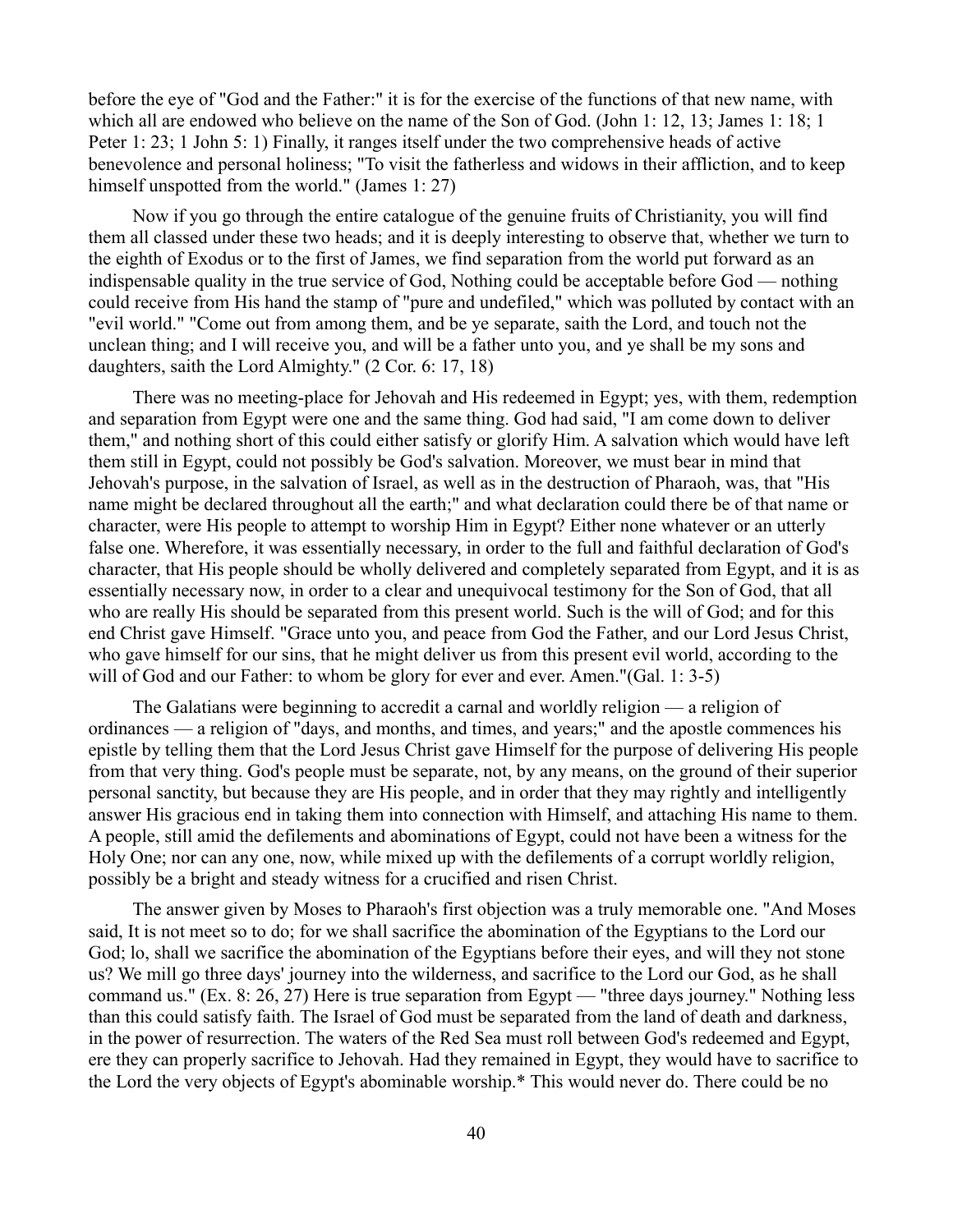before the eye of "God and the Father:" it is for the exercise of the functions of that new name, with which all are endowed who believe on the name of the Son of God. (John 1: 12, 13; James 1: 18; 1 Peter 1: 23; 1 John 5: 1) Finally, it ranges itself under the two comprehensive heads of active benevolence and personal holiness; "To visit the fatherless and widows in their affliction, and to keep himself unspotted from the world." (James 1: 27)

Now if you go through the entire catalogue of the genuine fruits of Christianity, you will find them all classed under these two heads; and it is deeply interesting to observe that, whether we turn to the eighth of Exodus or to the first of James, we find separation from the world put forward as an indispensable quality in the true service of God, Nothing could be acceptable before God — nothing could receive from His hand the stamp of "pure and undefiled," which was polluted by contact with an "evil world." "Come out from among them, and be ye separate, saith the Lord, and touch not the unclean thing; and I will receive you, and will be a father unto you, and ye shall be my sons and daughters, saith the Lord Almighty." (2 Cor. 6: 17, 18)

There was no meeting-place for Jehovah and His redeemed in Egypt; yes, with them, redemption and separation from Egypt were one and the same thing. God had said, "I am come down to deliver them," and nothing short of this could either satisfy or glorify Him. A salvation which would have left them still in Egypt, could not possibly be God's salvation. Moreover, we must bear in mind that Jehovah's purpose, in the salvation of Israel, as well as in the destruction of Pharaoh, was, that "His name might be declared throughout all the earth;" and what declaration could there be of that name or character, were His people to attempt to worship Him in Egypt? Either none whatever or an utterly false one. Wherefore, it was essentially necessary, in order to the full and faithful declaration of God's character, that His people should be wholly delivered and completely separated from Egypt, and it is as essentially necessary now, in order to a clear and unequivocal testimony for the Son of God, that all who are really His should be separated from this present world. Such is the will of God; and for this end Christ gave Himself. "Grace unto you, and peace from God the Father, and our Lord Jesus Christ, who gave himself for our sins, that he might deliver us from this present evil world, according to the will of God and our Father: to whom be glory for ever and ever. Amen."(Gal. 1: 3-5)

The Galatians were beginning to accredit a carnal and worldly religion — a religion of ordinances — a religion of "days, and months, and times, and years;" and the apostle commences his epistle by telling them that the Lord Jesus Christ gave Himself for the purpose of delivering His people from that very thing. God's people must be separate, not, by any means, on the ground of their superior personal sanctity, but because they are His people, and in order that they may rightly and intelligently answer His gracious end in taking them into connection with Himself, and attaching His name to them. A people, still amid the defilements and abominations of Egypt, could not have been a witness for the Holy One; nor can any one, now, while mixed up with the defilements of a corrupt worldly religion, possibly be a bright and steady witness for a crucified and risen Christ.

The answer given by Moses to Pharaoh's first objection was a truly memorable one. "And Moses said, It is not meet so to do; for we shall sacrifice the abomination of the Egyptians to the Lord our God; lo, shall we sacrifice the abomination of the Egyptians before their eyes, and will they not stone us? We mill go three days' journey into the wilderness, and sacrifice to the Lord our God, as he shall command us." (Ex. 8: 26, 27) Here is true separation from Egypt — "three days journey." Nothing less than this could satisfy faith. The Israel of God must be separated from the land of death and darkness, in the power of resurrection. The waters of the Red Sea must roll between God's redeemed and Egypt, ere they can properly sacrifice to Jehovah. Had they remained in Egypt, they would have to sacrifice to the Lord the very objects of Egypt's abominable worship.* This would never do. There could be no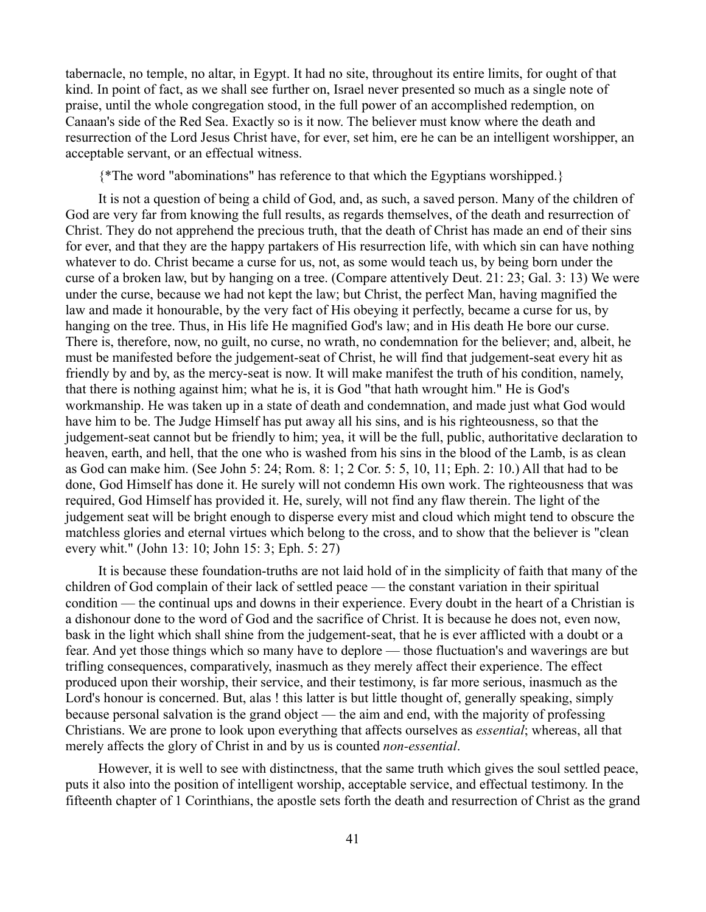tabernacle, no temple, no altar, in Egypt. It had no site, throughout its entire limits, for ought of that kind. In point of fact, as we shall see further on, Israel never presented so much as a single note of praise, until the whole congregation stood, in the full power of an accomplished redemption, on Canaan's side of the Red Sea. Exactly so is it now. The believer must know where the death and resurrection of the Lord Jesus Christ have, for ever, set him, ere he can be an intelligent worshipper, an acceptable servant, or an effectual witness.

{*The word "abominations" has reference to that which the Egyptians worshipped.}

It is not a question of being a child of God, and, as such, a saved person. Many of the children of God are very far from knowing the full results, as regards themselves, of the death and resurrection of Christ. They do not apprehend the precious truth, that the death of Christ has made an end of their sins for ever, and that they are the happy partakers of His resurrection life, with which sin can have nothing whatever to do. Christ became a curse for us, not, as some would teach us, by being born under the curse of a broken law, but by hanging on a tree. (Compare attentively Deut. 21: 23; Gal. 3: 13) We were under the curse, because we had not kept the law; but Christ, the perfect Man, having magnified the law and made it honourable, by the very fact of His obeying it perfectly, became a curse for us, by hanging on the tree. Thus, in His life He magnified God's law; and in His death He bore our curse. There is, therefore, now, no guilt, no curse, no wrath, no condemnation for the believer; and, albeit, he must be manifested before the judgement-seat of Christ, he will find that judgement-seat every hit as friendly by and by, as the mercy-seat is now. It will make manifest the truth of his condition, namely, that there is nothing against him; what he is, it is God "that hath wrought him." He is God's workmanship. He was taken up in a state of death and condemnation, and made just what God would have him to be. The Judge Himself has put away all his sins, and is his righteousness, so that the judgement-seat cannot but be friendly to him; yea, it will be the full, public, authoritative declaration to heaven, earth, and hell, that the one who is washed from his sins in the blood of the Lamb, is as clean as God can make him. (See John 5: 24; Rom. 8: 1; 2 Cor. 5: 5, 10, 11; Eph. 2: 10.) All that had to be done, God Himself has done it. He surely will not condemn His own work. The righteousness that was required, God Himself has provided it. He, surely, will not find any flaw therein. The light of the judgement seat will be bright enough to disperse every mist and cloud which might tend to obscure the matchless glories and eternal virtues which belong to the cross, and to show that the believer is "clean every whit." (John 13: 10; John 15: 3; Eph. 5: 27)

It is because these foundation-truths are not laid hold of in the simplicity of faith that many of the children of God complain of their lack of settled peace — the constant variation in their spiritual condition — the continual ups and downs in their experience. Every doubt in the heart of a Christian is a dishonour done to the word of God and the sacrifice of Christ. It is because he does not, even now, bask in the light which shall shine from the judgement-seat, that he is ever afflicted with a doubt or a fear. And yet those things which so many have to deplore — those fluctuation's and waverings are but trifling consequences, comparatively, inasmuch as they merely affect their experience. The effect produced upon their worship, their service, and their testimony, is far more serious, inasmuch as the Lord's honour is concerned. But, alas ! this latter is but little thought of, generally speaking, simply because personal salvation is the grand object — the aim and end, with the majority of professing Christians. We are prone to look upon everything that affects ourselves as *essential*; whereas, all that merely affects the glory of Christ in and by us is counted *non-essential*.

However, it is well to see with distinctness, that the same truth which gives the soul settled peace, puts it also into the position of intelligent worship, acceptable service, and effectual testimony. In the fifteenth chapter of 1 Corinthians, the apostle sets forth the death and resurrection of Christ as the grand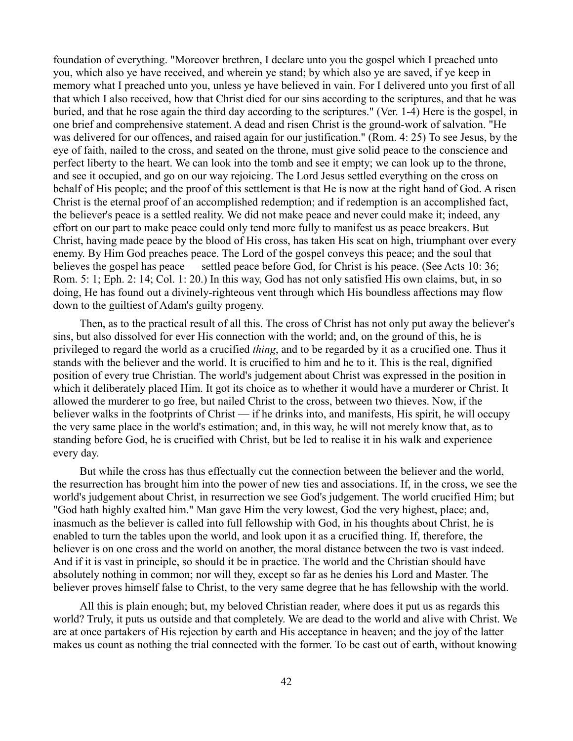foundation of everything. "Moreover brethren, I declare unto you the gospel which I preached unto you, which also ye have received, and wherein ye stand; by which also ye are saved, if ye keep in memory what I preached unto you, unless ye have believed in vain. For I delivered unto you first of all that which I also received, how that Christ died for our sins according to the scriptures, and that he was buried, and that he rose again the third day according to the scriptures." (Ver. 1-4) Here is the gospel, in one brief and comprehensive statement. A dead and risen Christ is the ground-work of salvation. "He was delivered for our offences, and raised again for our justification." (Rom. 4: 25) To see Jesus, by the eye of faith, nailed to the cross, and seated on the throne, must give solid peace to the conscience and perfect liberty to the heart. We can look into the tomb and see it empty; we can look up to the throne, and see it occupied, and go on our way rejoicing. The Lord Jesus settled everything on the cross on behalf of His people; and the proof of this settlement is that He is now at the right hand of God. A risen Christ is the eternal proof of an accomplished redemption; and if redemption is an accomplished fact, the believer's peace is a settled reality. We did not make peace and never could make it; indeed, any effort on our part to make peace could only tend more fully to manifest us as peace breakers. But Christ, having made peace by the blood of His cross, has taken His scat on high, triumphant over every enemy. By Him God preaches peace. The Lord of the gospel conveys this peace; and the soul that believes the gospel has peace — settled peace before God, for Christ is his peace. (See Acts 10: 36; Rom. 5: 1; Eph. 2: 14; Col. 1: 20.) In this way, God has not only satisfied His own claims, but, in so doing, He has found out a divinely-righteous vent through which His boundless affections may flow down to the guiltiest of Adam's guilty progeny.

Then, as to the practical result of all this. The cross of Christ has not only put away the believer's sins, but also dissolved for ever His connection with the world; and, on the ground of this, he is privileged to regard the world as a crucified *thing*, and to be regarded by it as a crucified one. Thus it stands with the believer and the world. It is crucified to him and he to it. This is the real, dignified position of every true Christian. The world's judgement about Christ was expressed in the position in which it deliberately placed Him. It got its choice as to whether it would have a murderer or Christ. It allowed the murderer to go free, but nailed Christ to the cross, between two thieves. Now, if the believer walks in the footprints of Christ — if he drinks into, and manifests, His spirit, he will occupy the very same place in the world's estimation; and, in this way, he will not merely know that, as to standing before God, he is crucified with Christ, but be led to realise it in his walk and experience every day.

But while the cross has thus effectually cut the connection between the believer and the world, the resurrection has brought him into the power of new ties and associations. If, in the cross, we see the world's judgement about Christ, in resurrection we see God's judgement. The world crucified Him; but "God hath highly exalted him." Man gave Him the very lowest, God the very highest, place; and, inasmuch as the believer is called into full fellowship with God, in his thoughts about Christ, he is enabled to turn the tables upon the world, and look upon it as a crucified thing. If, therefore, the believer is on one cross and the world on another, the moral distance between the two is vast indeed. And if it is vast in principle, so should it be in practice. The world and the Christian should have absolutely nothing in common; nor will they, except so far as he denies his Lord and Master. The believer proves himself false to Christ, to the very same degree that he has fellowship with the world.

All this is plain enough; but, my beloved Christian reader, where does it put us as regards this world? Truly, it puts us outside and that completely. We are dead to the world and alive with Christ. We are at once partakers of His rejection by earth and His acceptance in heaven; and the joy of the latter makes us count as nothing the trial connected with the former. To be cast out of earth, without knowing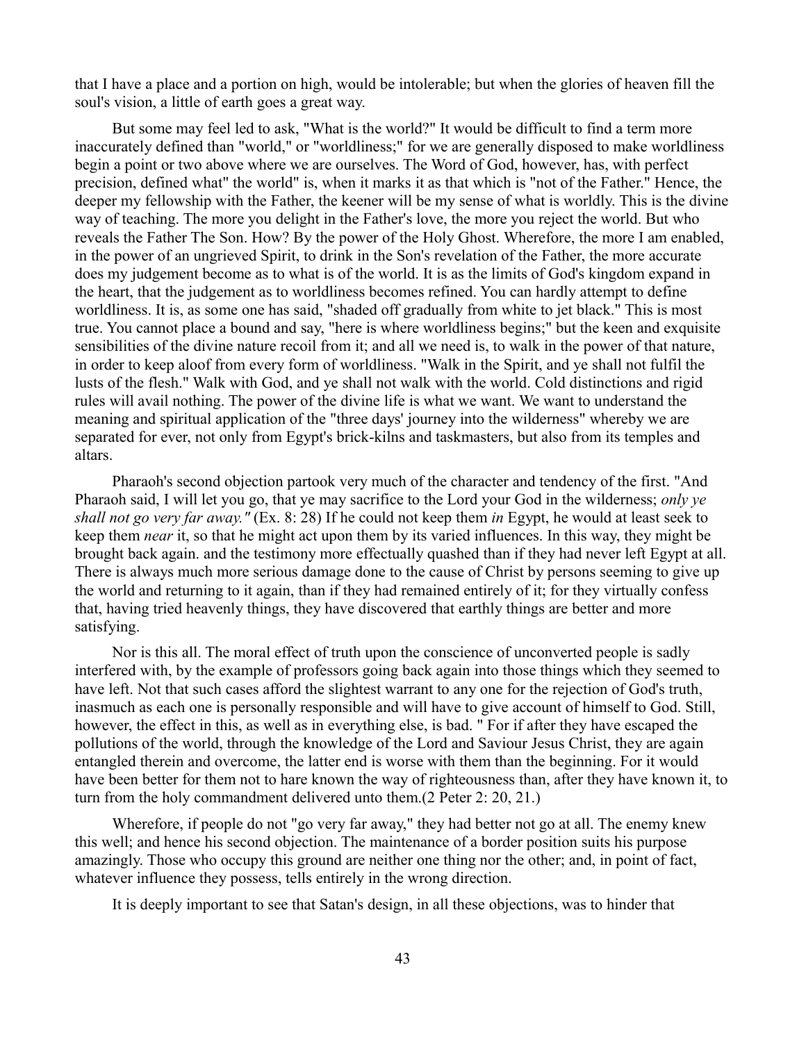that I have a place and a portion on high, would be intolerable; but when the glories of heaven fill the soul's vision, a little of earth goes a great way.

But some may feel led to ask, "What is the world?" It would be difficult to find a term more inaccurately defined than "world," or "worldliness;" for we are generally disposed to make worldliness begin a point or two above where we are ourselves. The Word of God, however, has, with perfect precision, defined what" the world" is, when it marks it as that which is "not of the Father." Hence, the deeper my fellowship with the Father, the keener will be my sense of what is worldly. This is the divine way of teaching. The more you delight in the Father's love, the more you reject the world. But who reveals the Father The Son. How? By the power of the Holy Ghost. Wherefore, the more I am enabled, in the power of an ungrieved Spirit, to drink in the Son's revelation of the Father, the more accurate does my judgement become as to what is of the world. It is as the limits of God's kingdom expand in the heart, that the judgement as to worldliness becomes refined. You can hardly attempt to define worldliness. It is, as some one has said, "shaded off gradually from white to jet black." This is most true. You cannot place a bound and say, "here is where worldliness begins;" but the keen and exquisite sensibilities of the divine nature recoil from it; and all we need is, to walk in the power of that nature, in order to keep aloof from every form of worldliness. "Walk in the Spirit, and ye shall not fulfil the lusts of the flesh." Walk with God, and ye shall not walk with the world. Cold distinctions and rigid rules will avail nothing. The power of the divine life is what we want. We want to understand the meaning and spiritual application of the "three days' journey into the wilderness" whereby we are separated for ever, not only from Egypt's brick-kilns and taskmasters, but also from its temples and altars.

Pharaoh's second objection partook very much of the character and tendency of the first. "And Pharaoh said, I will let you go, that ye may sacrifice to the Lord your God in the wilderness; *only ye shall not go very far away."* (Ex. 8: 28) If he could not keep them *in* Egypt, he would at least seek to keep them *near* it, so that he might act upon them by its varied influences. In this way, they might be brought back again. and the testimony more effectually quashed than if they had never left Egypt at all. There is always much more serious damage done to the cause of Christ by persons seeming to give up the world and returning to it again, than if they had remained entirely of it; for they virtually confess that, having tried heavenly things, they have discovered that earthly things are better and more satisfying.

Nor is this all. The moral effect of truth upon the conscience of unconverted people is sadly interfered with, by the example of professors going back again into those things which they seemed to have left. Not that such cases afford the slightest warrant to any one for the rejection of God's truth, inasmuch as each one is personally responsible and will have to give account of himself to God. Still, however, the effect in this, as well as in everything else, is bad. " For if after they have escaped the pollutions of the world, through the knowledge of the Lord and Saviour Jesus Christ, they are again entangled therein and overcome, the latter end is worse with them than the beginning. For it would have been better for them not to hare known the way of righteousness than, after they have known it, to turn from the holy commandment delivered unto them.(2 Peter 2: 20, 21.)

Wherefore, if people do not "go very far away," they had better not go at all. The enemy knew this well; and hence his second objection. The maintenance of a border position suits his purpose amazingly. Those who occupy this ground are neither one thing nor the other; and, in point of fact, whatever influence they possess, tells entirely in the wrong direction.

It is deeply important to see that Satan's design, in all these objections, was to hinder that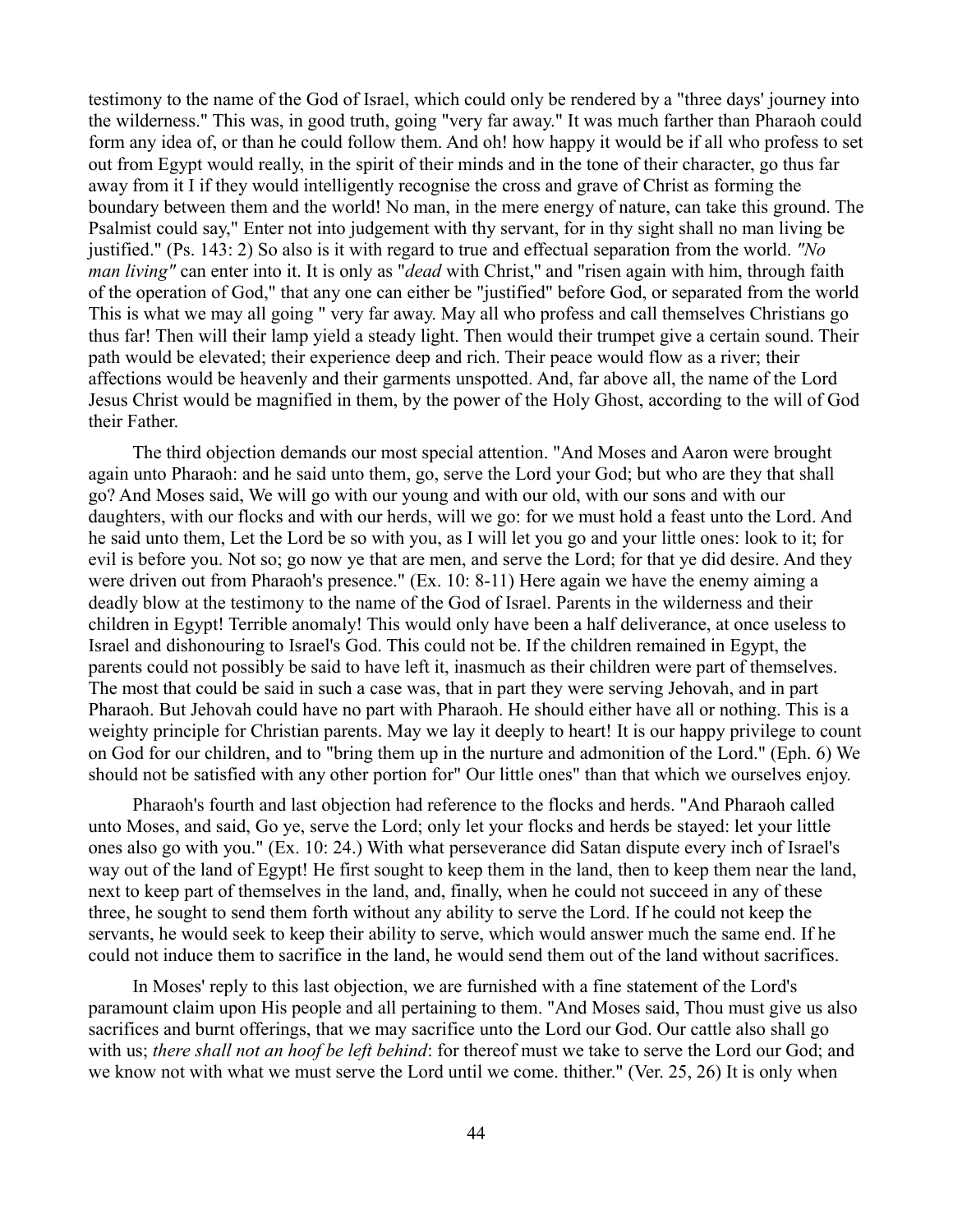testimony to the name of the God of Israel, which could only be rendered by a "three days' journey into the wilderness." This was, in good truth, going "very far away." It was much farther than Pharaoh could form any idea of, or than he could follow them. And oh! how happy it would be if all who profess to set out from Egypt would really, in the spirit of their minds and in the tone of their character, go thus far away from it I if they would intelligently recognise the cross and grave of Christ as forming the boundary between them and the world! No man, in the mere energy of nature, can take this ground. The Psalmist could say," Enter not into judgement with thy servant, for in thy sight shall no man living be justified." (Ps. 143: 2) So also is it with regard to true and effectual separation from the world. *"No man living"* can enter into it. It is only as "*dead* with Christ," and "risen again with him, through faith of the operation of God," that any one can either be "justified" before God, or separated from the world This is what we may all going " very far away. May all who profess and call themselves Christians go thus far! Then will their lamp yield a steady light. Then would their trumpet give a certain sound. Their path would be elevated; their experience deep and rich. Their peace would flow as a river; their affections would be heavenly and their garments unspotted. And, far above all, the name of the Lord Jesus Christ would be magnified in them, by the power of the Holy Ghost, according to the will of God their Father.

The third objection demands our most special attention. "And Moses and Aaron were brought again unto Pharaoh: and he said unto them, go, serve the Lord your God; but who are they that shall go? And Moses said, We will go with our young and with our old, with our sons and with our daughters, with our flocks and with our herds, will we go: for we must hold a feast unto the Lord. And he said unto them, Let the Lord be so with you, as I will let you go and your little ones: look to it; for evil is before you. Not so; go now ye that are men, and serve the Lord; for that ye did desire. And they were driven out from Pharaoh's presence." (Ex. 10: 8-11) Here again we have the enemy aiming a deadly blow at the testimony to the name of the God of Israel. Parents in the wilderness and their children in Egypt! Terrible anomaly! This would only have been a half deliverance, at once useless to Israel and dishonouring to Israel's God. This could not be. If the children remained in Egypt, the parents could not possibly be said to have left it, inasmuch as their children were part of themselves. The most that could be said in such a case was, that in part they were serving Jehovah, and in part Pharaoh. But Jehovah could have no part with Pharaoh. He should either have all or nothing. This is a weighty principle for Christian parents. May we lay it deeply to heart! It is our happy privilege to count on God for our children, and to "bring them up in the nurture and admonition of the Lord." (Eph. 6) We should not be satisfied with any other portion for" Our little ones" than that which we ourselves enjoy.

Pharaoh's fourth and last objection had reference to the flocks and herds. "And Pharaoh called unto Moses, and said, Go ye, serve the Lord; only let your flocks and herds be stayed: let your little ones also go with you." (Ex. 10: 24.) With what perseverance did Satan dispute every inch of Israel's way out of the land of Egypt! He first sought to keep them in the land, then to keep them near the land, next to keep part of themselves in the land, and, finally, when he could not succeed in any of these three, he sought to send them forth without any ability to serve the Lord. If he could not keep the servants, he would seek to keep their ability to serve, which would answer much the same end. If he could not induce them to sacrifice in the land, he would send them out of the land without sacrifices.

In Moses' reply to this last objection, we are furnished with a fine statement of the Lord's paramount claim upon His people and all pertaining to them. "And Moses said, Thou must give us also sacrifices and burnt offerings, that we may sacrifice unto the Lord our God. Our cattle also shall go with us; *there shall not an hoof be left behind*: for thereof must we take to serve the Lord our God; and we know not with what we must serve the Lord until we come. thither." (Ver. 25, 26) It is only when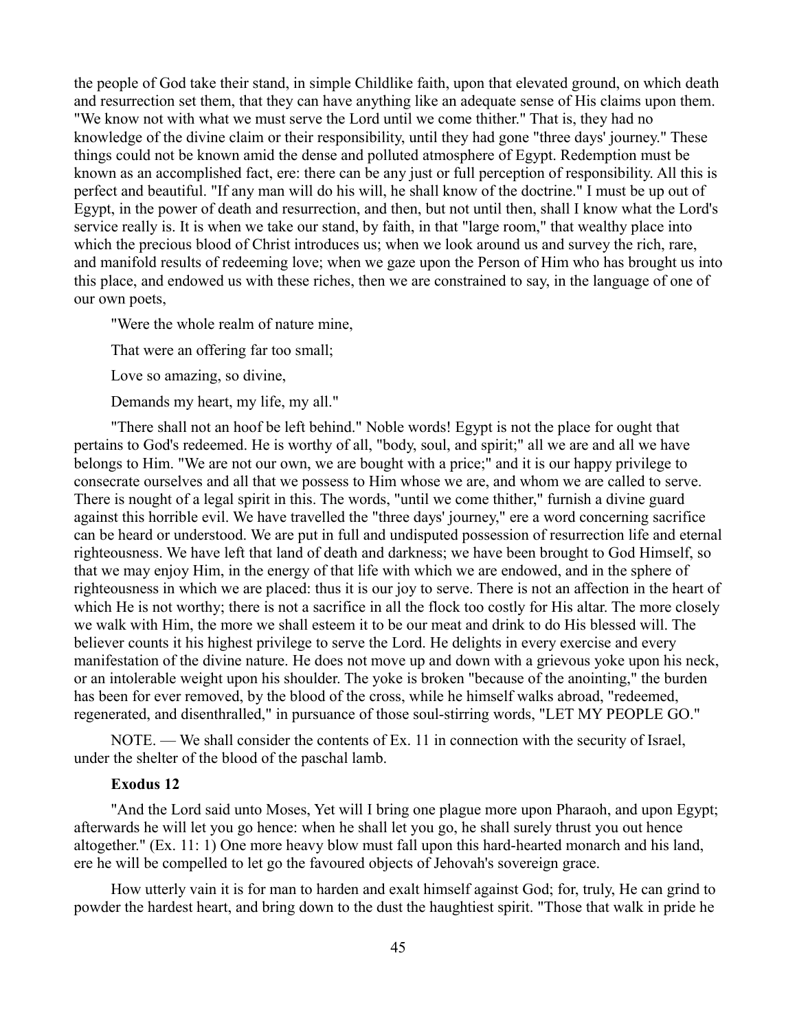the people of God take their stand, in simple Childlike faith, upon that elevated ground, on which death and resurrection set them, that they can have anything like an adequate sense of His claims upon them. "We know not with what we must serve the Lord until we come thither." That is, they had no knowledge of the divine claim or their responsibility, until they had gone "three days' journey." These things could not be known amid the dense and polluted atmosphere of Egypt. Redemption must be known as an accomplished fact, ere: there can be any just or full perception of responsibility. All this is perfect and beautiful. "If any man will do his will, he shall know of the doctrine." I must be up out of Egypt, in the power of death and resurrection, and then, but not until then, shall I know what the Lord's service really is. It is when we take our stand, by faith, in that "large room," that wealthy place into which the precious blood of Christ introduces us; when we look around us and survey the rich, rare, and manifold results of redeeming love; when we gaze upon the Person of Him who has brought us into this place, and endowed us with these riches, then we are constrained to say, in the language of one of our own poets,

"Were the whole realm of nature mine,

That were an offering far too small;

Love so amazing, so divine,

Demands my heart, my life, my all."

"There shall not an hoof be left behind." Noble words! Egypt is not the place for ought that pertains to God's redeemed. He is worthy of all, "body, soul, and spirit;" all we are and all we have belongs to Him. "We are not our own, we are bought with a price;" and it is our happy privilege to consecrate ourselves and all that we possess to Him whose we are, and whom we are called to serve. There is nought of a legal spirit in this. The words, "until we come thither," furnish a divine guard against this horrible evil. We have travelled the "three days' journey," ere a word concerning sacrifice can be heard or understood. We are put in full and undisputed possession of resurrection life and eternal righteousness. We have left that land of death and darkness; we have been brought to God Himself, so that we may enjoy Him, in the energy of that life with which we are endowed, and in the sphere of righteousness in which we are placed: thus it is our joy to serve. There is not an affection in the heart of which He is not worthy; there is not a sacrifice in all the flock too costly for His altar. The more closely we walk with Him, the more we shall esteem it to be our meat and drink to do His blessed will. The believer counts it his highest privilege to serve the Lord. He delights in every exercise and every manifestation of the divine nature. He does not move up and down with a grievous yoke upon his neck, or an intolerable weight upon his shoulder. The yoke is broken "because of the anointing," the burden has been for ever removed, by the blood of the cross, while he himself walks abroad, "redeemed, regenerated, and disenthralled," in pursuance of those soul-stirring words, "LET MY PEOPLE GO."

NOTE. — We shall consider the contents of Ex. 11 in connection with the security of Israel, under the shelter of the blood of the paschal lamb.

### Exodus 12

"And the Lord said unto Moses, Yet will I bring one plague more upon Pharaoh, and upon Egypt; afterwards he will let you go hence: when he shall let you go, he shall surely thrust you out hence altogether." (Ex. 11: 1) One more heavy blow must fall upon this hard-hearted monarch and his land, ere he will be compelled to let go the favoured objects of Jehovah's sovereign grace.

How utterly vain it is for man to harden and exalt himself against God; for, truly, He can grind to powder the hardest heart, and bring down to the dust the haughtiest spirit. "Those that walk in pride he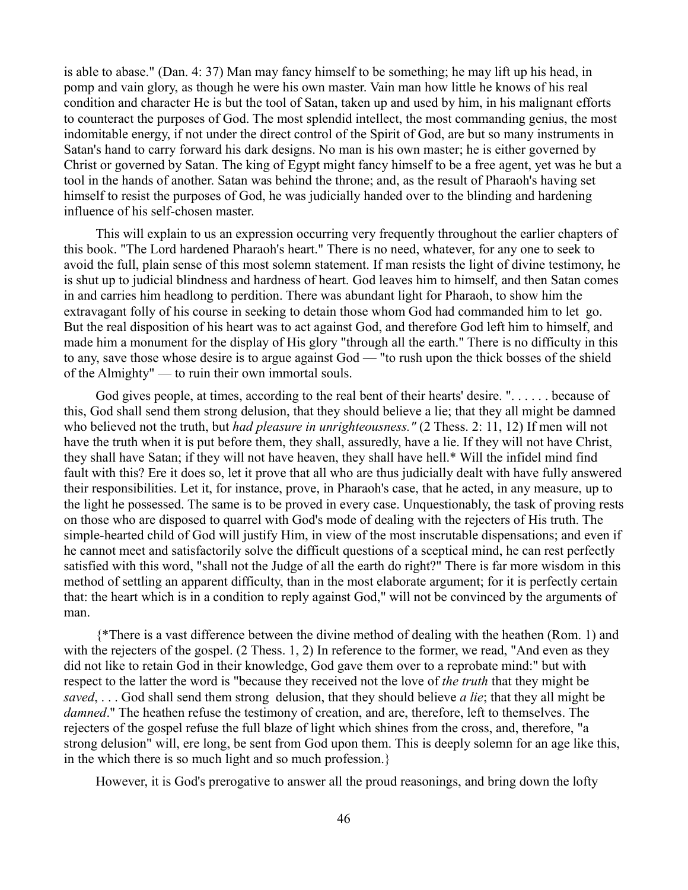is able to abase." (Dan. 4: 37) Man may fancy himself to be something; he may lift up his head, in pomp and vain glory, as though he were his own master. Vain man how little he knows of his real condition and character He is but the tool of Satan, taken up and used by him, in his malignant efforts to counteract the purposes of God. The most splendid intellect, the most commanding genius, the most indomitable energy, if not under the direct control of the Spirit of God, are but so many instruments in Satan's hand to carry forward his dark designs. No man is his own master; he is either governed by Christ or governed by Satan. The king of Egypt might fancy himself to be a free agent, yet was he but a tool in the hands of another. Satan was behind the throne; and, as the result of Pharaoh's having set himself to resist the purposes of God, he was judicially handed over to the blinding and hardening influence of his self-chosen master.

This will explain to us an expression occurring very frequently throughout the earlier chapters of this book. "The Lord hardened Pharaoh's heart." There is no need, whatever, for any one to seek to avoid the full, plain sense of this most solemn statement. If man resists the light of divine testimony, he is shut up to judicial blindness and hardness of heart. God leaves him to himself, and then Satan comes in and carries him headlong to perdition. There was abundant light for Pharaoh, to show him the extravagant folly of his course in seeking to detain those whom God had commanded him to let go. But the real disposition of his heart was to act against God, and therefore God left him to himself, and made him a monument for the display of His glory "through all the earth." There is no difficulty in this to any, save those whose desire is to argue against God — "to rush upon the thick bosses of the shield of the Almighty" — to ruin their own immortal souls.

God gives people, at times, according to the real bent of their hearts' desire. ". . . . . . because of this, God shall send them strong delusion, that they should believe a lie; that they all might be damned who believed not the truth, but *had pleasure in unrighteousness."* (2 Thess. 2: 11, 12) If men will not have the truth when it is put before them, they shall, assuredly, have a lie. If they will not have Christ, they shall have Satan; if they will not have heaven, they shall have hell.* Will the infidel mind find fault with this? Ere it does so, let it prove that all who are thus judicially dealt with have fully answered their responsibilities. Let it, for instance, prove, in Pharaoh's case, that he acted, in any measure, up to the light he possessed. The same is to be proved in every case. Unquestionably, the task of proving rests on those who are disposed to quarrel with God's mode of dealing with the rejecters of His truth. The simple-hearted child of God will justify Him, in view of the most inscrutable dispensations; and even if he cannot meet and satisfactorily solve the difficult questions of a sceptical mind, he can rest perfectly satisfied with this word, "shall not the Judge of all the earth do right?" There is far more wisdom in this method of settling an apparent difficulty, than in the most elaborate argument; for it is perfectly certain that: the heart which is in a condition to reply against God," will not be convinced by the arguments of man.

{*There is a vast difference between the divine method of dealing with the heathen (Rom. 1) and with the rejecters of the gospel. (2 Thess. 1, 2) In reference to the former, we read, "And even as they did not like to retain God in their knowledge, God gave them over to a reprobate mind:" but with respect to the latter the word is "because they received not the love of *the truth* that they might be *saved*, . . . God shall send them strong delusion, that they should believe *a lie*; that they all might be *damned*." The heathen refuse the testimony of creation, and are, therefore, left to themselves. The rejecters of the gospel refuse the full blaze of light which shines from the cross, and, therefore, "a strong delusion" will, ere long, be sent from God upon them. This is deeply solemn for an age like this, in the which there is so much light and so much profession.}

However, it is God's prerogative to answer all the proud reasonings, and bring down the lofty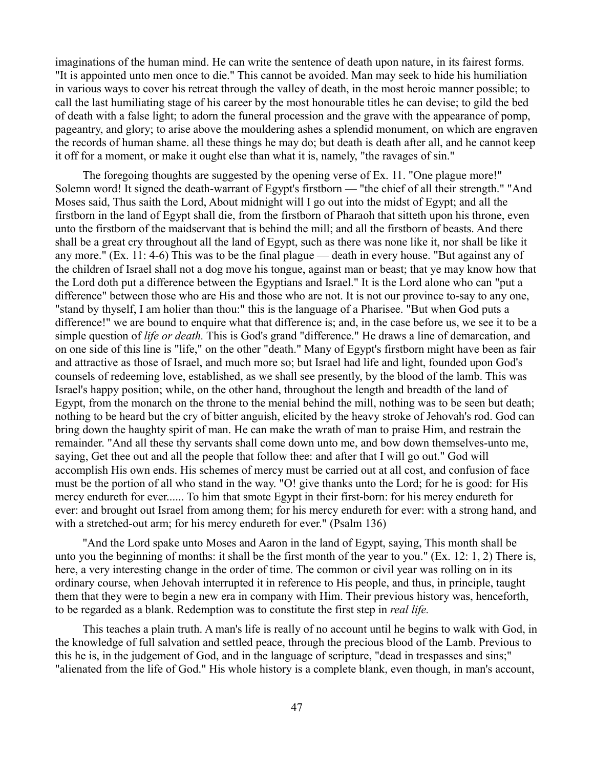imaginations of the human mind. He can write the sentence of death upon nature, in its fairest forms. "It is appointed unto men once to die." This cannot be avoided. Man may seek to hide his humiliation in various ways to cover his retreat through the valley of death, in the most heroic manner possible; to call the last humiliating stage of his career by the most honourable titles he can devise; to gild the bed of death with a false light; to adorn the funeral procession and the grave with the appearance of pomp, pageantry, and glory; to arise above the mouldering ashes a splendid monument, on which are engraven the records of human shame. all these things he may do; but death is death after all, and he cannot keep it off for a moment, or make it ought else than what it is, namely, "the ravages of sin."

The foregoing thoughts are suggested by the opening verse of Ex. 11. "One plague more!" Solemn word! It signed the death-warrant of Egypt's firstborn — "the chief of all their strength." "And Moses said, Thus saith the Lord, About midnight will I go out into the midst of Egypt; and all the firstborn in the land of Egypt shall die, from the firstborn of Pharaoh that sitteth upon his throne, even unto the firstborn of the maidservant that is behind the mill; and all the firstborn of beasts. And there shall be a great cry throughout all the land of Egypt, such as there was none like it, nor shall be like it any more." (Ex. 11: 4-6) This was to be the final plague — death in every house. "But against any of the children of Israel shall not a dog move his tongue, against man or beast; that ye may know how that the Lord doth put a difference between the Egyptians and Israel." It is the Lord alone who can "put a difference" between those who are His and those who are not. It is not our province to-say to any one, "stand by thyself, I am holier than thou:" this is the language of a Pharisee. "But when God puts a difference!" we are bound to enquire what that difference is; and, in the case before us, we see it to be a simple question of *life or death.* This is God's grand "difference." He draws a line of demarcation, and on one side of this line is "life," on the other "death." Many of Egypt's firstborn might have been as fair and attractive as those of Israel, and much more so; but Israel had life and light, founded upon God's counsels of redeeming love, established, as we shall see presently, by the blood of the lamb. This was Israel's happy position; while, on the other hand, throughout the length and breadth of the land of Egypt, from the monarch on the throne to the menial behind the mill, nothing was to be seen but death; nothing to be heard but the cry of bitter anguish, elicited by the heavy stroke of Jehovah's rod. God can bring down the haughty spirit of man. He can make the wrath of man to praise Him, and restrain the remainder. "And all these thy servants shall come down unto me, and bow down themselves-unto me, saying, Get thee out and all the people that follow thee: and after that I will go out." God will accomplish His own ends. His schemes of mercy must be carried out at all cost, and confusion of face must be the portion of all who stand in the way. "O! give thanks unto the Lord; for he is good: for His mercy endureth for ever...... To him that smote Egypt in their first-born: for his mercy endureth for ever: and brought out Israel from among them; for his mercy endureth for ever: with a strong hand, and with a stretched-out arm; for his mercy endureth for ever." (Psalm 136)

"And the Lord spake unto Moses and Aaron in the land of Egypt, saying, This month shall be unto you the beginning of months: it shall be the first month of the year to you." (Ex. 12: 1, 2) There is, here, a very interesting change in the order of time. The common or civil year was rolling on in its ordinary course, when Jehovah interrupted it in reference to His people, and thus, in principle, taught them that they were to begin a new era in company with Him. Their previous history was, henceforth, to be regarded as a blank. Redemption was to constitute the first step in *real life.*

This teaches a plain truth. A man's life is really of no account until he begins to walk with God, in the knowledge of full salvation and settled peace, through the precious blood of the Lamb. Previous to this he is, in the judgement of God, and in the language of scripture, "dead in trespasses and sins;" "alienated from the life of God." His whole history is a complete blank, even though, in man's account,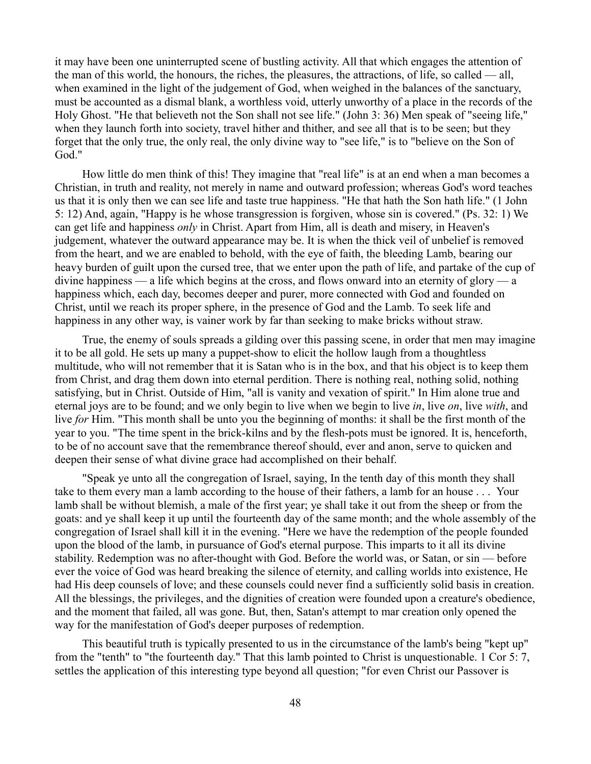it may have been one uninterrupted scene of bustling activity. All that which engages the attention of the man of this world, the honours, the riches, the pleasures, the attractions, of life, so called — all, when examined in the light of the judgement of God, when weighed in the balances of the sanctuary, must be accounted as a dismal blank, a worthless void, utterly unworthy of a place in the records of the Holy Ghost. "He that believeth not the Son shall not see life." (John 3: 36) Men speak of "seeing life," when they launch forth into society, travel hither and thither, and see all that is to be seen; but they forget that the only true, the only real, the only divine way to "see life," is to "believe on the Son of God."

How little do men think of this! They imagine that "real life" is at an end when a man becomes a Christian, in truth and reality, not merely in name and outward profession; whereas God's word teaches us that it is only then we can see life and taste true happiness. "He that hath the Son hath life." (1 John 5: 12) And, again, "Happy is he whose transgression is forgiven, whose sin is covered." (Ps. 32: 1) We can get life and happiness *only* in Christ. Apart from Him, all is death and misery, in Heaven's judgement, whatever the outward appearance may be. It is when the thick veil of unbelief is removed from the heart, and we are enabled to behold, with the eye of faith, the bleeding Lamb, bearing our heavy burden of guilt upon the cursed tree, that we enter upon the path of life, and partake of the cup of divine happiness — a life which begins at the cross, and flows onward into an eternity of glory — a happiness which, each day, becomes deeper and purer, more connected with God and founded on Christ, until we reach its proper sphere, in the presence of God and the Lamb. To seek life and happiness in any other way, is vainer work by far than seeking to make bricks without straw.

True, the enemy of souls spreads a gilding over this passing scene, in order that men may imagine it to be all gold. He sets up many a puppet-show to elicit the hollow laugh from a thoughtless multitude, who will not remember that it is Satan who is in the box, and that his object is to keep them from Christ, and drag them down into eternal perdition. There is nothing real, nothing solid, nothing satisfying, but in Christ. Outside of Him, "all is vanity and vexation of spirit." In Him alone true and eternal joys are to be found; and we only begin to live when we begin to live *in*, live *on*, live *with*, and live *for* Him. "This month shall be unto you the beginning of months: it shall be the first month of the year to you. "The time spent in the brick-kilns and by the flesh-pots must be ignored. It is, henceforth, to be of no account save that the remembrance thereof should, ever and anon, serve to quicken and deepen their sense of what divine grace had accomplished on their behalf.

"Speak ye unto all the congregation of Israel, saying, In the tenth day of this month they shall take to them every man a lamb according to the house of their fathers, a lamb for an house . . . Your lamb shall be without blemish, a male of the first year; ye shall take it out from the sheep or from the goats: and ye shall keep it up until the fourteenth day of the same month; and the whole assembly of the congregation of Israel shall kill it in the evening. "Here we have the redemption of the people founded upon the blood of the lamb, in pursuance of God's eternal purpose. This imparts to it all its divine stability. Redemption was no after-thought with God. Before the world was, or Satan, or sin — before ever the voice of God was heard breaking the silence of eternity, and calling worlds into existence, He had His deep counsels of love; and these counsels could never find a sufficiently solid basis in creation. All the blessings, the privileges, and the dignities of creation were founded upon a creature's obedience, and the moment that failed, all was gone. But, then, Satan's attempt to mar creation only opened the way for the manifestation of God's deeper purposes of redemption.

This beautiful truth is typically presented to us in the circumstance of the lamb's being "kept up" from the "tenth" to "the fourteenth day." That this lamb pointed to Christ is unquestionable. 1 Cor 5: 7, settles the application of this interesting type beyond all question; "for even Christ our Passover is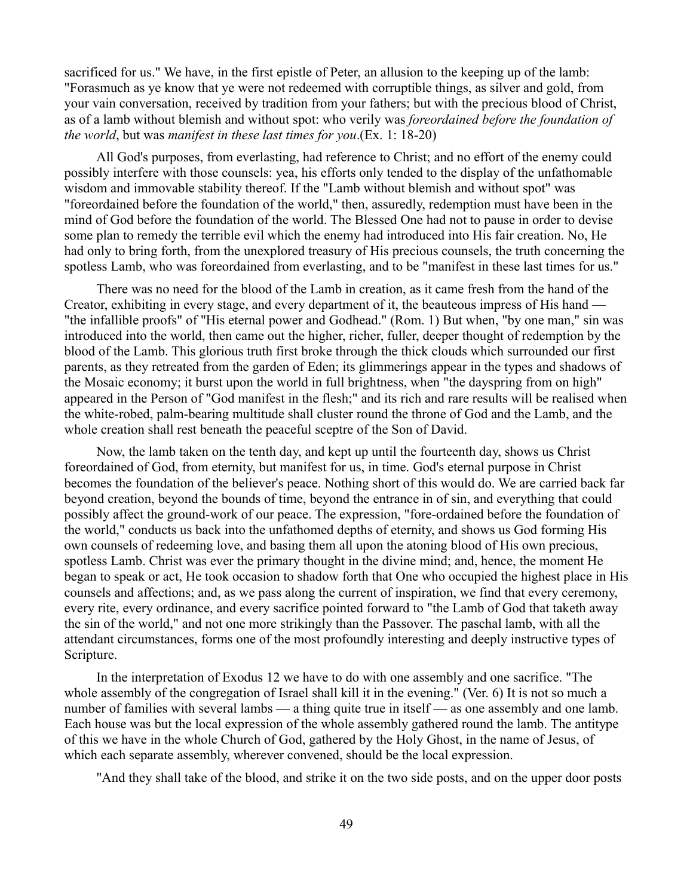sacrificed for us." We have, in the first epistle of Peter, an allusion to the keeping up of the lamb: "Forasmuch as ye know that ye were not redeemed with corruptible things, as silver and gold, from your vain conversation, received by tradition from your fathers; but with the precious blood of Christ, as of a lamb without blemish and without spot: who verily was *foreordained before the foundation of the world*, but was *manifest in these last times for you*.(Ex. 1: 18-20)

All God's purposes, from everlasting, had reference to Christ; and no effort of the enemy could possibly interfere with those counsels: yea, his efforts only tended to the display of the unfathomable wisdom and immovable stability thereof. If the "Lamb without blemish and without spot" was "foreordained before the foundation of the world," then, assuredly, redemption must have been in the mind of God before the foundation of the world. The Blessed One had not to pause in order to devise some plan to remedy the terrible evil which the enemy had introduced into His fair creation. No, He had only to bring forth, from the unexplored treasury of His precious counsels, the truth concerning the spotless Lamb, who was foreordained from everlasting, and to be "manifest in these last times for us."

There was no need for the blood of the Lamb in creation, as it came fresh from the hand of the Creator, exhibiting in every stage, and every department of it, the beauteous impress of His hand — "the infallible proofs" of "His eternal power and Godhead." (Rom. 1) But when, "by one man," sin was introduced into the world, then came out the higher, richer, fuller, deeper thought of redemption by the blood of the Lamb. This glorious truth first broke through the thick clouds which surrounded our first parents, as they retreated from the garden of Eden; its glimmerings appear in the types and shadows of the Mosaic economy; it burst upon the world in full brightness, when "the dayspring from on high" appeared in the Person of "God manifest in the flesh;" and its rich and rare results will be realised when the white-robed, palm-bearing multitude shall cluster round the throne of God and the Lamb, and the whole creation shall rest beneath the peaceful sceptre of the Son of David.

Now, the lamb taken on the tenth day, and kept up until the fourteenth day, shows us Christ foreordained of God, from eternity, but manifest for us, in time. God's eternal purpose in Christ becomes the foundation of the believer's peace. Nothing short of this would do. We are carried back far beyond creation, beyond the bounds of time, beyond the entrance in of sin, and everything that could possibly affect the ground-work of our peace. The expression, "fore-ordained before the foundation of the world," conducts us back into the unfathomed depths of eternity, and shows us God forming His own counsels of redeeming love, and basing them all upon the atoning blood of His own precious, spotless Lamb. Christ was ever the primary thought in the divine mind; and, hence, the moment He began to speak or act, He took occasion to shadow forth that One who occupied the highest place in His counsels and affections; and, as we pass along the current of inspiration, we find that every ceremony, every rite, every ordinance, and every sacrifice pointed forward to "the Lamb of God that taketh away the sin of the world," and not one more strikingly than the Passover. The paschal lamb, with all the attendant circumstances, forms one of the most profoundly interesting and deeply instructive types of Scripture.

In the interpretation of Exodus 12 we have to do with one assembly and one sacrifice. "The whole assembly of the congregation of Israel shall kill it in the evening." (Ver. 6) It is not so much a number of families with several lambs — a thing quite true in itself — as one assembly and one lamb. Each house was but the local expression of the whole assembly gathered round the lamb. The antitype of this we have in the whole Church of God, gathered by the Holy Ghost, in the name of Jesus, of which each separate assembly, wherever convened, should be the local expression.

"And they shall take of the blood, and strike it on the two side posts, and on the upper door posts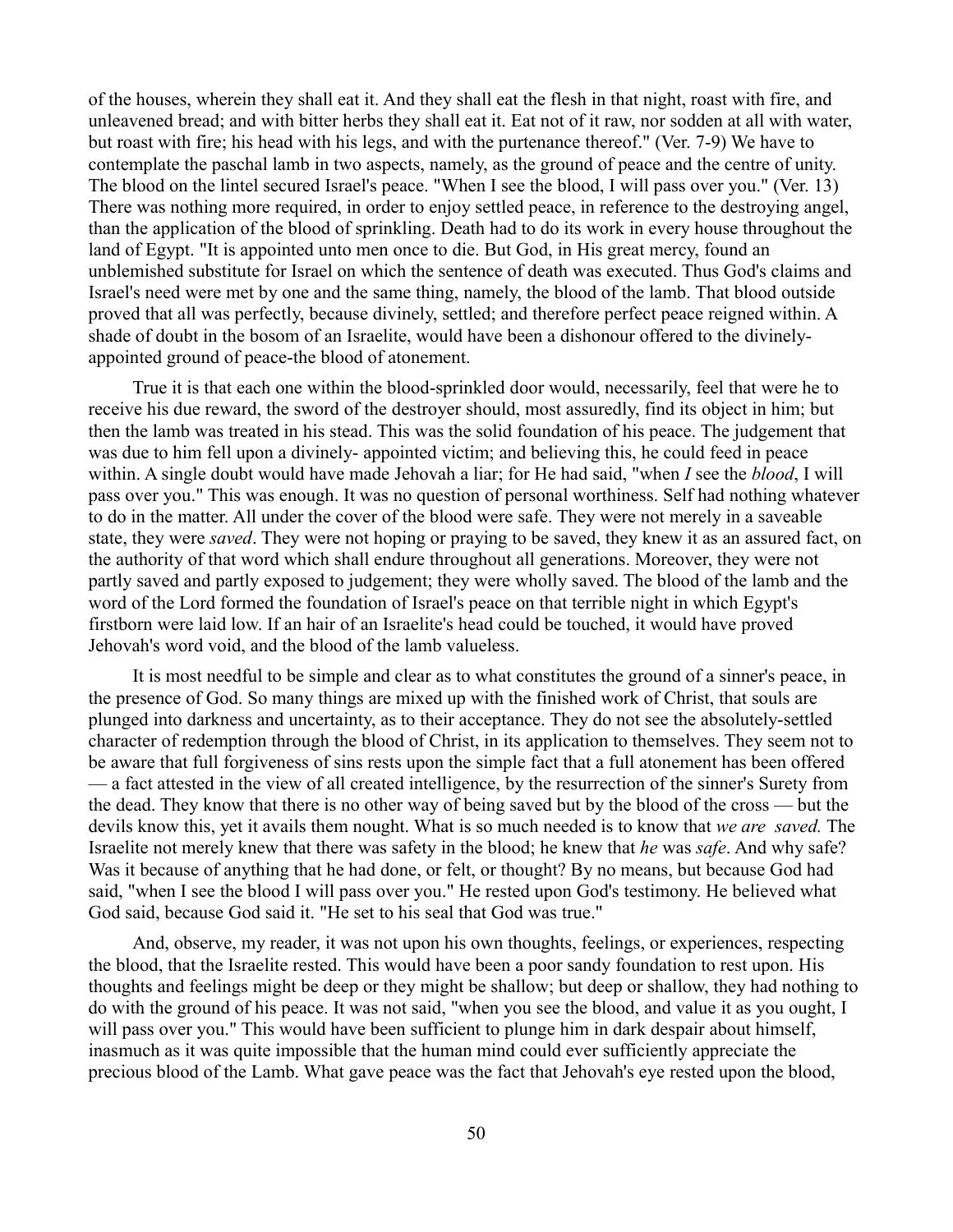of the houses, wherein they shall eat it. And they shall eat the flesh in that night, roast with fire, and unleavened bread; and with bitter herbs they shall eat it. Eat not of it raw, nor sodden at all with water, but roast with fire; his head with his legs, and with the purtenance thereof." (Ver. 7-9) We have to contemplate the paschal lamb in two aspects, namely, as the ground of peace and the centre of unity. The blood on the lintel secured Israel's peace. "When I see the blood, I will pass over you." (Ver. 13) There was nothing more required, in order to enjoy settled peace, in reference to the destroying angel, than the application of the blood of sprinkling. Death had to do its work in every house throughout the land of Egypt. "It is appointed unto men once to die. But God, in His great mercy, found an unblemished substitute for Israel on which the sentence of death was executed. Thus God's claims and Israel's need were met by one and the same thing, namely, the blood of the lamb. That blood outside proved that all was perfectly, because divinely, settled; and therefore perfect peace reigned within. A shade of doubt in the bosom of an Israelite, would have been a dishonour offered to the divinely-appointed ground of peace-the blood of atonement.

True it is that each one within the blood-sprinkled door would, necessarily, feel that were he to receive his due reward, the sword of the destroyer should, most assuredly, find its object in him; but then the lamb was treated in his stead. This was the solid foundation of his peace. The judgement that was due to him fell upon a divinely- appointed victim; and believing this, he could feed in peace within. A single doubt would have made Jehovah a liar; for He had said, "when *I* see the *blood*, I will pass over you." This was enough. It was no question of personal worthiness. Self had nothing whatever to do in the matter. All under the cover of the blood were safe. They were not merely in a saveable state, they were *saved*. They were not hoping or praying to be saved, they knew it as an assured fact, on the authority of that word which shall endure throughout all generations. Moreover, they were not partly saved and partly exposed to judgement; they were wholly saved. The blood of the lamb and the word of the Lord formed the foundation of Israel's peace on that terrible night in which Egypt's firstborn were laid low. If an hair of an Israelite's head could be touched, it would have proved Jehovah's word void, and the blood of the lamb valueless.

It is most needful to be simple and clear as to what constitutes the ground of a sinner's peace, in the presence of God. So many things are mixed up with the finished work of Christ, that souls are plunged into darkness and uncertainty, as to their acceptance. They do not see the absolutely-settled character of redemption through the blood of Christ, in its application to themselves. They seem not to be aware that full forgiveness of sins rests upon the simple fact that a full atonement has been offered — a fact attested in the view of all created intelligence, by the resurrection of the sinner's Surety from the dead. They know that there is no other way of being saved but by the blood of the cross — but the devils know this, yet it avails them nought. What is so much needed is to know that *we are saved.* The Israelite not merely knew that there was safety in the blood; he knew that *he* was *safe*. And why safe? Was it because of anything that he had done, or felt, or thought? By no means, but because God had said, "when I see the blood I will pass over you." He rested upon God's testimony. He believed what God said, because God said it. "He set to his seal that God was true."

And, observe, my reader, it was not upon his own thoughts, feelings, or experiences, respecting the blood, that the Israelite rested. This would have been a poor sandy foundation to rest upon. His thoughts and feelings might be deep or they might be shallow; but deep or shallow, they had nothing to do with the ground of his peace. It was not said, "when you see the blood, and value it as you ought, I will pass over you." This would have been sufficient to plunge him in dark despair about himself, inasmuch as it was quite impossible that the human mind could ever sufficiently appreciate the precious blood of the Lamb. What gave peace was the fact that Jehovah's eye rested upon the blood,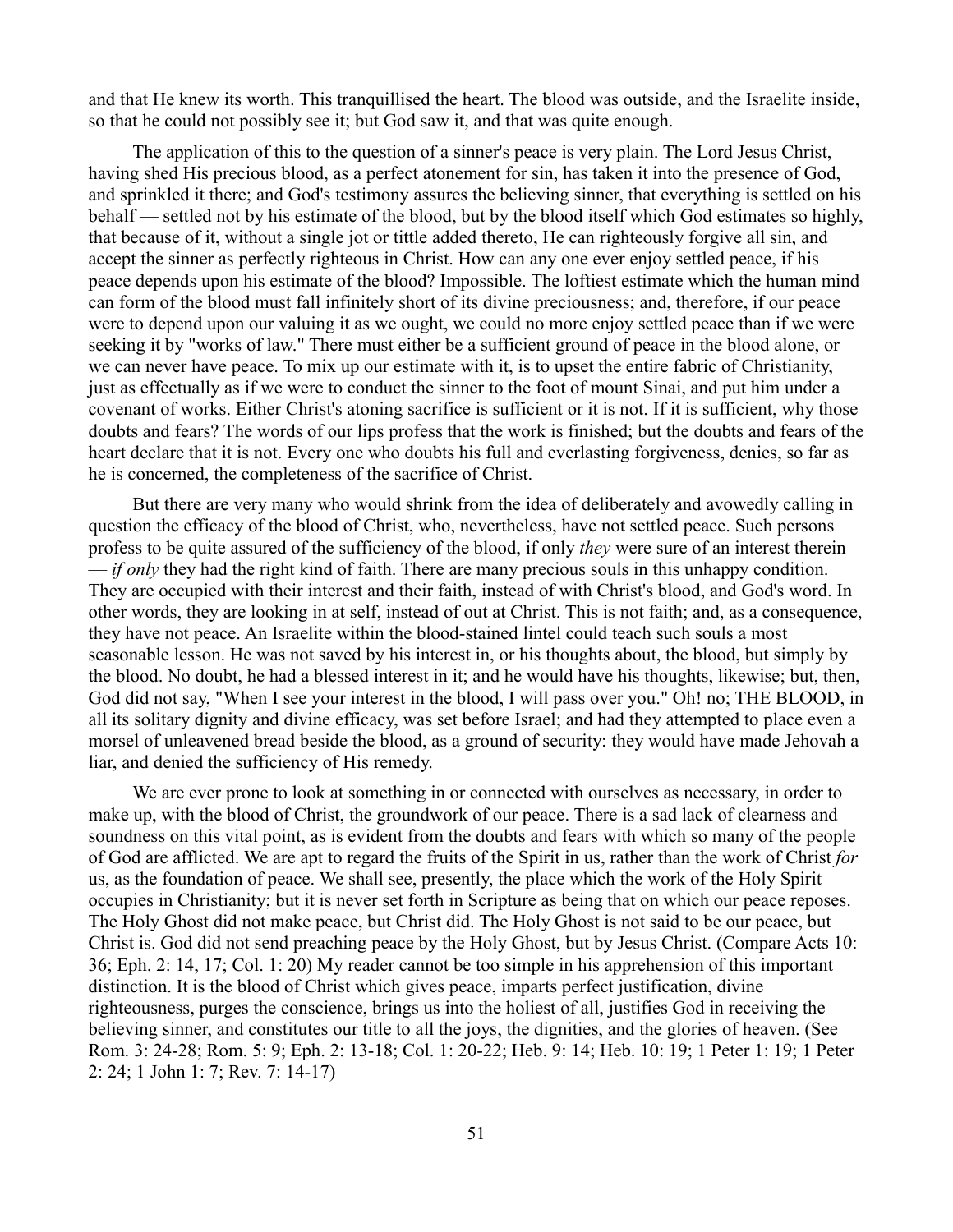and that He knew its worth. This tranquillised the heart. The blood was outside, and the Israelite inside, so that he could not possibly see it; but God saw it, and that was quite enough.

The application of this to the question of a sinner's peace is very plain. The Lord Jesus Christ, having shed His precious blood, as a perfect atonement for sin, has taken it into the presence of God, and sprinkled it there; and God's testimony assures the believing sinner, that everything is settled on his behalf — settled not by his estimate of the blood, but by the blood itself which God estimates so highly, that because of it, without a single jot or tittle added thereto, He can righteously forgive all sin, and accept the sinner as perfectly righteous in Christ. How can any one ever enjoy settled peace, if his peace depends upon his estimate of the blood? Impossible. The loftiest estimate which the human mind can form of the blood must fall infinitely short of its divine preciousness; and, therefore, if our peace were to depend upon our valuing it as we ought, we could no more enjoy settled peace than if we were seeking it by "works of law." There must either be a sufficient ground of peace in the blood alone, or we can never have peace. To mix up our estimate with it, is to upset the entire fabric of Christianity, just as effectually as if we were to conduct the sinner to the foot of mount Sinai, and put him under a covenant of works. Either Christ's atoning sacrifice is sufficient or it is not. If it is sufficient, why those doubts and fears? The words of our lips profess that the work is finished; but the doubts and fears of the heart declare that it is not. Every one who doubts his full and everlasting forgiveness, denies, so far as he is concerned, the completeness of the sacrifice of Christ.

But there are very many who would shrink from the idea of deliberately and avowedly calling in question the efficacy of the blood of Christ, who, nevertheless, have not settled peace. Such persons profess to be quite assured of the sufficiency of the blood, if only *they* were sure of an interest therein — *if only* they had the right kind of faith. There are many precious souls in this unhappy condition. They are occupied with their interest and their faith, instead of with Christ's blood, and God's word. In other words, they are looking in at self, instead of out at Christ. This is not faith; and, as a consequence, they have not peace. An Israelite within the blood-stained lintel could teach such souls a most seasonable lesson. He was not saved by his interest in, or his thoughts about, the blood, but simply by the blood. No doubt, he had a blessed interest in it; and he would have his thoughts, likewise; but, then, God did not say, "When I see your interest in the blood, I will pass over you." Oh! no; THE BLOOD, in all its solitary dignity and divine efficacy, was set before Israel; and had they attempted to place even a morsel of unleavened bread beside the blood, as a ground of security: they would have made Jehovah a liar, and denied the sufficiency of His remedy.

We are ever prone to look at something in or connected with ourselves as necessary, in order to make up, with the blood of Christ, the groundwork of our peace. There is a sad lack of clearness and soundness on this vital point, as is evident from the doubts and fears with which so many of the people of God are afflicted. We are apt to regard the fruits of the Spirit in us, rather than the work of Christ *for* us, as the foundation of peace. We shall see, presently, the place which the work of the Holy Spirit occupies in Christianity; but it is never set forth in Scripture as being that on which our peace reposes. The Holy Ghost did not make peace, but Christ did. The Holy Ghost is not said to be our peace, but Christ is. God did not send preaching peace by the Holy Ghost, but by Jesus Christ. (Compare Acts 10: 36; Eph. 2: 14, 17; Col. 1: 20) My reader cannot be too simple in his apprehension of this important distinction. It is the blood of Christ which gives peace, imparts perfect justification, divine righteousness, purges the conscience, brings us into the holiest of all, justifies God in receiving the believing sinner, and constitutes our title to all the joys, the dignities, and the glories of heaven. (See Rom. 3: 24-28; Rom. 5: 9; Eph. 2: 13-18; Col. 1: 20-22; Heb. 9: 14; Heb. 10: 19; 1 Peter 1: 19; 1 Peter 2: 24; 1 John 1: 7; Rev. 7: 14-17)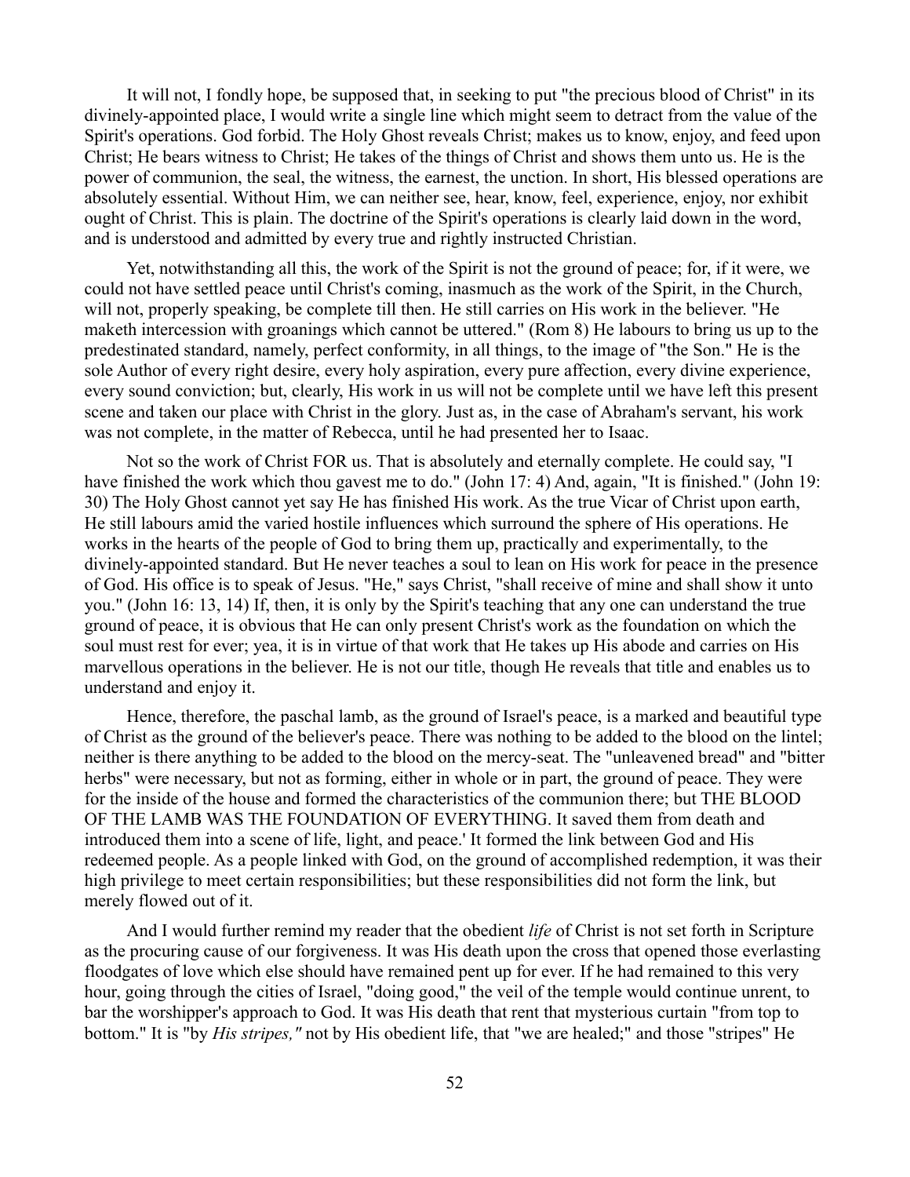It will not, I fondly hope, be supposed that, in seeking to put "the precious blood of Christ" in its divinely-appointed place, I would write a single line which might seem to detract from the value of the Spirit's operations. God forbid. The Holy Ghost reveals Christ; makes us to know, enjoy, and feed upon Christ; He bears witness to Christ; He takes of the things of Christ and shows them unto us. He is the power of communion, the seal, the witness, the earnest, the unction. In short, His blessed operations are absolutely essential. Without Him, we can neither see, hear, know, feel, experience, enjoy, nor exhibit ought of Christ. This is plain. The doctrine of the Spirit's operations is clearly laid down in the word, and is understood and admitted by every true and rightly instructed Christian.

Yet, notwithstanding all this, the work of the Spirit is not the ground of peace; for, if it were, we could not have settled peace until Christ's coming, inasmuch as the work of the Spirit, in the Church, will not, properly speaking, be complete till then. He still carries on His work in the believer. "He maketh intercession with groanings which cannot be uttered." (Rom 8) He labours to bring us up to the predestinated standard, namely, perfect conformity, in all things, to the image of "the Son." He is the sole Author of every right desire, every holy aspiration, every pure affection, every divine experience, every sound conviction; but, clearly, His work in us will not be complete until we have left this present scene and taken our place with Christ in the glory. Just as, in the case of Abraham's servant, his work was not complete, in the matter of Rebecca, until he had presented her to Isaac.

Not so the work of Christ FOR us. That is absolutely and eternally complete. He could say, "I have finished the work which thou gavest me to do." (John 17: 4) And, again, "It is finished." (John 19: 30) The Holy Ghost cannot yet say He has finished His work. As the true Vicar of Christ upon earth, He still labours amid the varied hostile influences which surround the sphere of His operations. He works in the hearts of the people of God to bring them up, practically and experimentally, to the divinely-appointed standard. But He never teaches a soul to lean on His work for peace in the presence of God. His office is to speak of Jesus. "He," says Christ, "shall receive of mine and shall show it unto you." (John 16: 13, 14) If, then, it is only by the Spirit's teaching that any one can understand the true ground of peace, it is obvious that He can only present Christ's work as the foundation on which the soul must rest for ever; yea, it is in virtue of that work that He takes up His abode and carries on His marvellous operations in the believer. He is not our title, though He reveals that title and enables us to understand and enjoy it.

Hence, therefore, the paschal lamb, as the ground of Israel's peace, is a marked and beautiful type of Christ as the ground of the believer's peace. There was nothing to be added to the blood on the lintel; neither is there anything to be added to the blood on the mercy-seat. The "unleavened bread" and "bitter herbs" were necessary, but not as forming, either in whole or in part, the ground of peace. They were for the inside of the house and formed the characteristics of the communion there; but THE BLOOD OF THE LAMB WAS THE FOUNDATION OF EVERYTHING. It saved them from death and introduced them into a scene of life, light, and peace.' It formed the link between God and His redeemed people. As a people linked with God, on the ground of accomplished redemption, it was their high privilege to meet certain responsibilities; but these responsibilities did not form the link, but merely flowed out of it.

And I would further remind my reader that the obedient *life* of Christ is not set forth in Scripture as the procuring cause of our forgiveness. It was His death upon the cross that opened those everlasting floodgates of love which else should have remained pent up for ever. If he had remained to this very hour, going through the cities of Israel, "doing good," the veil of the temple would continue unrent, to bar the worshipper's approach to God. It was His death that rent that mysterious curtain "from top to bottom." It is "by *His stripes,"* not by His obedient life, that "we are healed;" and those "stripes" He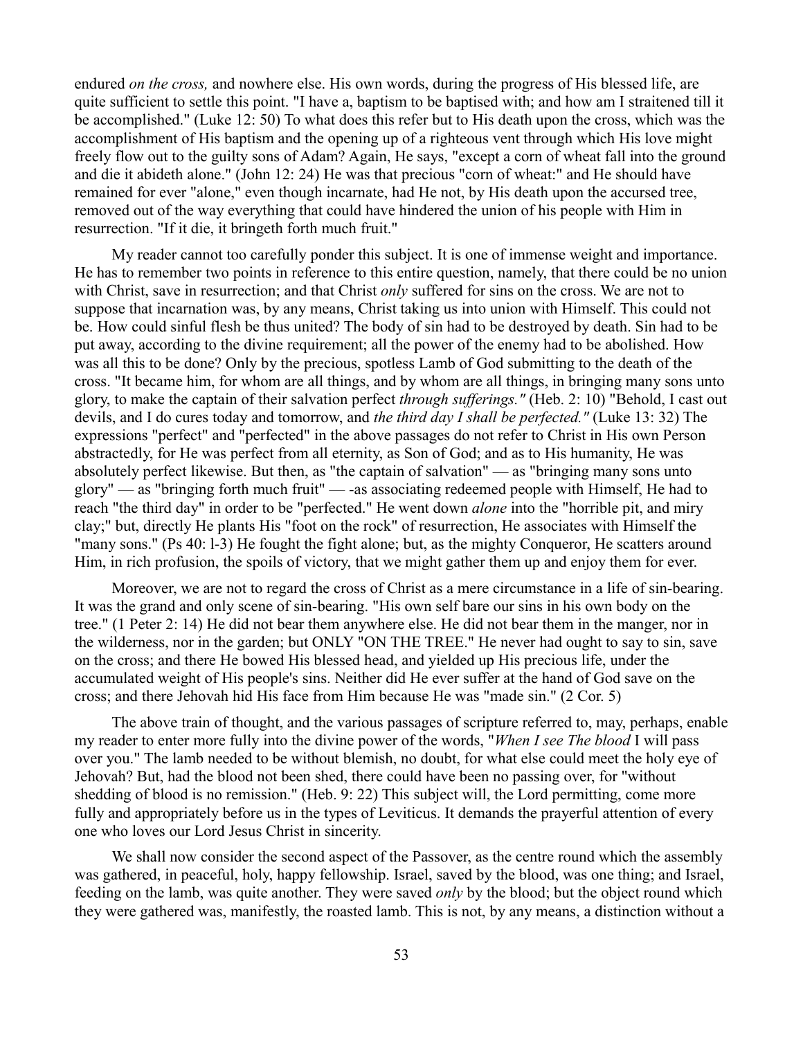endured *on the cross,* and nowhere else. His own words, during the progress of His blessed life, are quite sufficient to settle this point. "I have a, baptism to be baptised with; and how am I straitened till it be accomplished." (Luke 12: 50) To what does this refer but to His death upon the cross, which was the accomplishment of His baptism and the opening up of a righteous vent through which His love might freely flow out to the guilty sons of Adam? Again, He says, "except a corn of wheat fall into the ground and die it abideth alone." (John 12: 24) He was that precious "corn of wheat:" and He should have remained for ever "alone," even though incarnate, had He not, by His death upon the accursed tree, removed out of the way everything that could have hindered the union of his people with Him in resurrection. "If it die, it bringeth forth much fruit."

My reader cannot too carefully ponder this subject. It is one of immense weight and importance. He has to remember two points in reference to this entire question, namely, that there could be no union with Christ, save in resurrection; and that Christ *only* suffered for sins on the cross. We are not to suppose that incarnation was, by any means, Christ taking us into union with Himself. This could not be. How could sinful flesh be thus united? The body of sin had to be destroyed by death. Sin had to be put away, according to the divine requirement; all the power of the enemy had to be abolished. How was all this to be done? Only by the precious, spotless Lamb of God submitting to the death of the cross. "It became him, for whom are all things, and by whom are all things, in bringing many sons unto glory, to make the captain of their salvation perfect *through sufferings."* (Heb. 2: 10) "Behold, I cast out devils, and I do cures today and tomorrow, and *the third day I shall be perfected."* (Luke 13: 32) The expressions "perfect" and "perfected" in the above passages do not refer to Christ in His own Person abstractedly, for He was perfect from all eternity, as Son of God; and as to His humanity, He was absolutely perfect likewise. But then, as "the captain of salvation" — as "bringing many sons unto glory" — as "bringing forth much fruit" — -as associating redeemed people with Himself, He had to reach "the third day" in order to be "perfected." He went down *alone* into the "horrible pit, and miry clay;" but, directly He plants His "foot on the rock" of resurrection, He associates with Himself the "many sons." (Ps 40: l-3) He fought the fight alone; but, as the mighty Conqueror, He scatters around Him, in rich profusion, the spoils of victory, that we might gather them up and enjoy them for ever.

Moreover, we are not to regard the cross of Christ as a mere circumstance in a life of sin-bearing. It was the grand and only scene of sin-bearing. "His own self bare our sins in his own body on the tree." (1 Peter 2: 14) He did not bear them anywhere else. He did not bear them in the manger, nor in the wilderness, nor in the garden; but ONLY "ON THE TREE." He never had ought to say to sin, save on the cross; and there He bowed His blessed head, and yielded up His precious life, under the accumulated weight of His people's sins. Neither did He ever suffer at the hand of God save on the cross; and there Jehovah hid His face from Him because He was "made sin." (2 Cor. 5)

The above train of thought, and the various passages of scripture referred to, may, perhaps, enable my reader to enter more fully into the divine power of the words, "*When I see The blood* I will pass over you." The lamb needed to be without blemish, no doubt, for what else could meet the holy eye of Jehovah? But, had the blood not been shed, there could have been no passing over, for "without shedding of blood is no remission." (Heb. 9: 22) This subject will, the Lord permitting, come more fully and appropriately before us in the types of Leviticus. It demands the prayerful attention of every one who loves our Lord Jesus Christ in sincerity.

We shall now consider the second aspect of the Passover, as the centre round which the assembly was gathered, in peaceful, holy, happy fellowship. Israel, saved by the blood, was one thing; and Israel, feeding on the lamb, was quite another. They were saved *only* by the blood; but the object round which they were gathered was, manifestly, the roasted lamb. This is not, by any means, a distinction without a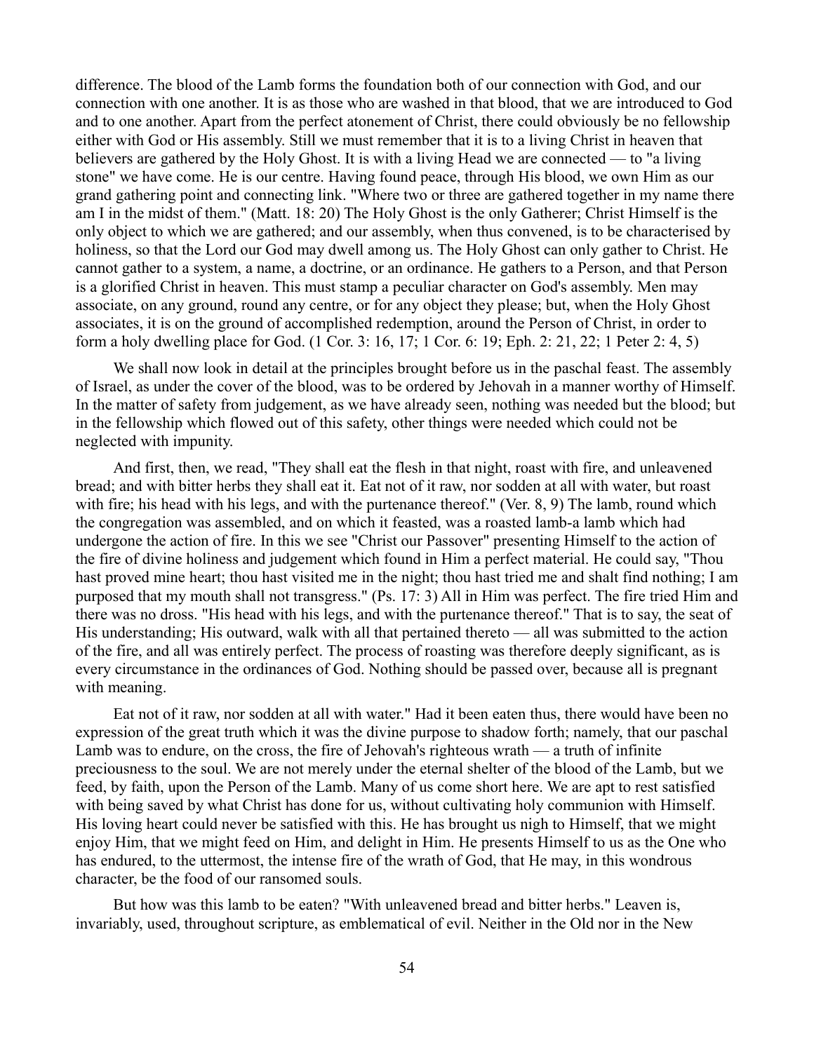difference. The blood of the Lamb forms the foundation both of our connection with God, and our connection with one another. It is as those who are washed in that blood, that we are introduced to God and to one another. Apart from the perfect atonement of Christ, there could obviously be no fellowship either with God or His assembly. Still we must remember that it is to a living Christ in heaven that believers are gathered by the Holy Ghost. It is with a living Head we are connected — to "a living stone" we have come. He is our centre. Having found peace, through His blood, we own Him as our grand gathering point and connecting link. "Where two or three are gathered together in my name there am I in the midst of them." (Matt. 18: 20) The Holy Ghost is the only Gatherer; Christ Himself is the only object to which we are gathered; and our assembly, when thus convened, is to be characterised by holiness, so that the Lord our God may dwell among us. The Holy Ghost can only gather to Christ. He cannot gather to a system, a name, a doctrine, or an ordinance. He gathers to a Person, and that Person is a glorified Christ in heaven. This must stamp a peculiar character on God's assembly. Men may associate, on any ground, round any centre, or for any object they please; but, when the Holy Ghost associates, it is on the ground of accomplished redemption, around the Person of Christ, in order to form a holy dwelling place for God. (1 Cor. 3: 16, 17; 1 Cor. 6: 19; Eph. 2: 21, 22; 1 Peter 2: 4, 5)

We shall now look in detail at the principles brought before us in the paschal feast. The assembly of Israel, as under the cover of the blood, was to be ordered by Jehovah in a manner worthy of Himself. In the matter of safety from judgement, as we have already seen, nothing was needed but the blood; but in the fellowship which flowed out of this safety, other things were needed which could not be neglected with impunity.

And first, then, we read, "They shall eat the flesh in that night, roast with fire, and unleavened bread; and with bitter herbs they shall eat it. Eat not of it raw, nor sodden at all with water, but roast with fire; his head with his legs, and with the purtenance thereof." (Ver. 8, 9) The lamb, round which the congregation was assembled, and on which it feasted, was a roasted lamb-a lamb which had undergone the action of fire. In this we see "Christ our Passover" presenting Himself to the action of the fire of divine holiness and judgement which found in Him a perfect material. He could say, "Thou hast proved mine heart; thou hast visited me in the night; thou hast tried me and shalt find nothing; I am purposed that my mouth shall not transgress." (Ps. 17: 3) All in Him was perfect. The fire tried Him and there was no dross. "His head with his legs, and with the purtenance thereof." That is to say, the seat of His understanding; His outward, walk with all that pertained thereto — all was submitted to the action of the fire, and all was entirely perfect. The process of roasting was therefore deeply significant, as is every circumstance in the ordinances of God. Nothing should be passed over, because all is pregnant with meaning.

Eat not of it raw, nor sodden at all with water." Had it been eaten thus, there would have been no expression of the great truth which it was the divine purpose to shadow forth; namely, that our paschal Lamb was to endure, on the cross, the fire of Jehovah's righteous wrath — a truth of infinite preciousness to the soul. We are not merely under the eternal shelter of the blood of the Lamb, but we feed, by faith, upon the Person of the Lamb. Many of us come short here. We are apt to rest satisfied with being saved by what Christ has done for us, without cultivating holy communion with Himself. His loving heart could never be satisfied with this. He has brought us nigh to Himself, that we might enjoy Him, that we might feed on Him, and delight in Him. He presents Himself to us as the One who has endured, to the uttermost, the intense fire of the wrath of God, that He may, in this wondrous character, be the food of our ransomed souls.

But how was this lamb to be eaten? "With unleavened bread and bitter herbs." Leaven is, invariably, used, throughout scripture, as emblematical of evil. Neither in the Old nor in the New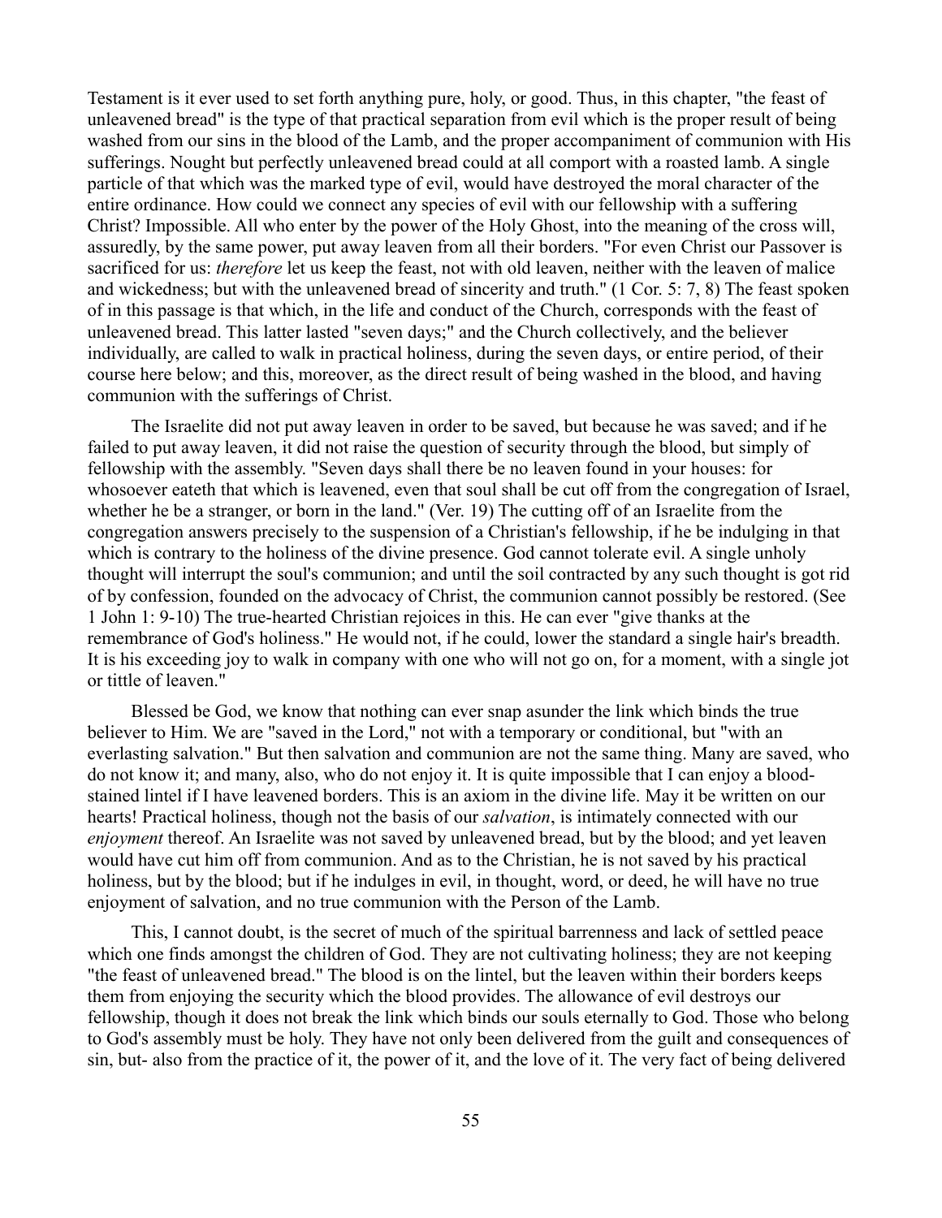Testament is it ever used to set forth anything pure, holy, or good. Thus, in this chapter, "the feast of unleavened bread" is the type of that practical separation from evil which is the proper result of being washed from our sins in the blood of the Lamb, and the proper accompaniment of communion with His sufferings. Nought but perfectly unleavened bread could at all comport with a roasted lamb. A single particle of that which was the marked type of evil, would have destroyed the moral character of the entire ordinance. How could we connect any species of evil with our fellowship with a suffering Christ? Impossible. All who enter by the power of the Holy Ghost, into the meaning of the cross will, assuredly, by the same power, put away leaven from all their borders. "For even Christ our Passover is sacrificed for us: *therefore* let us keep the feast, not with old leaven, neither with the leaven of malice and wickedness; but with the unleavened bread of sincerity and truth." (1 Cor. 5: 7, 8) The feast spoken of in this passage is that which, in the life and conduct of the Church, corresponds with the feast of unleavened bread. This latter lasted "seven days;" and the Church collectively, and the believer individually, are called to walk in practical holiness, during the seven days, or entire period, of their course here below; and this, moreover, as the direct result of being washed in the blood, and having communion with the sufferings of Christ.

The Israelite did not put away leaven in order to be saved, but because he was saved; and if he failed to put away leaven, it did not raise the question of security through the blood, but simply of fellowship with the assembly. "Seven days shall there be no leaven found in your houses: for whosoever eateth that which is leavened, even that soul shall be cut off from the congregation of Israel, whether he be a stranger, or born in the land." (Ver. 19) The cutting off of an Israelite from the congregation answers precisely to the suspension of a Christian's fellowship, if he be indulging in that which is contrary to the holiness of the divine presence. God cannot tolerate evil. A single unholy thought will interrupt the soul's communion; and until the soil contracted by any such thought is got rid of by confession, founded on the advocacy of Christ, the communion cannot possibly be restored. (See 1 John 1: 9-10) The true-hearted Christian rejoices in this. He can ever "give thanks at the remembrance of God's holiness." He would not, if he could, lower the standard a single hair's breadth. It is his exceeding joy to walk in company with one who will not go on, for a moment, with a single jot or tittle of leaven."

Blessed be God, we know that nothing can ever snap asunder the link which binds the true believer to Him. We are "saved in the Lord," not with a temporary or conditional, but "with an everlasting salvation." But then salvation and communion are not the same thing. Many are saved, who do not know it; and many, also, who do not enjoy it. It is quite impossible that I can enjoy a blood-stained lintel if I have leavened borders. This is an axiom in the divine life. May it be written on our hearts! Practical holiness, though not the basis of our *salvation*, is intimately connected with our *enjoyment* thereof. An Israelite was not saved by unleavened bread, but by the blood; and yet leaven would have cut him off from communion. And as to the Christian, he is not saved by his practical holiness, but by the blood; but if he indulges in evil, in thought, word, or deed, he will have no true enjoyment of salvation, and no true communion with the Person of the Lamb.

This, I cannot doubt, is the secret of much of the spiritual barrenness and lack of settled peace which one finds amongst the children of God. They are not cultivating holiness; they are not keeping "the feast of unleavened bread." The blood is on the lintel, but the leaven within their borders keeps them from enjoying the security which the blood provides. The allowance of evil destroys our fellowship, though it does not break the link which binds our souls eternally to God. Those who belong to God's assembly must be holy. They have not only been delivered from the guilt and consequences of sin, but- also from the practice of it, the power of it, and the love of it. The very fact of being delivered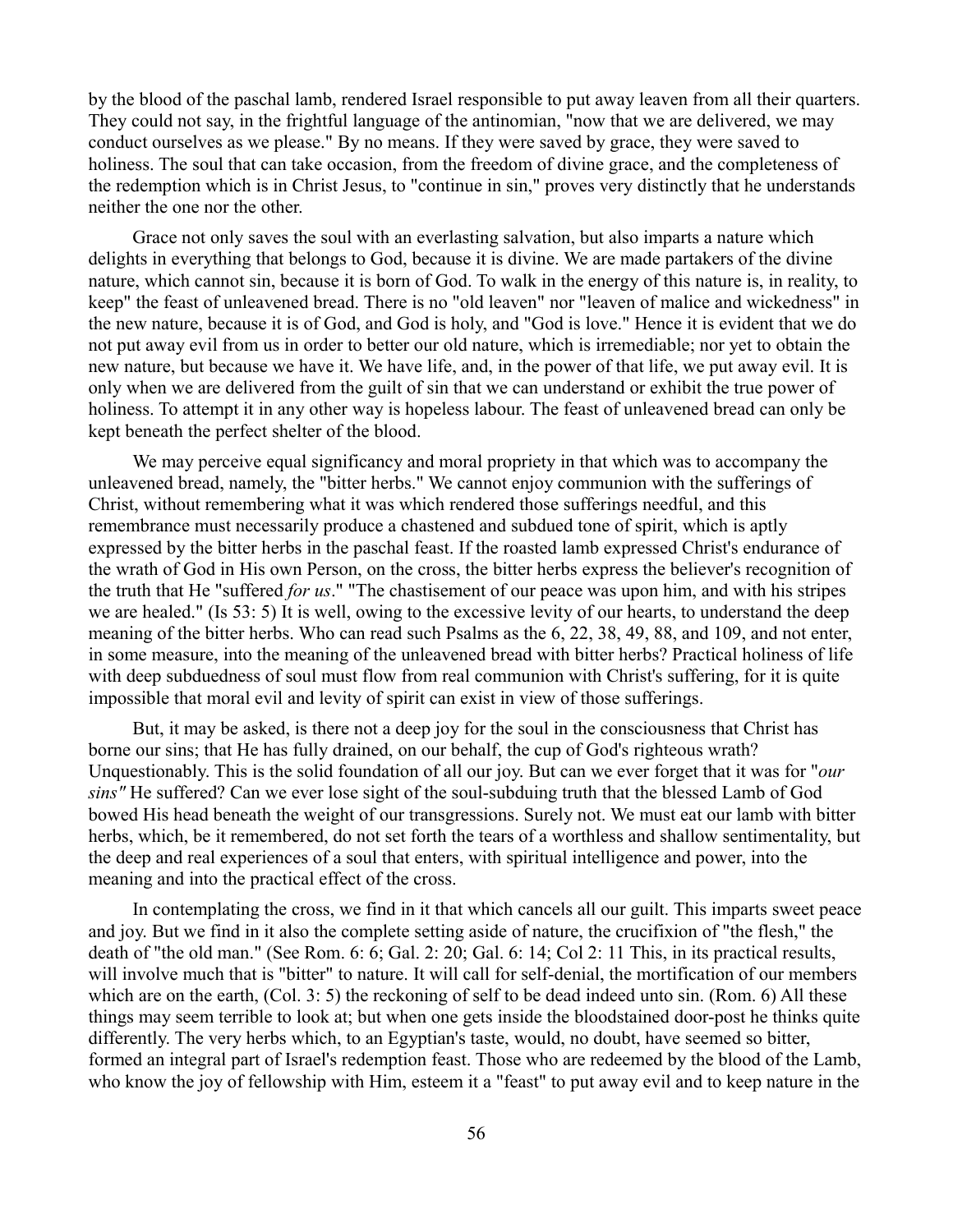by the blood of the paschal lamb, rendered Israel responsible to put away leaven from all their quarters. They could not say, in the frightful language of the antinomian, "now that we are delivered, we may conduct ourselves as we please." By no means. If they were saved by grace, they were saved to holiness. The soul that can take occasion, from the freedom of divine grace, and the completeness of the redemption which is in Christ Jesus, to "continue in sin," proves very distinctly that he understands neither the one nor the other.

Grace not only saves the soul with an everlasting salvation, but also imparts a nature which delights in everything that belongs to God, because it is divine. We are made partakers of the divine nature, which cannot sin, because it is born of God. To walk in the energy of this nature is, in reality, to keep" the feast of unleavened bread. There is no "old leaven" nor "leaven of malice and wickedness" in the new nature, because it is of God, and God is holy, and "God is love." Hence it is evident that we do not put away evil from us in order to better our old nature, which is irremediable; nor yet to obtain the new nature, but because we have it. We have life, and, in the power of that life, we put away evil. It is only when we are delivered from the guilt of sin that we can understand or exhibit the true power of holiness. To attempt it in any other way is hopeless labour. The feast of unleavened bread can only be kept beneath the perfect shelter of the blood.

We may perceive equal significancy and moral propriety in that which was to accompany the unleavened bread, namely, the "bitter herbs." We cannot enjoy communion with the sufferings of Christ, without remembering what it was which rendered those sufferings needful, and this remembrance must necessarily produce a chastened and subdued tone of spirit, which is aptly expressed by the bitter herbs in the paschal feast. If the roasted lamb expressed Christ's endurance of the wrath of God in His own Person, on the cross, the bitter herbs express the believer's recognition of the truth that He "suffered *for us*." "The chastisement of our peace was upon him, and with his stripes we are healed." (Is 53: 5) It is well, owing to the excessive levity of our hearts, to understand the deep meaning of the bitter herbs. Who can read such Psalms as the 6, 22, 38, 49, 88, and 109, and not enter, in some measure, into the meaning of the unleavened bread with bitter herbs? Practical holiness of life with deep subduedness of soul must flow from real communion with Christ's suffering, for it is quite impossible that moral evil and levity of spirit can exist in view of those sufferings.

But, it may be asked, is there not a deep joy for the soul in the consciousness that Christ has borne our sins; that He has fully drained, on our behalf, the cup of God's righteous wrath? Unquestionably. This is the solid foundation of all our joy. But can we ever forget that it was for "*our sins"* He suffered? Can we ever lose sight of the soul-subduing truth that the blessed Lamb of God bowed His head beneath the weight of our transgressions. Surely not. We must eat our lamb with bitter herbs, which, be it remembered, do not set forth the tears of a worthless and shallow sentimentality, but the deep and real experiences of a soul that enters, with spiritual intelligence and power, into the meaning and into the practical effect of the cross.

In contemplating the cross, we find in it that which cancels all our guilt. This imparts sweet peace and joy. But we find in it also the complete setting aside of nature, the crucifixion of "the flesh," the death of "the old man." (See Rom. 6: 6; Gal. 2: 20; Gal. 6: 14; Col 2: 11 This, in its practical results, will involve much that is "bitter" to nature. It will call for self-denial, the mortification of our members which are on the earth, (Col. 3: 5) the reckoning of self to be dead indeed unto sin. (Rom. 6) All these things may seem terrible to look at; but when one gets inside the bloodstained door-post he thinks quite differently. The very herbs which, to an Egyptian's taste, would, no doubt, have seemed so bitter, formed an integral part of Israel's redemption feast. Those who are redeemed by the blood of the Lamb, who know the joy of fellowship with Him, esteem it a "feast" to put away evil and to keep nature in the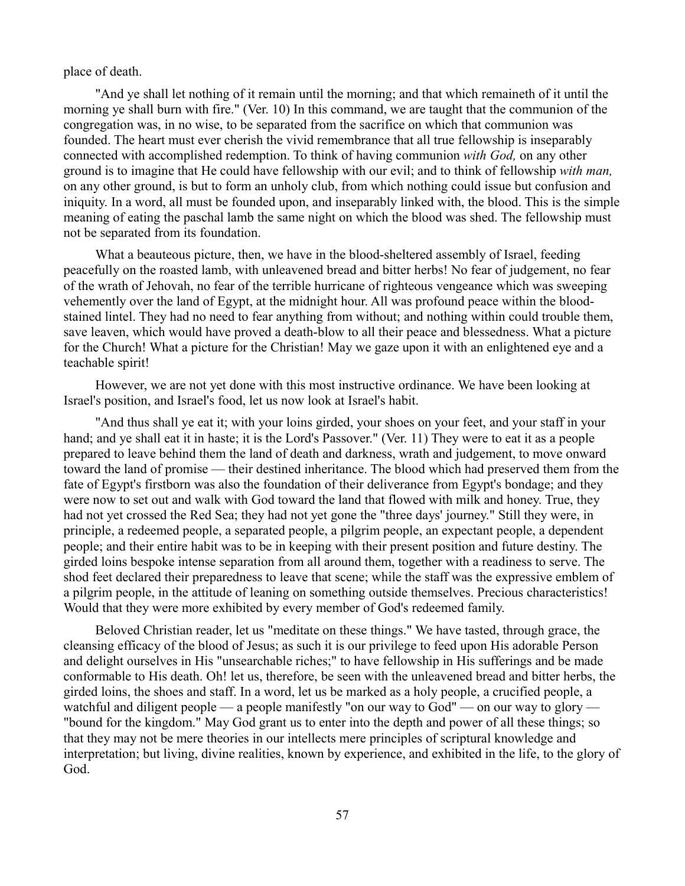place of death.

"And ye shall let nothing of it remain until the morning; and that which remaineth of it until the morning ye shall burn with fire." (Ver. 10) In this command, we are taught that the communion of the congregation was, in no wise, to be separated from the sacrifice on which that communion was founded. The heart must ever cherish the vivid remembrance that all true fellowship is inseparably connected with accomplished redemption. To think of having communion *with God,* on any other ground is to imagine that He could have fellowship with our evil; and to think of fellowship *with man,* on any other ground, is but to form an unholy club, from which nothing could issue but confusion and iniquity. In a word, all must be founded upon, and inseparably linked with, the blood. This is the simple meaning of eating the paschal lamb the same night on which the blood was shed. The fellowship must not be separated from its foundation.

What a beauteous picture, then, we have in the blood-sheltered assembly of Israel, feeding peacefully on the roasted lamb, with unleavened bread and bitter herbs! No fear of judgement, no fear of the wrath of Jehovah, no fear of the terrible hurricane of righteous vengeance which was sweeping vehemently over the land of Egypt, at the midnight hour. All was profound peace within the blood-stained lintel. They had no need to fear anything from without; and nothing within could trouble them, save leaven, which would have proved a death-blow to all their peace and blessedness. What a picture for the Church! What a picture for the Christian! May we gaze upon it with an enlightened eye and a teachable spirit!

However, we are not yet done with this most instructive ordinance. We have been looking at Israel's position, and Israel's food, let us now look at Israel's habit.

"And thus shall ye eat it; with your loins girded, your shoes on your feet, and your staff in your hand; and ye shall eat it in haste; it is the Lord's Passover." (Ver. 11) They were to eat it as a people prepared to leave behind them the land of death and darkness, wrath and judgement, to move onward toward the land of promise — their destined inheritance. The blood which had preserved them from the fate of Egypt's firstborn was also the foundation of their deliverance from Egypt's bondage; and they were now to set out and walk with God toward the land that flowed with milk and honey. True, they had not yet crossed the Red Sea; they had not yet gone the "three days' journey." Still they were, in principle, a redeemed people, a separated people, a pilgrim people, an expectant people, a dependent people; and their entire habit was to be in keeping with their present position and future destiny. The girded loins bespoke intense separation from all around them, together with a readiness to serve. The shod feet declared their preparedness to leave that scene; while the staff was the expressive emblem of a pilgrim people, in the attitude of leaning on something outside themselves. Precious characteristics! Would that they were more exhibited by every member of God's redeemed family.

Beloved Christian reader, let us "meditate on these things." We have tasted, through grace, the cleansing efficacy of the blood of Jesus; as such it is our privilege to feed upon His adorable Person and delight ourselves in His "unsearchable riches;" to have fellowship in His sufferings and be made conformable to His death. Oh! let us, therefore, be seen with the unleavened bread and bitter herbs, the girded loins, the shoes and staff. In a word, let us be marked as a holy people, a crucified people, a watchful and diligent people — a people manifestly "on our way to God" — on our way to glory — "bound for the kingdom." May God grant us to enter into the depth and power of all these things; so that they may not be mere theories in our intellects mere principles of scriptural knowledge and interpretation; but living, divine realities, known by experience, and exhibited in the life, to the glory of God.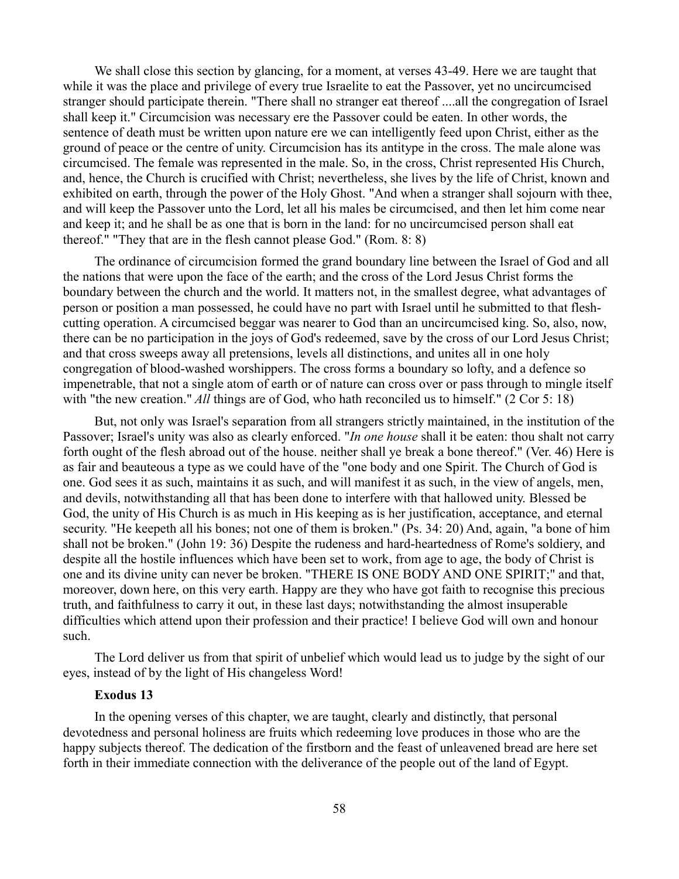We shall close this section by glancing, for a moment, at verses 43-49. Here we are taught that while it was the place and privilege of every true Israelite to eat the Passover, yet no uncircumcised stranger should participate therein. "There shall no stranger eat thereof ....all the congregation of Israel shall keep it." Circumcision was necessary ere the Passover could be eaten. In other words, the sentence of death must be written upon nature ere we can intelligently feed upon Christ, either as the ground of peace or the centre of unity. Circumcision has its antitype in the cross. The male alone was circumcised. The female was represented in the male. So, in the cross, Christ represented His Church, and, hence, the Church is crucified with Christ; nevertheless, she lives by the life of Christ, known and exhibited on earth, through the power of the Holy Ghost. "And when a stranger shall sojourn with thee, and will keep the Passover unto the Lord, let all his males be circumcised, and then let him come near and keep it; and he shall be as one that is born in the land: for no uncircumcised person shall eat thereof." "They that are in the flesh cannot please God." (Rom. 8: 8)

The ordinance of circumcision formed the grand boundary line between the Israel of God and all the nations that were upon the face of the earth; and the cross of the Lord Jesus Christ forms the boundary between the church and the world. It matters not, in the smallest degree, what advantages of person or position a man possessed, he could have no part with Israel until he submitted to that flesh-cutting operation. A circumcised beggar was nearer to God than an uncircumcised king. So, also, now, there can be no participation in the joys of God's redeemed, save by the cross of our Lord Jesus Christ; and that cross sweeps away all pretensions, levels all distinctions, and unites all in one holy congregation of blood-washed worshippers. The cross forms a boundary so lofty, and a defence so impenetrable, that not a single atom of earth or of nature can cross over or pass through to mingle itself with "the new creation." *All* things are of God, who hath reconciled us to himself." (2 Cor 5: 18)

But, not only was Israel's separation from all strangers strictly maintained, in the institution of the Passover; Israel's unity was also as clearly enforced. "*In one house* shall it be eaten: thou shalt not carry forth ought of the flesh abroad out of the house. neither shall ye break a bone thereof." (Ver. 46) Here is as fair and beauteous a type as we could have of the "one body and one Spirit. The Church of God is one. God sees it as such, maintains it as such, and will manifest it as such, in the view of angels, men, and devils, notwithstanding all that has been done to interfere with that hallowed unity. Blessed be God, the unity of His Church is as much in His keeping as is her justification, acceptance, and eternal security. "He keepeth all his bones; not one of them is broken." (Ps. 34: 20) And, again, "a bone of him shall not be broken." (John 19: 36) Despite the rudeness and hard-heartedness of Rome's soldiery, and despite all the hostile influences which have been set to work, from age to age, the body of Christ is one and its divine unity can never be broken. "THERE IS ONE BODY AND ONE SPIRIT;" and that, moreover, down here, on this very earth. Happy are they who have got faith to recognise this precious truth, and faithfulness to carry it out, in these last days; notwithstanding the almost insuperable difficulties which attend upon their profession and their practice! I believe God will own and honour such.

The Lord deliver us from that spirit of unbelief which would lead us to judge by the sight of our eyes, instead of by the light of His changeless Word!

### Exodus 13

In the opening verses of this chapter, we are taught, clearly and distinctly, that personal devotedness and personal holiness are fruits which redeeming love produces in those who are the happy subjects thereof. The dedication of the firstborn and the feast of unleavened bread are here set forth in their immediate connection with the deliverance of the people out of the land of Egypt.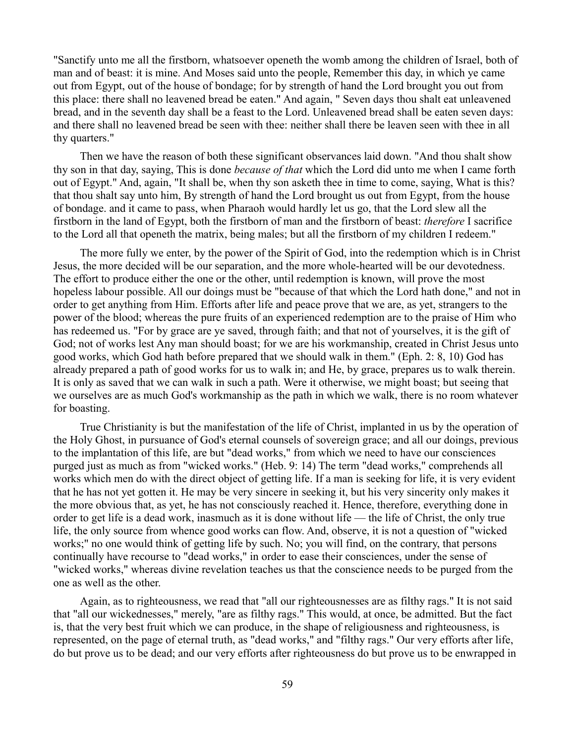"Sanctify unto me all the firstborn, whatsoever openeth the womb among the children of Israel, both of man and of beast: it is mine. And Moses said unto the people, Remember this day, in which ye came out from Egypt, out of the house of bondage; for by strength of hand the Lord brought you out from this place: there shall no leavened bread be eaten." And again, " Seven days thou shalt eat unleavened bread, and in the seventh day shall be a feast to the Lord. Unleavened bread shall be eaten seven days: and there shall no leavened bread be seen with thee: neither shall there be leaven seen with thee in all thy quarters."

Then we have the reason of both these significant observances laid down. "And thou shalt show thy son in that day, saying, This is done *because of that* which the Lord did unto me when I came forth out of Egypt." And, again, "It shall be, when thy son asketh thee in time to come, saying, What is this? that thou shalt say unto him, By strength of hand the Lord brought us out from Egypt, from the house of bondage. and it came to pass, when Pharaoh would hardly let us go, that the Lord slew all the firstborn in the land of Egypt, both the firstborn of man and the firstborn of beast: *therefore* I sacrifice to the Lord all that openeth the matrix, being males; but all the firstborn of my children I redeem."

The more fully we enter, by the power of the Spirit of God, into the redemption which is in Christ Jesus, the more decided will be our separation, and the more whole-hearted will be our devotedness. The effort to produce either the one or the other, until redemption is known, will prove the most hopeless labour possible. All our doings must be "because of that which the Lord hath done," and not in order to get anything from Him. Efforts after life and peace prove that we are, as yet, strangers to the power of the blood; whereas the pure fruits of an experienced redemption are to the praise of Him who has redeemed us. "For by grace are ye saved, through faith; and that not of yourselves, it is the gift of God; not of works lest Any man should boast; for we are his workmanship, created in Christ Jesus unto good works, which God hath before prepared that we should walk in them." (Eph. 2: 8, 10) God has already prepared a path of good works for us to walk in; and He, by grace, prepares us to walk therein. It is only as saved that we can walk in such a path. Were it otherwise, we might boast; but seeing that we ourselves are as much God's workmanship as the path in which we walk, there is no room whatever for boasting.

True Christianity is but the manifestation of the life of Christ, implanted in us by the operation of the Holy Ghost, in pursuance of God's eternal counsels of sovereign grace; and all our doings, previous to the implantation of this life, are but "dead works," from which we need to have our consciences purged just as much as from "wicked works." (Heb. 9: 14) The term "dead works," comprehends all works which men do with the direct object of getting life. If a man is seeking for life, it is very evident that he has not yet gotten it. He may be very sincere in seeking it, but his very sincerity only makes it the more obvious that, as yet, he has not consciously reached it. Hence, therefore, everything done in order to get life is a dead work, inasmuch as it is done without life — the life of Christ, the only true life, the only source from whence good works can flow. And, observe, it is not a question of "wicked works;" no one would think of getting life by such. No; you will find, on the contrary, that persons continually have recourse to "dead works," in order to ease their consciences, under the sense of "wicked works," whereas divine revelation teaches us that the conscience needs to be purged from the one as well as the other.

Again, as to righteousness, we read that "all our righteousnesses are as filthy rags." It is not said that "all our wickednesses," merely, "are as filthy rags." This would, at once, be admitted. But the fact is, that the very best fruit which we can produce, in the shape of religiousness and righteousness, is represented, on the page of eternal truth, as "dead works," and "filthy rags." Our very efforts after life, do but prove us to be dead; and our very efforts after righteousness do but prove us to be enwrapped in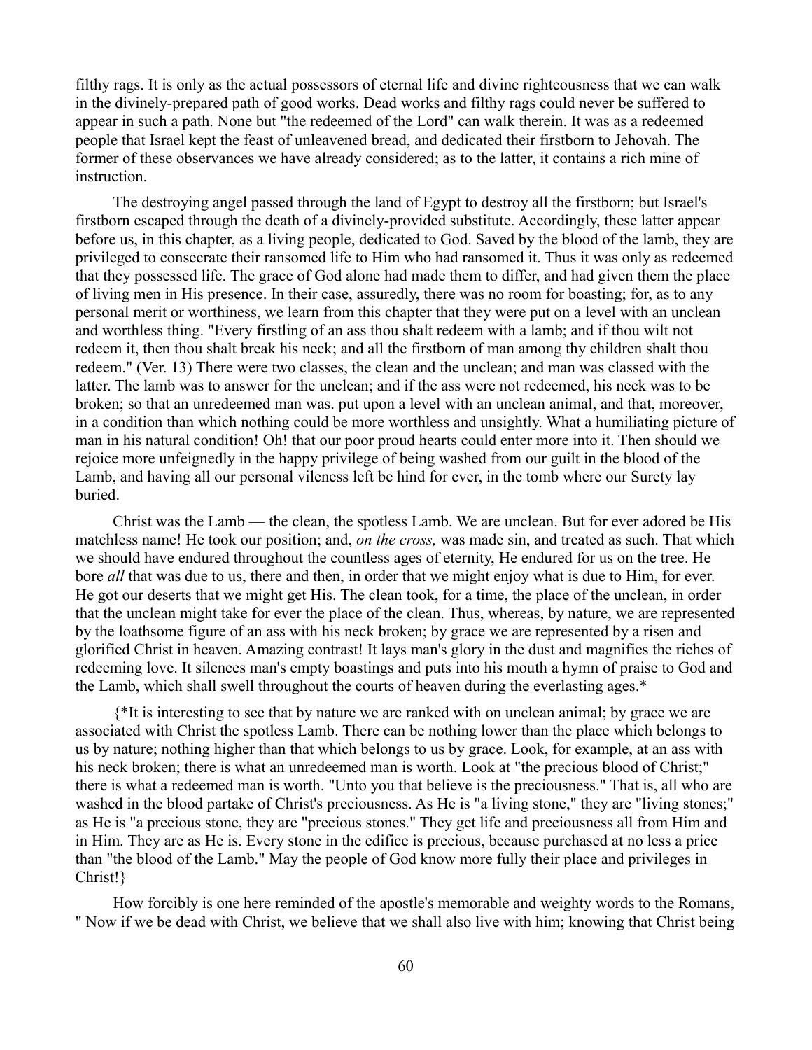filthy rags. It is only as the actual possessors of eternal life and divine righteousness that we can walk in the divinely-prepared path of good works. Dead works and filthy rags could never be suffered to appear in such a path. None but "the redeemed of the Lord" can walk therein. It was as a redeemed people that Israel kept the feast of unleavened bread, and dedicated their firstborn to Jehovah. The former of these observances we have already considered; as to the latter, it contains a rich mine of instruction.

The destroying angel passed through the land of Egypt to destroy all the firstborn; but Israel's firstborn escaped through the death of a divinely-provided substitute. Accordingly, these latter appear before us, in this chapter, as a living people, dedicated to God. Saved by the blood of the lamb, they are privileged to consecrate their ransomed life to Him who had ransomed it. Thus it was only as redeemed that they possessed life. The grace of God alone had made them to differ, and had given them the place of living men in His presence. In their case, assuredly, there was no room for boasting; for, as to any personal merit or worthiness, we learn from this chapter that they were put on a level with an unclean and worthless thing. "Every firstling of an ass thou shalt redeem with a lamb; and if thou wilt not redeem it, then thou shalt break his neck; and all the firstborn of man among thy children shalt thou redeem." (Ver. 13) There were two classes, the clean and the unclean; and man was classed with the latter. The lamb was to answer for the unclean; and if the ass were not redeemed, his neck was to be broken; so that an unredeemed man was. put upon a level with an unclean animal, and that, moreover, in a condition than which nothing could be more worthless and unsightly. What a humiliating picture of man in his natural condition! Oh! that our poor proud hearts could enter more into it. Then should we rejoice more unfeignedly in the happy privilege of being washed from our guilt in the blood of the Lamb, and having all our personal vileness left be hind for ever, in the tomb where our Surety lay buried.

Christ was the Lamb — the clean, the spotless Lamb. We are unclean. But for ever adored be His matchless name! He took our position; and, *on the cross,* was made sin, and treated as such. That which we should have endured throughout the countless ages of eternity, He endured for us on the tree. He bore *all* that was due to us, there and then, in order that we might enjoy what is due to Him, for ever. He got our deserts that we might get His. The clean took, for a time, the place of the unclean, in order that the unclean might take for ever the place of the clean. Thus, whereas, by nature, we are represented by the loathsome figure of an ass with his neck broken; by grace we are represented by a risen and glorified Christ in heaven. Amazing contrast! It lays man's glory in the dust and magnifies the riches of redeeming love. It silences man's empty boastings and puts into his mouth a hymn of praise to God and the Lamb, which shall swell throughout the courts of heaven during the everlasting ages.*

{*It is interesting to see that by nature we are ranked with on unclean animal; by grace we are associated with Christ the spotless Lamb. There can be nothing lower than the place which belongs to us by nature; nothing higher than that which belongs to us by grace. Look, for example, at an ass with his neck broken; there is what an unredeemed man is worth. Look at "the precious blood of Christ;" there is what a redeemed man is worth. "Unto you that believe is the preciousness." That is, all who are washed in the blood partake of Christ's preciousness. As He is "a living stone," they are "living stones;" as He is "a precious stone, they are "precious stones." They get life and preciousness all from Him and in Him. They are as He is. Every stone in the edifice is precious, because purchased at no less a price than "the blood of the Lamb." May the people of God know more fully their place and privileges in Christ!}

How forcibly is one here reminded of the apostle's memorable and weighty words to the Romans, " Now if we be dead with Christ, we believe that we shall also live with him; knowing that Christ being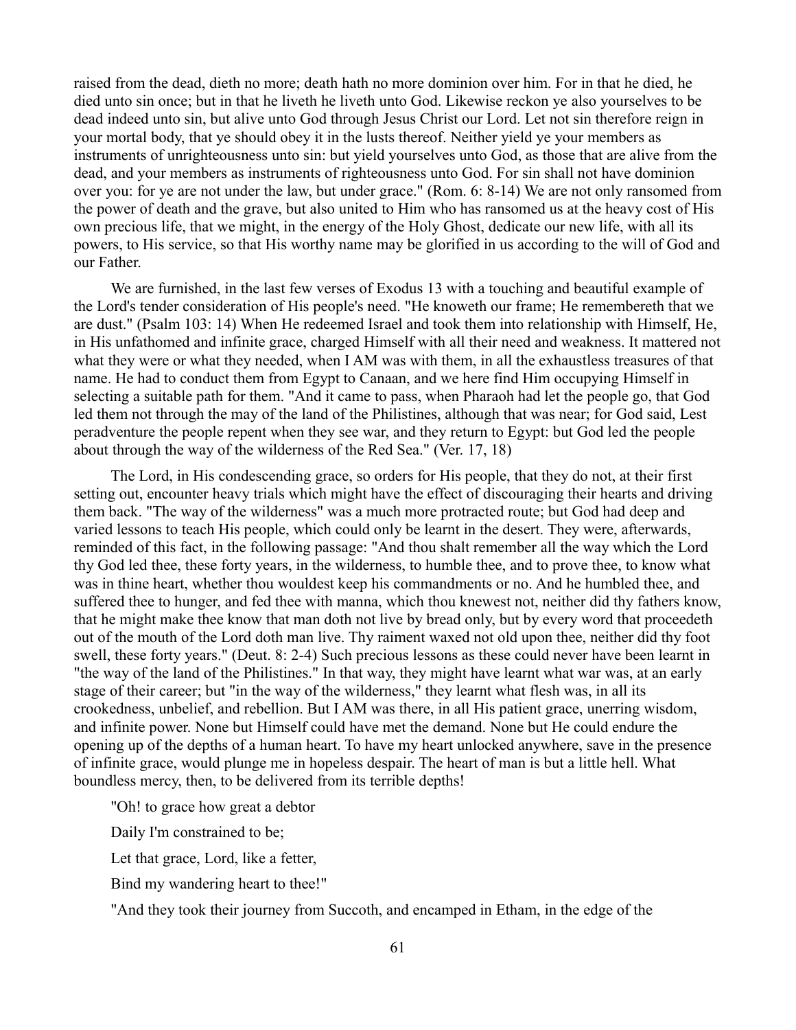raised from the dead, dieth no more; death hath no more dominion over him. For in that he died, he died unto sin once; but in that he liveth he liveth unto God. Likewise reckon ye also yourselves to be dead indeed unto sin, but alive unto God through Jesus Christ our Lord. Let not sin therefore reign in your mortal body, that ye should obey it in the lusts thereof. Neither yield ye your members as instruments of unrighteousness unto sin: but yield yourselves unto God, as those that are alive from the dead, and your members as instruments of righteousness unto God. For sin shall not have dominion over you: for ye are not under the law, but under grace." (Rom. 6: 8-14) We are not only ransomed from the power of death and the grave, but also united to Him who has ransomed us at the heavy cost of His own precious life, that we might, in the energy of the Holy Ghost, dedicate our new life, with all its powers, to His service, so that His worthy name may be glorified in us according to the will of God and our Father.

We are furnished, in the last few verses of Exodus 13 with a touching and beautiful example of the Lord's tender consideration of His people's need. "He knoweth our frame; He remembereth that we are dust." (Psalm 103: 14) When He redeemed Israel and took them into relationship with Himself, He, in His unfathomed and infinite grace, charged Himself with all their need and weakness. It mattered not what they were or what they needed, when I AM was with them, in all the exhaustless treasures of that name. He had to conduct them from Egypt to Canaan, and we here find Him occupying Himself in selecting a suitable path for them. "And it came to pass, when Pharaoh had let the people go, that God led them not through the may of the land of the Philistines, although that was near; for God said, Lest peradventure the people repent when they see war, and they return to Egypt: but God led the people about through the way of the wilderness of the Red Sea." (Ver. 17, 18)

The Lord, in His condescending grace, so orders for His people, that they do not, at their first setting out, encounter heavy trials which might have the effect of discouraging their hearts and driving them back. "The way of the wilderness" was a much more protracted route; but God had deep and varied lessons to teach His people, which could only be learnt in the desert. They were, afterwards, reminded of this fact, in the following passage: "And thou shalt remember all the way which the Lord thy God led thee, these forty years, in the wilderness, to humble thee, and to prove thee, to know what was in thine heart, whether thou wouldest keep his commandments or no. And he humbled thee, and suffered thee to hunger, and fed thee with manna, which thou knewest not, neither did thy fathers know, that he might make thee know that man doth not live by bread only, but by every word that proceedeth out of the mouth of the Lord doth man live. Thy raiment waxed not old upon thee, neither did thy foot swell, these forty years." (Deut. 8: 2-4) Such precious lessons as these could never have been learnt in "the way of the land of the Philistines." In that way, they might have learnt what war was, at an early stage of their career; but "in the way of the wilderness," they learnt what flesh was, in all its crookedness, unbelief, and rebellion. But I AM was there, in all His patient grace, unerring wisdom, and infinite power. None but Himself could have met the demand. None but He could endure the opening up of the depths of a human heart. To have my heart unlocked anywhere, save in the presence of infinite grace, would plunge me in hopeless despair. The heart of man is but a little hell. What boundless mercy, then, to be delivered from its terrible depths!

"Oh! to grace how great a debtor

Daily I'm constrained to be;

Let that grace, Lord, like a fetter,

Bind my wandering heart to thee!"

"And they took their journey from Succoth, and encamped in Etham, in the edge of the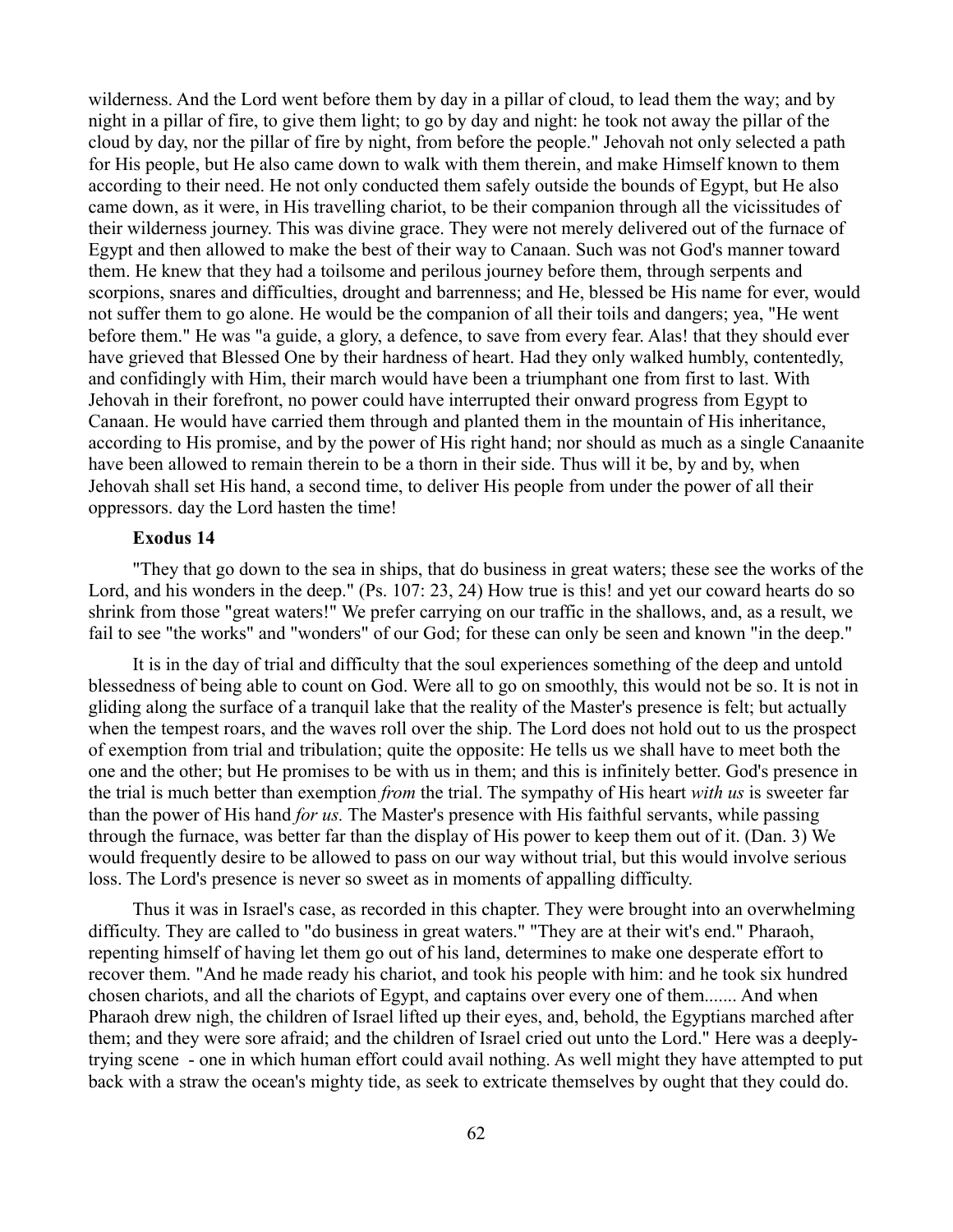wilderness. And the Lord went before them by day in a pillar of cloud, to lead them the way; and by night in a pillar of fire, to give them light; to go by day and night: he took not away the pillar of the cloud by day, nor the pillar of fire by night, from before the people." Jehovah not only selected a path for His people, but He also came down to walk with them therein, and make Himself known to them according to their need. He not only conducted them safely outside the bounds of Egypt, but He also came down, as it were, in His travelling chariot, to be their companion through all the vicissitudes of their wilderness journey. This was divine grace. They were not merely delivered out of the furnace of Egypt and then allowed to make the best of their way to Canaan. Such was not God's manner toward them. He knew that they had a toilsome and perilous journey before them, through serpents and scorpions, snares and difficulties, drought and barrenness; and He, blessed be His name for ever, would not suffer them to go alone. He would be the companion of all their toils and dangers; yea, "He went before them." He was "a guide, a glory, a defence, to save from every fear. Alas! that they should ever have grieved that Blessed One by their hardness of heart. Had they only walked humbly, contentedly, and confidingly with Him, their march would have been a triumphant one from first to last. With Jehovah in their forefront, no power could have interrupted their onward progress from Egypt to Canaan. He would have carried them through and planted them in the mountain of His inheritance, according to His promise, and by the power of His right hand; nor should as much as a single Canaanite have been allowed to remain therein to be a thorn in their side. Thus will it be, by and by, when Jehovah shall set His hand, a second time, to deliver His people from under the power of all their oppressors. day the Lord hasten the time!

**Exodus 14**

"They that go down to the sea in ships, that do business in great waters; these see the works of the Lord, and his wonders in the deep." (Ps. 107: 23, 24) How true is this! and yet our coward hearts do so shrink from those "great waters!" We prefer carrying on our traffic in the shallows, and, as a result, we fail to see "the works" and "wonders" of our God; for these can only be seen and known "in the deep."

It is in the day of trial and difficulty that the soul experiences something of the deep and untold blessedness of being able to count on God. Were all to go on smoothly, this would not be so. It is not in gliding along the surface of a tranquil lake that the reality of the Master's presence is felt; but actually when the tempest roars, and the waves roll over the ship. The Lord does not hold out to us the prospect of exemption from trial and tribulation; quite the opposite: He tells us we shall have to meet both the one and the other; but He promises to be with us in them; and this is infinitely better. God's presence in the trial is much better than exemption *from* the trial. The sympathy of His heart *with us* is sweeter far than the power of His hand *for us.* The Master's presence with His faithful servants, while passing through the furnace, was better far than the display of His power to keep them out of it. (Dan. 3) We would frequently desire to be allowed to pass on our way without trial, but this would involve serious loss. The Lord's presence is never so sweet as in moments of appalling difficulty.

Thus it was in Israel's case, as recorded in this chapter. They were brought into an overwhelming difficulty. They are called to "do business in great waters." "They are at their wit's end." Pharaoh, repenting himself of having let them go out of his land, determines to make one desperate effort to recover them. "And he made ready his chariot, and took his people with him: and he took six hundred chosen chariots, and all the chariots of Egypt, and captains over every one of them....... And when Pharaoh drew nigh, the children of Israel lifted up their eyes, and, behold, the Egyptians marched after them; and they were sore afraid; and the children of Israel cried out unto the Lord." Here was a deeply-trying scene - one in which human effort could avail nothing. As well might they have attempted to put back with a straw the ocean's mighty tide, as seek to extricate themselves by ought that they could do.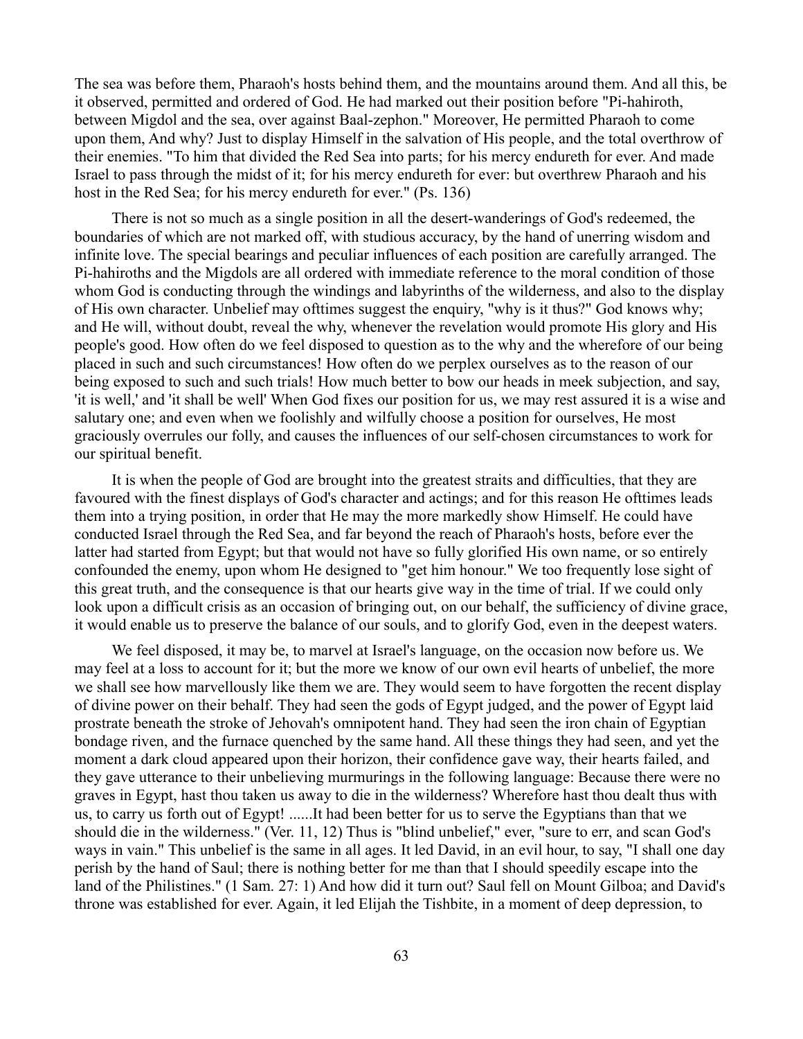The sea was before them, Pharaoh's hosts behind them, and the mountains around them. And all this, be it observed, permitted and ordered of God. He had marked out their position before "Pi-hahiroth, between Migdol and the sea, over against Baal-zephon." Moreover, He permitted Pharaoh to come upon them, And why? Just to display Himself in the salvation of His people, and the total overthrow of their enemies. "To him that divided the Red Sea into parts; for his mercy endureth for ever. And made Israel to pass through the midst of it; for his mercy endureth for ever: but overthrew Pharaoh and his host in the Red Sea; for his mercy endureth for ever." (Ps. 136)

There is not so much as a single position in all the desert-wanderings of God's redeemed, the boundaries of which are not marked off, with studious accuracy, by the hand of unerring wisdom and infinite love. The special bearings and peculiar influences of each position are carefully arranged. The Pi-hahiroths and the Migdols are all ordered with immediate reference to the moral condition of those whom God is conducting through the windings and labyrinths of the wilderness, and also to the display of His own character. Unbelief may ofttimes suggest the enquiry, "why is it thus?" God knows why; and He will, without doubt, reveal the why, whenever the revelation would promote His glory and His people's good. How often do we feel disposed to question as to the why and the wherefore of our being placed in such and such circumstances! How often do we perplex ourselves as to the reason of our being exposed to such and such trials! How much better to bow our heads in meek subjection, and say, 'it is well,' and 'it shall be well' When God fixes our position for us, we may rest assured it is a wise and salutary one; and even when we foolishly and wilfully choose a position for ourselves, He most graciously overrules our folly, and causes the influences of our self-chosen circumstances to work for our spiritual benefit.

It is when the people of God are brought into the greatest straits and difficulties, that they are favoured with the finest displays of God's character and actings; and for this reason He ofttimes leads them into a trying position, in order that He may the more markedly show Himself. He could have conducted Israel through the Red Sea, and far beyond the reach of Pharaoh's hosts, before ever the latter had started from Egypt; but that would not have so fully glorified His own name, or so entirely confounded the enemy, upon whom He designed to "get him honour." We too frequently lose sight of this great truth, and the consequence is that our hearts give way in the time of trial. If we could only look upon a difficult crisis as an occasion of bringing out, on our behalf, the sufficiency of divine grace, it would enable us to preserve the balance of our souls, and to glorify God, even in the deepest waters.

We feel disposed, it may be, to marvel at Israel's language, on the occasion now before us. We may feel at a loss to account for it; but the more we know of our own evil hearts of unbelief, the more we shall see how marvellously like them we are. They would seem to have forgotten the recent display of divine power on their behalf. They had seen the gods of Egypt judged, and the power of Egypt laid prostrate beneath the stroke of Jehovah's omnipotent hand. They had seen the iron chain of Egyptian bondage riven, and the furnace quenched by the same hand. All these things they had seen, and yet the moment a dark cloud appeared upon their horizon, their confidence gave way, their hearts failed, and they gave utterance to their unbelieving murmurings in the following language: Because there were no graves in Egypt, hast thou taken us away to die in the wilderness? Wherefore hast thou dealt thus with us, to carry us forth out of Egypt! ......It had been better for us to serve the Egyptians than that we should die in the wilderness." (Ver. 11, 12) Thus is "blind unbelief," ever, "sure to err, and scan God's ways in vain." This unbelief is the same in all ages. It led David, in an evil hour, to say, "I shall one day perish by the hand of Saul; there is nothing better for me than that I should speedily escape into the land of the Philistines." (1 Sam. 27: 1) And how did it turn out? Saul fell on Mount Gilboa; and David's throne was established for ever. Again, it led Elijah the Tishbite, in a moment of deep depression, to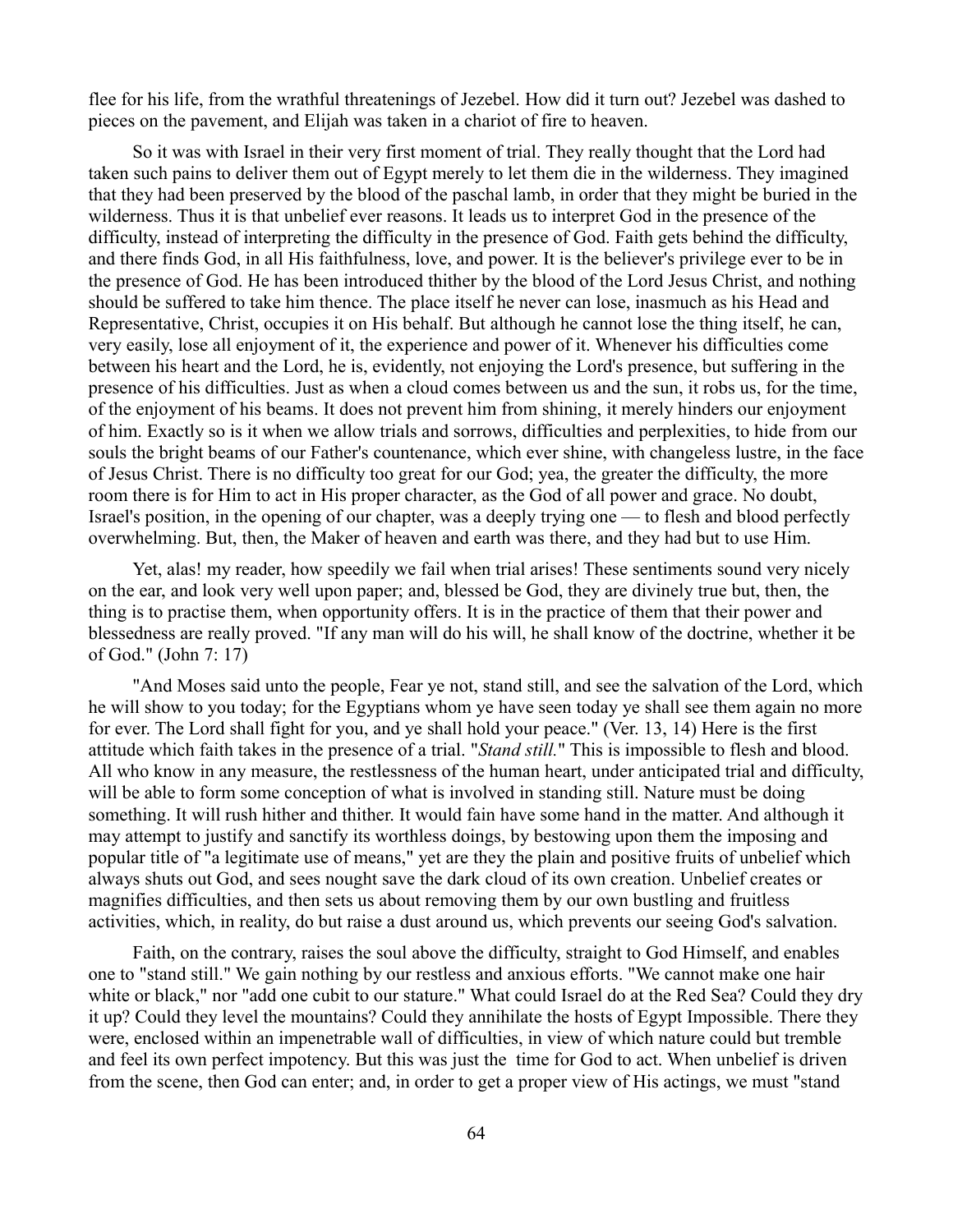flee for his life, from the wrathful threatenings of Jezebel. How did it turn out? Jezebel was dashed to pieces on the pavement, and Elijah was taken in a chariot of fire to heaven.

So it was with Israel in their very first moment of trial. They really thought that the Lord had taken such pains to deliver them out of Egypt merely to let them die in the wilderness. They imagined that they had been preserved by the blood of the paschal lamb, in order that they might be buried in the wilderness. Thus it is that unbelief ever reasons. It leads us to interpret God in the presence of the difficulty, instead of interpreting the difficulty in the presence of God. Faith gets behind the difficulty, and there finds God, in all His faithfulness, love, and power. It is the believer's privilege ever to be in the presence of God. He has been introduced thither by the blood of the Lord Jesus Christ, and nothing should be suffered to take him thence. The place itself he never can lose, inasmuch as his Head and Representative, Christ, occupies it on His behalf. But although he cannot lose the thing itself, he can, very easily, lose all enjoyment of it, the experience and power of it. Whenever his difficulties come between his heart and the Lord, he is, evidently, not enjoying the Lord's presence, but suffering in the presence of his difficulties. Just as when a cloud comes between us and the sun, it robs us, for the time, of the enjoyment of his beams. It does not prevent him from shining, it merely hinders our enjoyment of him. Exactly so is it when we allow trials and sorrows, difficulties and perplexities, to hide from our souls the bright beams of our Father's countenance, which ever shine, with changeless lustre, in the face of Jesus Christ. There is no difficulty too great for our God; yea, the greater the difficulty, the more room there is for Him to act in His proper character, as the God of all power and grace. No doubt, Israel's position, in the opening of our chapter, was a deeply trying one — to flesh and blood perfectly overwhelming. But, then, the Maker of heaven and earth was there, and they had but to use Him.

Yet, alas! my reader, how speedily we fail when trial arises! These sentiments sound very nicely on the ear, and look very well upon paper; and, blessed be God, they are divinely true but, then, the thing is to practise them, when opportunity offers. It is in the practice of them that their power and blessedness are really proved. "If any man will do his will, he shall know of the doctrine, whether it be of God." (John 7: 17)

"And Moses said unto the people, Fear ye not, stand still, and see the salvation of the Lord, which he will show to you today; for the Egyptians whom ye have seen today ye shall see them again no more for ever. The Lord shall fight for you, and ye shall hold your peace." (Ver. 13, 14) Here is the first attitude which faith takes in the presence of a trial. "*Stand still.*" This is impossible to flesh and blood. All who know in any measure, the restlessness of the human heart, under anticipated trial and difficulty, will be able to form some conception of what is involved in standing still. Nature must be doing something. It will rush hither and thither. It would fain have some hand in the matter. And although it may attempt to justify and sanctify its worthless doings, by bestowing upon them the imposing and popular title of "a legitimate use of means," yet are they the plain and positive fruits of unbelief which always shuts out God, and sees nought save the dark cloud of its own creation. Unbelief creates or magnifies difficulties, and then sets us about removing them by our own bustling and fruitless activities, which, in reality, do but raise a dust around us, which prevents our seeing God's salvation.

Faith, on the contrary, raises the soul above the difficulty, straight to God Himself, and enables one to "stand still." We gain nothing by our restless and anxious efforts. "We cannot make one hair white or black," nor "add one cubit to our stature." What could Israel do at the Red Sea? Could they dry it up? Could they level the mountains? Could they annihilate the hosts of Egypt Impossible. There they were, enclosed within an impenetrable wall of difficulties, in view of which nature could but tremble and feel its own perfect impotency. But this was just the time for God to act. When unbelief is driven from the scene, then God can enter; and, in order to get a proper view of His actings, we must "stand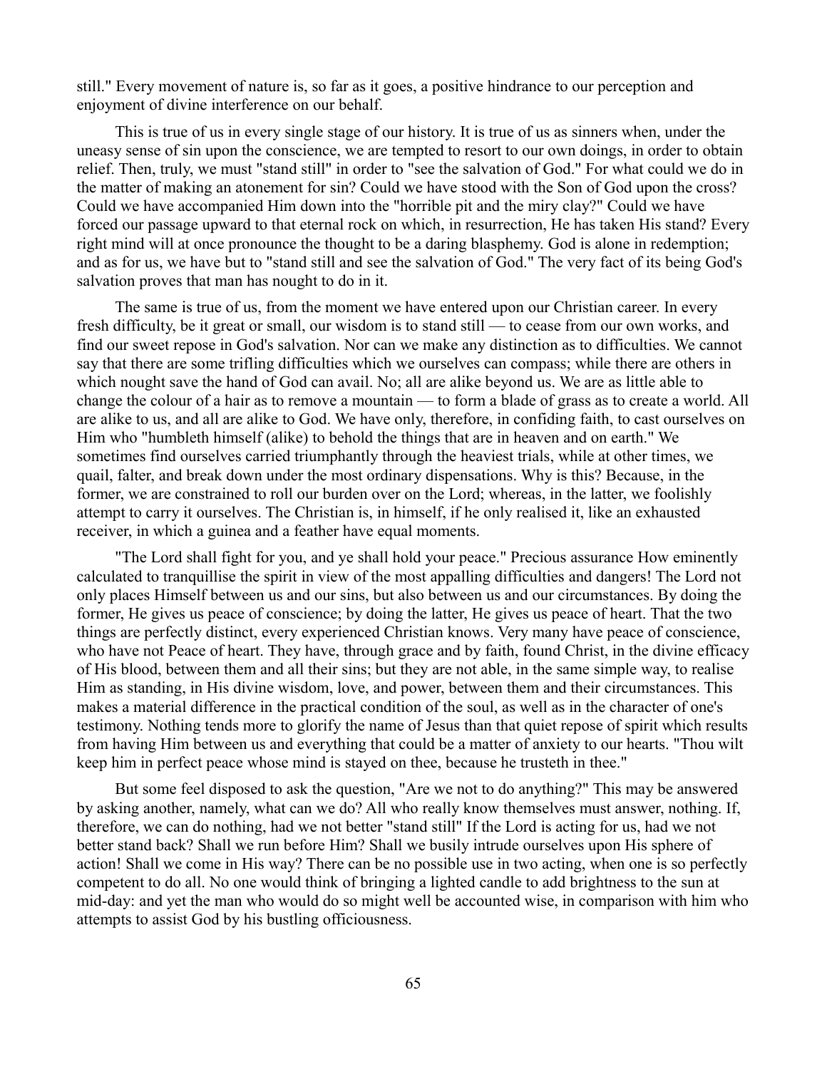still." Every movement of nature is, so far as it goes, a positive hindrance to our perception and enjoyment of divine interference on our behalf.

This is true of us in every single stage of our history. It is true of us as sinners when, under the uneasy sense of sin upon the conscience, we are tempted to resort to our own doings, in order to obtain relief. Then, truly, we must "stand still" in order to "see the salvation of God." For what could we do in the matter of making an atonement for sin? Could we have stood with the Son of God upon the cross? Could we have accompanied Him down into the "horrible pit and the miry clay?" Could we have forced our passage upward to that eternal rock on which, in resurrection, He has taken His stand? Every right mind will at once pronounce the thought to be a daring blasphemy. God is alone in redemption; and as for us, we have but to "stand still and see the salvation of God." The very fact of its being God's salvation proves that man has nought to do in it.

The same is true of us, from the moment we have entered upon our Christian career. In every fresh difficulty, be it great or small, our wisdom is to stand still — to cease from our own works, and find our sweet repose in God's salvation. Nor can we make any distinction as to difficulties. We cannot say that there are some trifling difficulties which we ourselves can compass; while there are others in which nought save the hand of God can avail. No; all are alike beyond us. We are as little able to change the colour of a hair as to remove a mountain — to form a blade of grass as to create a world. All are alike to us, and all are alike to God. We have only, therefore, in confiding faith, to cast ourselves on Him who "humbleth himself (alike) to behold the things that are in heaven and on earth." We sometimes find ourselves carried triumphantly through the heaviest trials, while at other times, we quail, falter, and break down under the most ordinary dispensations. Why is this? Because, in the former, we are constrained to roll our burden over on the Lord; whereas, in the latter, we foolishly attempt to carry it ourselves. The Christian is, in himself, if he only realised it, like an exhausted receiver, in which a guinea and a feather have equal moments.

"The Lord shall fight for you, and ye shall hold your peace." Precious assurance How eminently calculated to tranquillise the spirit in view of the most appalling difficulties and dangers! The Lord not only places Himself between us and our sins, but also between us and our circumstances. By doing the former, He gives us peace of conscience; by doing the latter, He gives us peace of heart. That the two things are perfectly distinct, every experienced Christian knows. Very many have peace of conscience, who have not Peace of heart. They have, through grace and by faith, found Christ, in the divine efficacy of His blood, between them and all their sins; but they are not able, in the same simple way, to realise Him as standing, in His divine wisdom, love, and power, between them and their circumstances. This makes a material difference in the practical condition of the soul, as well as in the character of one's testimony. Nothing tends more to glorify the name of Jesus than that quiet repose of spirit which results from having Him between us and everything that could be a matter of anxiety to our hearts. "Thou wilt keep him in perfect peace whose mind is stayed on thee, because he trusteth in thee."

But some feel disposed to ask the question, "Are we not to do anything?" This may be answered by asking another, namely, what can we do? All who really know themselves must answer, nothing. If, therefore, we can do nothing, had we not better "stand still" If the Lord is acting for us, had we not better stand back? Shall we run before Him? Shall we busily intrude ourselves upon His sphere of action! Shall we come in His way? There can be no possible use in two acting, when one is so perfectly competent to do all. No one would think of bringing a lighted candle to add brightness to the sun at mid-day: and yet the man who would do so might well be accounted wise, in comparison with him who attempts to assist God by his bustling officiousness.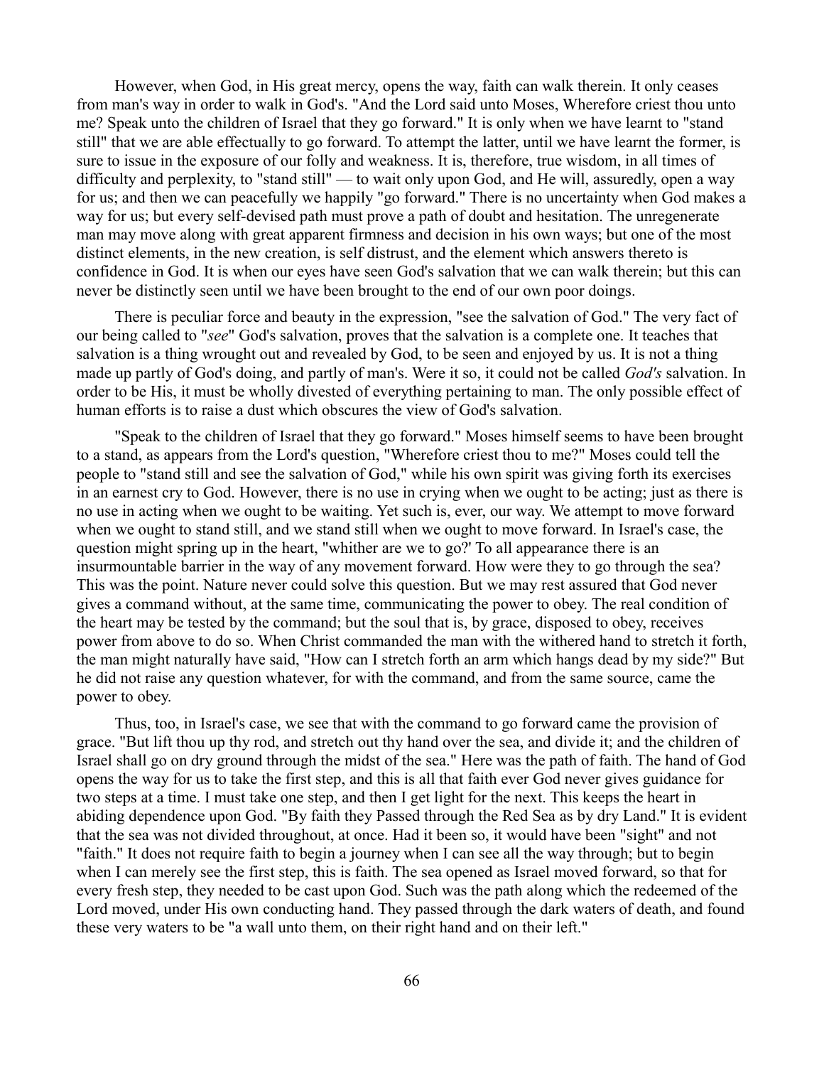However, when God, in His great mercy, opens the way, faith can walk therein. It only ceases from man's way in order to walk in God's. "And the Lord said unto Moses, Wherefore criest thou unto me? Speak unto the children of Israel that they go forward." It is only when we have learnt to "stand still" that we are able effectually to go forward. To attempt the latter, until we have learnt the former, is sure to issue in the exposure of our folly and weakness. It is, therefore, true wisdom, in all times of difficulty and perplexity, to "stand still" — to wait only upon God, and He will, assuredly, open a way for us; and then we can peacefully we happily "go forward." There is no uncertainty when God makes a way for us; but every self-devised path must prove a path of doubt and hesitation. The unregenerate man may move along with great apparent firmness and decision in his own ways; but one of the most distinct elements, in the new creation, is self distrust, and the element which answers thereto is confidence in God. It is when our eyes have seen God's salvation that we can walk therein; but this can never be distinctly seen until we have been brought to the end of our own poor doings.

There is peculiar force and beauty in the expression, "see the salvation of God." The very fact of our being called to "*see*" God's salvation, proves that the salvation is a complete one. It teaches that salvation is a thing wrought out and revealed by God, to be seen and enjoyed by us. It is not a thing made up partly of God's doing, and partly of man's. Were it so, it could not be called *God's* salvation. In order to be His, it must be wholly divested of everything pertaining to man. The only possible effect of human efforts is to raise a dust which obscures the view of God's salvation.

"Speak to the children of Israel that they go forward." Moses himself seems to have been brought to a stand, as appears from the Lord's question, "Wherefore criest thou to me?" Moses could tell the people to "stand still and see the salvation of God," while his own spirit was giving forth its exercises in an earnest cry to God. However, there is no use in crying when we ought to be acting; just as there is no use in acting when we ought to be waiting. Yet such is, ever, our way. We attempt to move forward when we ought to stand still, and we stand still when we ought to move forward. In Israel's case, the question might spring up in the heart, "whither are we to go?' To all appearance there is an insurmountable barrier in the way of any movement forward. How were they to go through the sea? This was the point. Nature never could solve this question. But we may rest assured that God never gives a command without, at the same time, communicating the power to obey. The real condition of the heart may be tested by the command; but the soul that is, by grace, disposed to obey, receives power from above to do so. When Christ commanded the man with the withered hand to stretch it forth, the man might naturally have said, "How can I stretch forth an arm which hangs dead by my side?" But he did not raise any question whatever, for with the command, and from the same source, came the power to obey.

Thus, too, in Israel's case, we see that with the command to go forward came the provision of grace. "But lift thou up thy rod, and stretch out thy hand over the sea, and divide it; and the children of Israel shall go on dry ground through the midst of the sea." Here was the path of faith. The hand of God opens the way for us to take the first step, and this is all that faith ever God never gives guidance for two steps at a time. I must take one step, and then I get light for the next. This keeps the heart in abiding dependence upon God. "By faith they Passed through the Red Sea as by dry Land." It is evident that the sea was not divided throughout, at once. Had it been so, it would have been "sight" and not "faith." It does not require faith to begin a journey when I can see all the way through; but to begin when I can merely see the first step, this is faith. The sea opened as Israel moved forward, so that for every fresh step, they needed to be cast upon God. Such was the path along which the redeemed of the Lord moved, under His own conducting hand. They passed through the dark waters of death, and found these very waters to be "a wall unto them, on their right hand and on their left."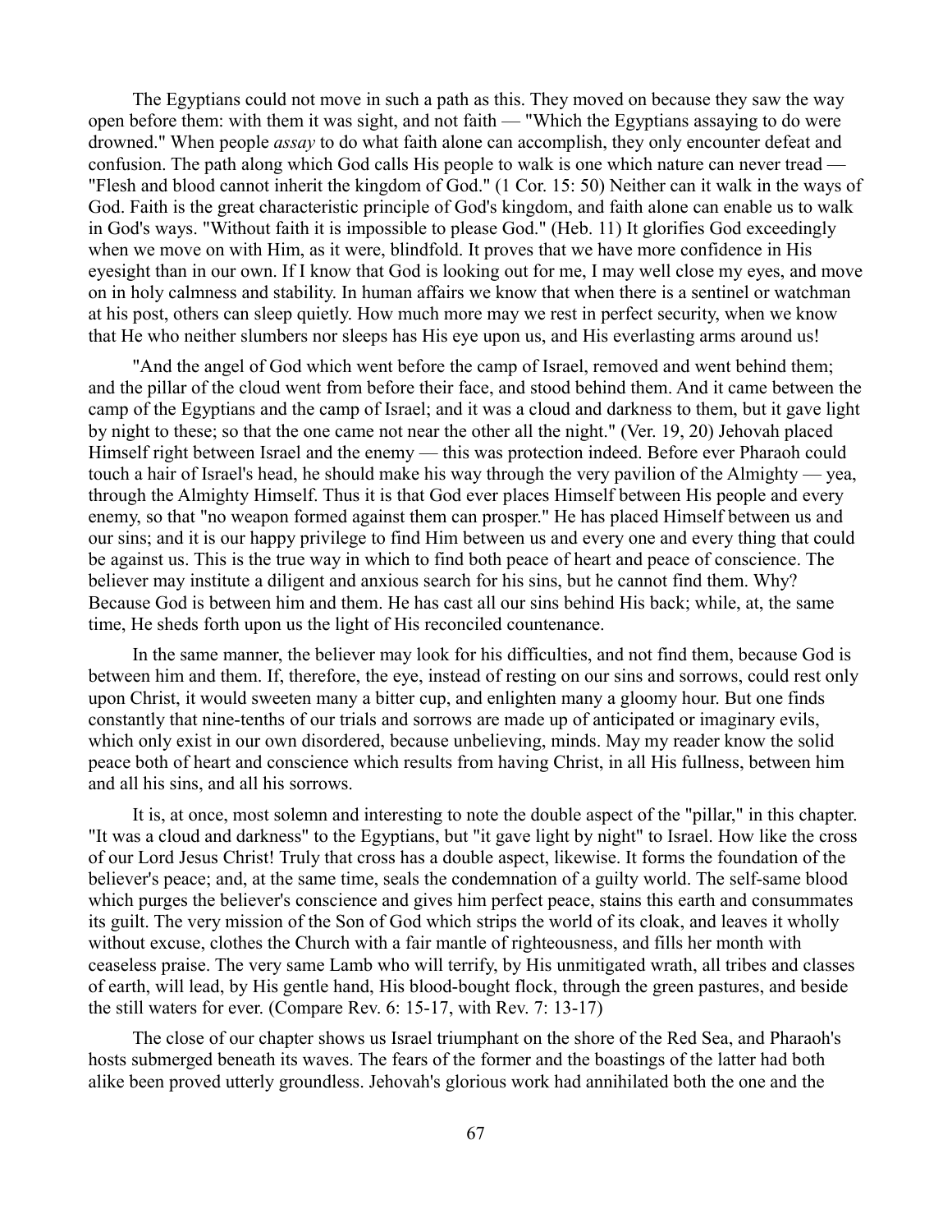The Egyptians could not move in such a path as this. They moved on because they saw the way open before them: with them it was sight, and not faith — "Which the Egyptians assaying to do were drowned." When people *assay* to do what faith alone can accomplish, they only encounter defeat and confusion. The path along which God calls His people to walk is one which nature can never tread — "Flesh and blood cannot inherit the kingdom of God." (1 Cor. 15: 50) Neither can it walk in the ways of God. Faith is the great characteristic principle of God's kingdom, and faith alone can enable us to walk in God's ways. "Without faith it is impossible to please God." (Heb. 11) It glorifies God exceedingly when we move on with Him, as it were, blindfold. It proves that we have more confidence in His eyesight than in our own. If I know that God is looking out for me, I may well close my eyes, and move on in holy calmness and stability. In human affairs we know that when there is a sentinel or watchman at his post, others can sleep quietly. How much more may we rest in perfect security, when we know that He who neither slumbers nor sleeps has His eye upon us, and His everlasting arms around us!

"And the angel of God which went before the camp of Israel, removed and went behind them; and the pillar of the cloud went from before their face, and stood behind them. And it came between the camp of the Egyptians and the camp of Israel; and it was a cloud and darkness to them, but it gave light by night to these; so that the one came not near the other all the night." (Ver. 19, 20) Jehovah placed Himself right between Israel and the enemy — this was protection indeed. Before ever Pharaoh could touch a hair of Israel's head, he should make his way through the very pavilion of the Almighty — yea, through the Almighty Himself. Thus it is that God ever places Himself between His people and every enemy, so that "no weapon formed against them can prosper." He has placed Himself between us and our sins; and it is our happy privilege to find Him between us and every one and every thing that could be against us. This is the true way in which to find both peace of heart and peace of conscience. The believer may institute a diligent and anxious search for his sins, but he cannot find them. Why? Because God is between him and them. He has cast all our sins behind His back; while, at, the same time, He sheds forth upon us the light of His reconciled countenance.

In the same manner, the believer may look for his difficulties, and not find them, because God is between him and them. If, therefore, the eye, instead of resting on our sins and sorrows, could rest only upon Christ, it would sweeten many a bitter cup, and enlighten many a gloomy hour. But one finds constantly that nine-tenths of our trials and sorrows are made up of anticipated or imaginary evils, which only exist in our own disordered, because unbelieving, minds. May my reader know the solid peace both of heart and conscience which results from having Christ, in all His fullness, between him and all his sins, and all his sorrows.

It is, at once, most solemn and interesting to note the double aspect of the "pillar," in this chapter. "It was a cloud and darkness" to the Egyptians, but "it gave light by night" to Israel. How like the cross of our Lord Jesus Christ! Truly that cross has a double aspect, likewise. It forms the foundation of the believer's peace; and, at the same time, seals the condemnation of a guilty world. The self-same blood which purges the believer's conscience and gives him perfect peace, stains this earth and consummates its guilt. The very mission of the Son of God which strips the world of its cloak, and leaves it wholly without excuse, clothes the Church with a fair mantle of righteousness, and fills her month with ceaseless praise. The very same Lamb who will terrify, by His unmitigated wrath, all tribes and classes of earth, will lead, by His gentle hand, His blood-bought flock, through the green pastures, and beside the still waters for ever. (Compare Rev. 6: 15-17, with Rev. 7: 13-17)

The close of our chapter shows us Israel triumphant on the shore of the Red Sea, and Pharaoh's hosts submerged beneath its waves. The fears of the former and the boastings of the latter had both alike been proved utterly groundless. Jehovah's glorious work had annihilated both the one and the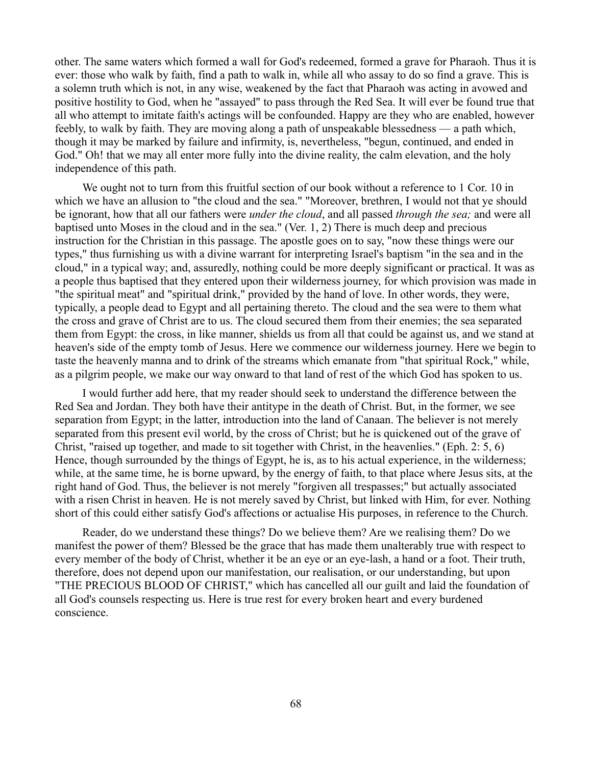other. The same waters which formed a wall for God's redeemed, formed a grave for Pharaoh. Thus it is ever: those who walk by faith, find a path to walk in, while all who assay to do so find a grave. This is a solemn truth which is not, in any wise, weakened by the fact that Pharaoh was acting in avowed and positive hostility to God, when he "assayed" to pass through the Red Sea. It will ever be found true that all who attempt to imitate faith's actings will be confounded. Happy are they who are enabled, however feebly, to walk by faith. They are moving along a path of unspeakable blessedness — a path which, though it may be marked by failure and infirmity, is, nevertheless, "begun, continued, and ended in God." Oh! that we may all enter more fully into the divine reality, the calm elevation, and the holy independence of this path.

We ought not to turn from this fruitful section of our book without a reference to 1 Cor. 10 in which we have an allusion to "the cloud and the sea." "Moreover, brethren, I would not that ye should be ignorant, how that all our fathers were *under the cloud*, and all passed *through the sea;* and were all baptised unto Moses in the cloud and in the sea." (Ver. 1, 2) There is much deep and precious instruction for the Christian in this passage. The apostle goes on to say, "now these things were our types," thus furnishing us with a divine warrant for interpreting Israel's baptism "in the sea and in the cloud," in a typical way; and, assuredly, nothing could be more deeply significant or practical. It was as a people thus baptised that they entered upon their wilderness journey, for which provision was made in "the spiritual meat" and "spiritual drink," provided by the hand of love. In other words, they were, typically, a people dead to Egypt and all pertaining thereto. The cloud and the sea were to them what the cross and grave of Christ are to us. The cloud secured them from their enemies; the sea separated them from Egypt: the cross, in like manner, shields us from all that could be against us, and we stand at heaven's side of the empty tomb of Jesus. Here we commence our wilderness journey. Here we begin to taste the heavenly manna and to drink of the streams which emanate from "that spiritual Rock," while, as a pilgrim people, we make our way onward to that land of rest of the which God has spoken to us.

I would further add here, that my reader should seek to understand the difference between the Red Sea and Jordan. They both have their antitype in the death of Christ. But, in the former, we see separation from Egypt; in the latter, introduction into the land of Canaan. The believer is not merely separated from this present evil world, by the cross of Christ; but he is quickened out of the grave of Christ, "raised up together, and made to sit together with Christ, in the heavenlies." (Eph. 2: 5, 6) Hence, though surrounded by the things of Egypt, he is, as to his actual experience, in the wilderness; while, at the same time, he is borne upward, by the energy of faith, to that place where Jesus sits, at the right hand of God. Thus, the believer is not merely "forgiven all trespasses;" but actually associated with a risen Christ in heaven. He is not merely saved by Christ, but linked with Him, for ever. Nothing short of this could either satisfy God's affections or actualise His purposes, in reference to the Church.

Reader, do we understand these things? Do we believe them? Are we realising them? Do we manifest the power of them? Blessed be the grace that has made them unalterably true with respect to every member of the body of Christ, whether it be an eye or an eye-lash, a hand or a foot. Their truth, therefore, does not depend upon our manifestation, our realisation, or our understanding, but upon "THE PRECIOUS BLOOD OF CHRIST," which has cancelled all our guilt and laid the foundation of all God's counsels respecting us. Here is true rest for every broken heart and every burdened conscience.